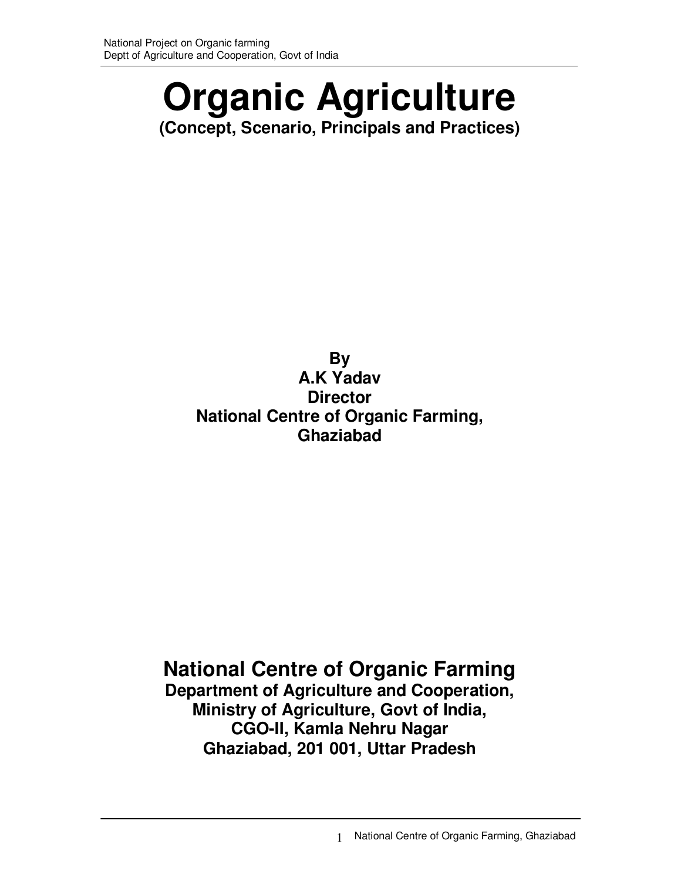# Organic Agriculture

**(Concept, Scenario, Principals and Practices)**

**By**
**A.K Yadav**
**Director**
**National Centre of Organic Farming,**
**Ghaziabad**

## National Centre of Organic Farming

**Department of Agriculture and Cooperation,**
**Ministry of Agriculture, Govt of India,**
**CGO-II, Kamla Nehru Nagar**
**Ghaziabad, 201 001, Uttar Pradesh**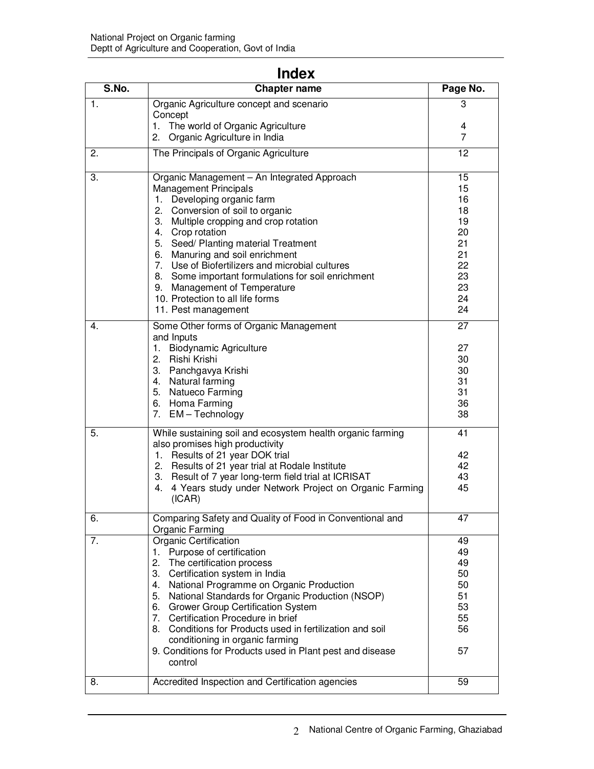# Index

| S.No. | Chapter name | Page No. |
|---|---|---|
| 1. | Organic Agriculture concept and scenario<br>Concept<br>1. The world of Organic Agriculture<br>2. Organic Agriculture in India | 3<br><br>4<br>7 |
| 2. | The Principals of Organic Agriculture | 12 |
| 3. | Organic Management – An Integrated Approach<br>Management Principals<br>1. Developing organic farm<br>2. Conversion of soil to organic<br>3. Multiple cropping and crop rotation<br>4. Crop rotation<br>5. Seed/ Planting material Treatment<br>6. Manuring and soil enrichment<br>7. Use of Biofertilizers and microbial cultures<br>8. Some important formulations for soil enrichment<br>9. Management of Temperature<br>10. Protection to all life forms<br>11. Pest management | 15<br>15<br>16<br>18<br>19<br>20<br>21<br>21<br>22<br>23<br>23<br>24<br>24 |
| 4. | Some Other forms of Organic Management and Inputs<br>1. Biodynamic Agriculture<br>2. Rishi Krishi<br>3. Panchgavya Krishi<br>4. Natural farming<br>5. Natueco Farming<br>6. Homa Farming<br>7. EM – Technology | 27<br>27<br>30<br>30<br>31<br>31<br>36<br>38 |
| 5. | While sustaining soil and ecosystem health organic farming also promises high productivity<br>1. Results of 21 year DOK trial<br>2. Results of 21 year trial at Rodale Institute<br>3. Result of 7 year long-term field trial at ICRISAT<br>4. 4 Years study under Network Project on Organic Farming (ICAR) | 41<br><br>42<br>42<br>43<br>45 |
| 6. | Comparing Safety and Quality of Food in Conventional and Organic Farming | 47 |
| 7. | Organic Certification<br>1. Purpose of certification<br>2. The certification process<br>3. Certification system in India<br>4. National Programme on Organic Production<br>5. National Standards for Organic Production (NSOP)<br>6. Grower Group Certification System<br>7. Certification Procedure in brief<br>8. Conditions for Products used in fertilization and soil conditioning in organic farming<br>9. Conditions for Products used in Plant pest and disease control | 49<br>49<br>49<br>50<br>50<br>51<br>53<br>55<br>56<br><br>57 |
| 8. | Accredited Inspection and Certification agencies | 59 |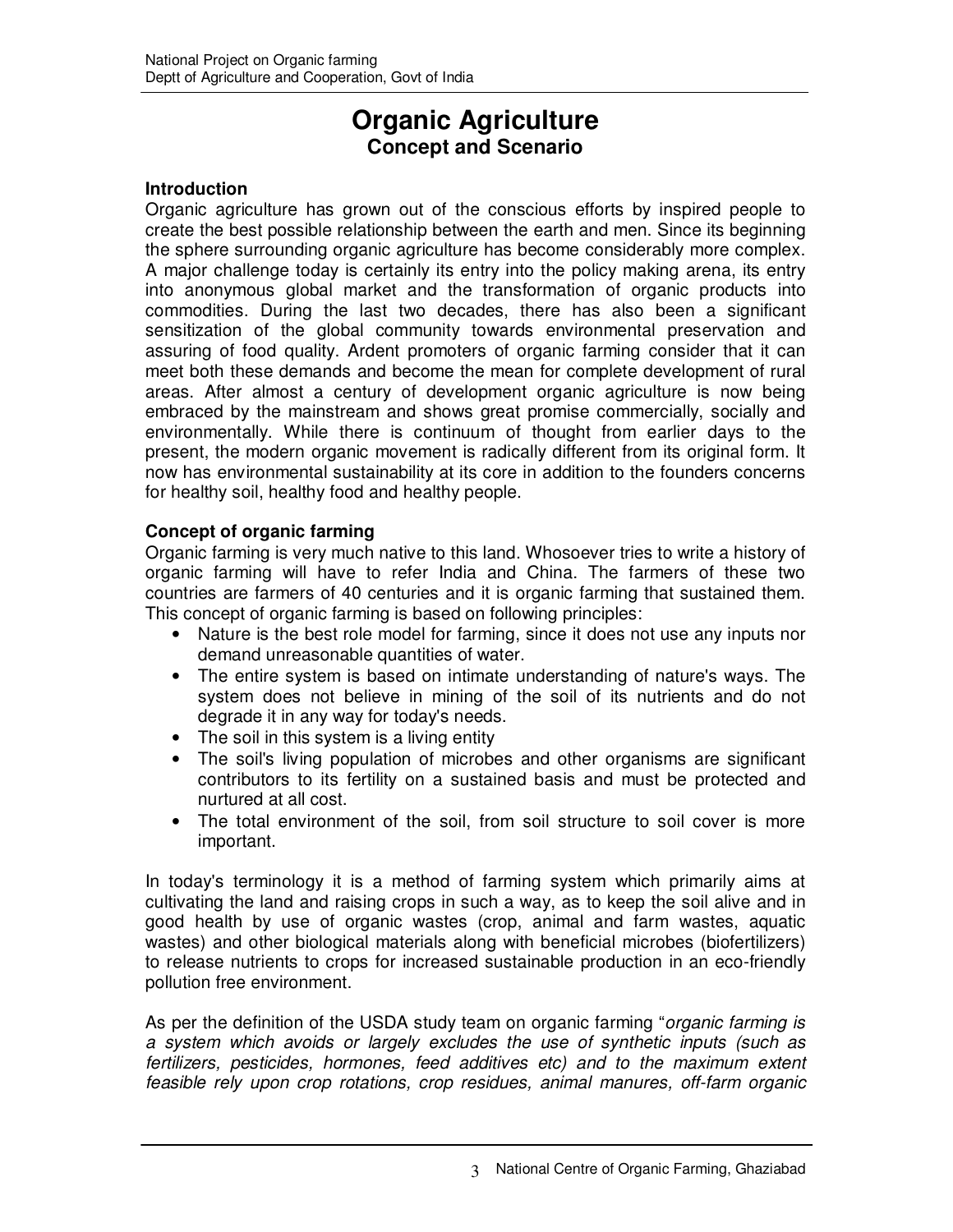# Organic Agriculture

## Concept and Scenario

### Introduction

Organic agriculture has grown out of the conscious efforts by inspired people to create the best possible relationship between the earth and men. Since its beginning the sphere surrounding organic agriculture has become considerably more complex. A major challenge today is certainly its entry into the policy making arena, its entry into anonymous global market and the transformation of organic products into commodities. During the last two decades, there has also been a significant sensitization of the global community towards environmental preservation and assuring of food quality. Ardent promoters of organic farming consider that it can meet both these demands and become the mean for complete development of rural areas. After almost a century of development organic agriculture is now being embraced by the mainstream and shows great promise commercially, socially and environmentally. While there is continuum of thought from earlier days to the present, the modern organic movement is radically different from its original form. It now has environmental sustainability at its core in addition to the founders concerns for healthy soil, healthy food and healthy people.

### Concept of organic farming

Organic farming is very much native to this land. Whosoever tries to write a history of organic farming will have to refer India and China. The farmers of these two countries are farmers of 40 centuries and it is organic farming that sustained them. This concept of organic farming is based on following principles:

- Nature is the best role model for farming, since it does not use any inputs nor demand unreasonable quantities of water.
- The entire system is based on intimate understanding of nature's ways. The system does not believe in mining of the soil of its nutrients and do not degrade it in any way for today's needs.
- The soil in this system is a living entity
- The soil's living population of microbes and other organisms are significant contributors to its fertility on a sustained basis and must be protected and nurtured at all cost.
- The total environment of the soil, from soil structure to soil cover is more important.

In today's terminology it is a method of farming system which primarily aims at cultivating the land and raising crops in such a way, as to keep the soil alive and in good health by use of organic wastes (crop, animal and farm wastes, aquatic wastes) and other biological materials along with beneficial microbes (biofertilizers) to release nutrients to crops for increased sustainable production in an eco-friendly pollution free environment.

As per the definition of the USDA study team on organic farming "*organic farming is a system which avoids or largely excludes the use of synthetic inputs (such as fertilizers, pesticides, hormones, feed additives etc) and to the maximum extent feasible rely upon crop rotations, crop residues, animal manures, off-farm organic*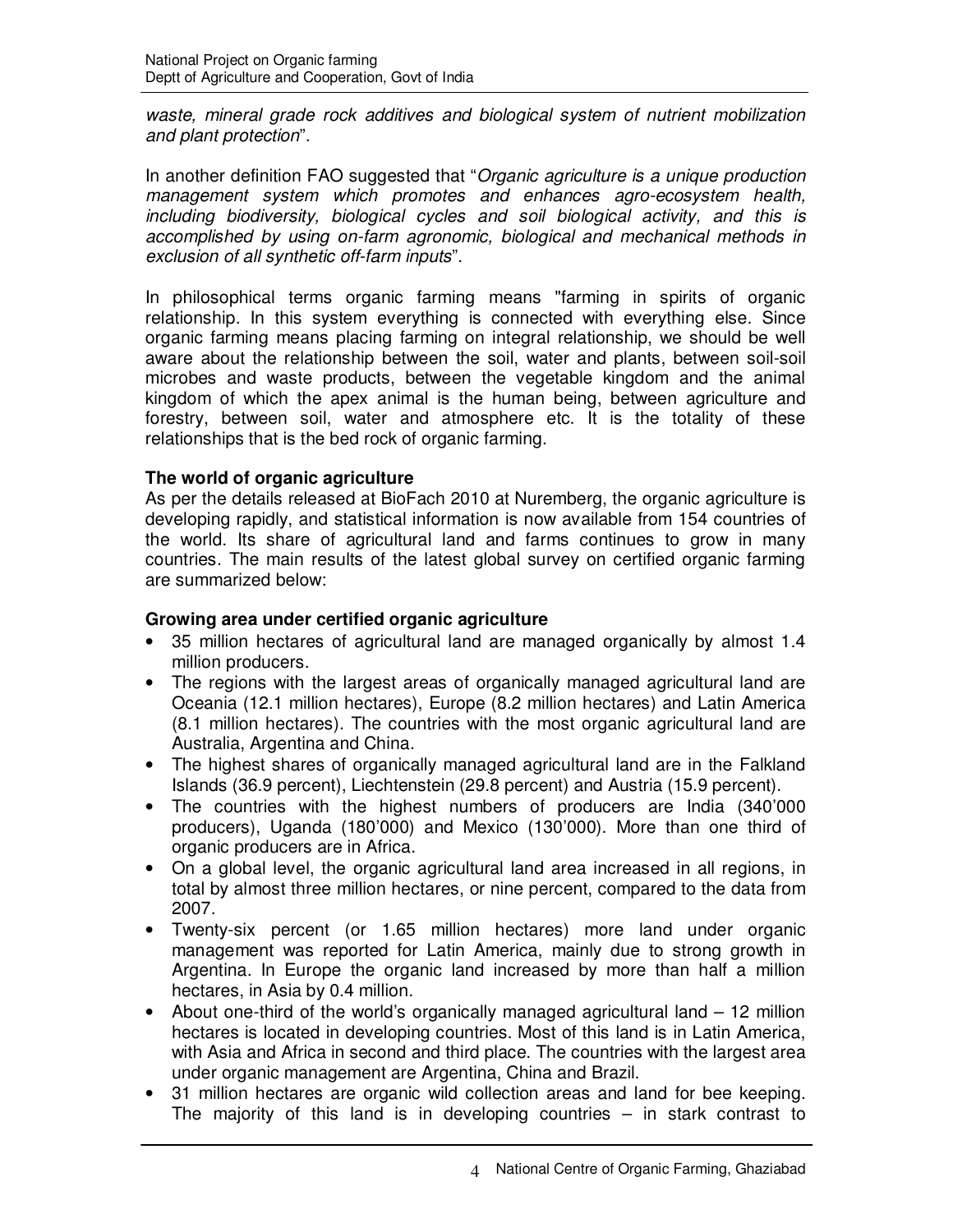*waste, mineral grade rock additives and biological system of nutrient mobilization and plant protection*".

In another definition FAO suggested that "*Organic agriculture is a unique production management system which promotes and enhances agro-ecosystem health, including biodiversity, biological cycles and soil biological activity, and this is accomplished by using on-farm agronomic, biological and mechanical methods in exclusion of all synthetic off-farm inputs*".

In philosophical terms organic farming means "farming in spirits of organic relationship. In this system everything is connected with everything else. Since organic farming means placing farming on integral relationship, we should be well aware about the relationship between the soil, water and plants, between soil-soil microbes and waste products, between the vegetable kingdom and the animal kingdom of which the apex animal is the human being, between agriculture and forestry, between soil, water and atmosphere etc. It is the totality of these relationships that is the bed rock of organic farming.

**The world of organic agriculture**

As per the details released at BioFach 2010 at Nuremberg, the organic agriculture is developing rapidly, and statistical information is now available from 154 countries of the world. Its share of agricultural land and farms continues to grow in many countries. The main results of the latest global survey on certified organic farming are summarized below:

**Growing area under certified organic agriculture**

- 35 million hectares of agricultural land are managed organically by almost 1.4 million producers.
- The regions with the largest areas of organically managed agricultural land are Oceania (12.1 million hectares), Europe (8.2 million hectares) and Latin America (8.1 million hectares). The countries with the most organic agricultural land are Australia, Argentina and China.
- The highest shares of organically managed agricultural land are in the Falkland Islands (36.9 percent), Liechtenstein (29.8 percent) and Austria (15.9 percent).
- The countries with the highest numbers of producers are India (340'000 producers), Uganda (180'000) and Mexico (130'000). More than one third of organic producers are in Africa.
- On a global level, the organic agricultural land area increased in all regions, in total by almost three million hectares, or nine percent, compared to the data from 2007.
- Twenty-six percent (or 1.65 million hectares) more land under organic management was reported for Latin America, mainly due to strong growth in Argentina. In Europe the organic land increased by more than half a million hectares, in Asia by 0.4 million.
- About one-third of the world's organically managed agricultural land – 12 million hectares is located in developing countries. Most of this land is in Latin America, with Asia and Africa in second and third place. The countries with the largest area under organic management are Argentina, China and Brazil.
- 31 million hectares are organic wild collection areas and land for bee keeping. The majority of this land is in developing countries – in stark contrast to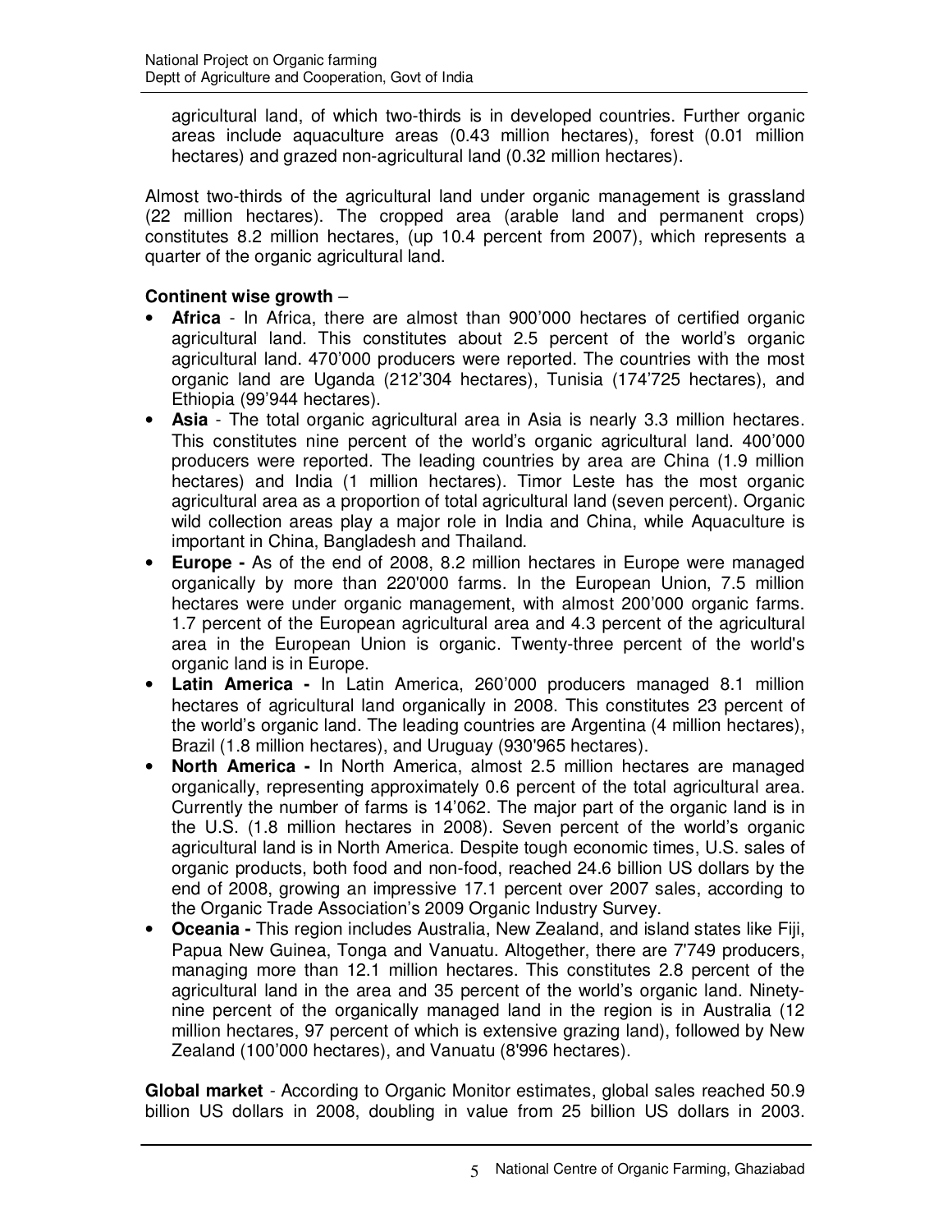agricultural land, of which two-thirds is in developed countries. Further organic areas include aquaculture areas (0.43 million hectares), forest (0.01 million hectares) and grazed non-agricultural land (0.32 million hectares).

Almost two-thirds of the agricultural land under organic management is grassland (22 million hectares). The cropped area (arable land and permanent crops) constitutes 8.2 million hectares, (up 10.4 percent from 2007), which represents a quarter of the organic agricultural land.

**Continent wise growth** –

- **Africa** - In Africa, there are almost than 900'000 hectares of certified organic agricultural land. This constitutes about 2.5 percent of the world's organic agricultural land. 470'000 producers were reported. The countries with the most organic land are Uganda (212'304 hectares), Tunisia (174'725 hectares), and Ethiopia (99'944 hectares).
- **Asia** - The total organic agricultural area in Asia is nearly 3.3 million hectares. This constitutes nine percent of the world's organic agricultural land. 400'000 producers were reported. The leading countries by area are China (1.9 million hectares) and India (1 million hectares). Timor Leste has the most organic agricultural area as a proportion of total agricultural land (seven percent). Organic wild collection areas play a major role in India and China, while Aquaculture is important in China, Bangladesh and Thailand.
- **Europe -** As of the end of 2008, 8.2 million hectares in Europe were managed organically by more than 220'000 farms. In the European Union, 7.5 million hectares were under organic management, with almost 200'000 organic farms. 1.7 percent of the European agricultural area and 4.3 percent of the agricultural area in the European Union is organic. Twenty-three percent of the world's organic land is in Europe.
- **Latin America -** In Latin America, 260'000 producers managed 8.1 million hectares of agricultural land organically in 2008. This constitutes 23 percent of the world's organic land. The leading countries are Argentina (4 million hectares), Brazil (1.8 million hectares), and Uruguay (930'965 hectares).
- **North America -** In North America, almost 2.5 million hectares are managed organically, representing approximately 0.6 percent of the total agricultural area. Currently the number of farms is 14'062. The major part of the organic land is in the U.S. (1.8 million hectares in 2008). Seven percent of the world's organic agricultural land is in North America. Despite tough economic times, U.S. sales of organic products, both food and non-food, reached 24.6 billion US dollars by the end of 2008, growing an impressive 17.1 percent over 2007 sales, according to the Organic Trade Association's 2009 Organic Industry Survey.
- **Oceania -** This region includes Australia, New Zealand, and island states like Fiji, Papua New Guinea, Tonga and Vanuatu. Altogether, there are 7'749 producers, managing more than 12.1 million hectares. This constitutes 2.8 percent of the agricultural land in the area and 35 percent of the world's organic land. Ninety-nine percent of the organically managed land in the region is in Australia (12 million hectares, 97 percent of which is extensive grazing land), followed by New Zealand (100'000 hectares), and Vanuatu (8'996 hectares).

**Global market** - According to Organic Monitor estimates, global sales reached 50.9 billion US dollars in 2008, doubling in value from 25 billion US dollars in 2003.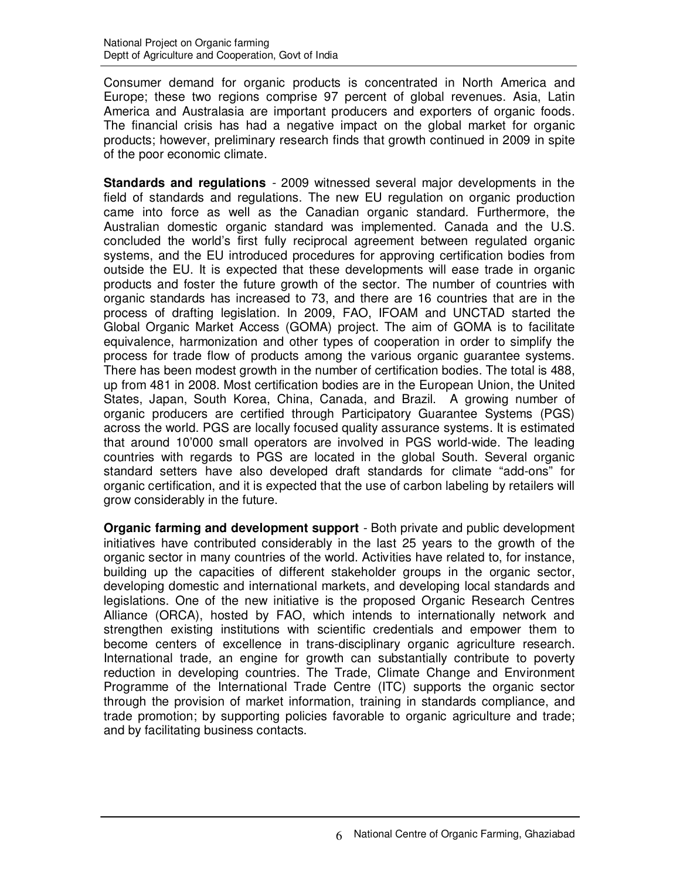Consumer demand for organic products is concentrated in North America and Europe; these two regions comprise 97 percent of global revenues. Asia, Latin America and Australasia are important producers and exporters of organic foods. The financial crisis has had a negative impact on the global market for organic products; however, preliminary research finds that growth continued in 2009 in spite of the poor economic climate.

**Standards and regulations** - 2009 witnessed several major developments in the field of standards and regulations. The new EU regulation on organic production came into force as well as the Canadian organic standard. Furthermore, the Australian domestic organic standard was implemented. Canada and the U.S. concluded the world's first fully reciprocal agreement between regulated organic systems, and the EU introduced procedures for approving certification bodies from outside the EU. It is expected that these developments will ease trade in organic products and foster the future growth of the sector. The number of countries with organic standards has increased to 73, and there are 16 countries that are in the process of drafting legislation. In 2009, FAO, IFOAM and UNCTAD started the Global Organic Market Access (GOMA) project. The aim of GOMA is to facilitate equivalence, harmonization and other types of cooperation in order to simplify the process for trade flow of products among the various organic guarantee systems. There has been modest growth in the number of certification bodies. The total is 488, up from 481 in 2008. Most certification bodies are in the European Union, the United States, Japan, South Korea, China, Canada, and Brazil. A growing number of organic producers are certified through Participatory Guarantee Systems (PGS) across the world. PGS are locally focused quality assurance systems. It is estimated that around 10'000 small operators are involved in PGS world-wide. The leading countries with regards to PGS are located in the global South. Several organic standard setters have also developed draft standards for climate "add-ons" for organic certification, and it is expected that the use of carbon labeling by retailers will grow considerably in the future.

**Organic farming and development support** - Both private and public development initiatives have contributed considerably in the last 25 years to the growth of the organic sector in many countries of the world. Activities have related to, for instance, building up the capacities of different stakeholder groups in the organic sector, developing domestic and international markets, and developing local standards and legislations. One of the new initiative is the proposed Organic Research Centres Alliance (ORCA), hosted by FAO, which intends to internationally network and strengthen existing institutions with scientific credentials and empower them to become centers of excellence in trans-disciplinary organic agriculture research. International trade, an engine for growth can substantially contribute to poverty reduction in developing countries. The Trade, Climate Change and Environment Programme of the International Trade Centre (ITC) supports the organic sector through the provision of market information, training in standards compliance, and trade promotion; by supporting policies favorable to organic agriculture and trade; and by facilitating business contacts.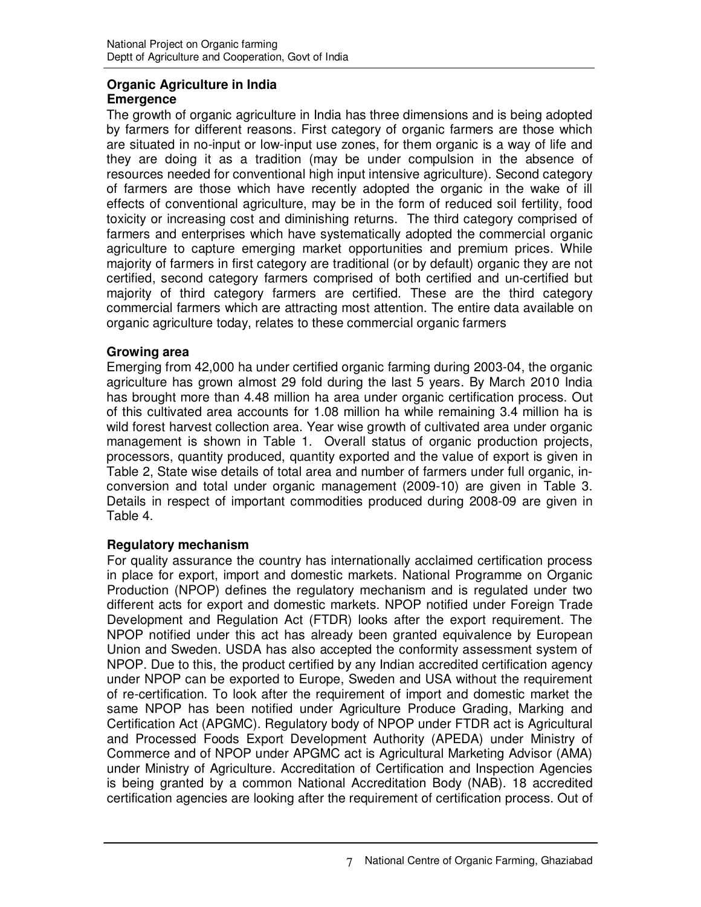## Organic Agriculture in India

### Emergence

The growth of organic agriculture in India has three dimensions and is being adopted by farmers for different reasons. First category of organic farmers are those which are situated in no-input or low-input use zones, for them organic is a way of life and they are doing it as a tradition (may be under compulsion in the absence of resources needed for conventional high input intensive agriculture). Second category of farmers are those which have recently adopted the organic in the wake of ill effects of conventional agriculture, may be in the form of reduced soil fertility, food toxicity or increasing cost and diminishing returns. The third category comprised of farmers and enterprises which have systematically adopted the commercial organic agriculture to capture emerging market opportunities and premium prices. While majority of farmers in first category are traditional (or by default) organic they are not certified, second category farmers comprised of both certified and un-certified but majority of third category farmers are certified. These are the third category commercial farmers which are attracting most attention. The entire data available on organic agriculture today, relates to these commercial organic farmers

### Growing area

Emerging from 42,000 ha under certified organic farming during 2003-04, the organic agriculture has grown almost 29 fold during the last 5 years. By March 2010 India has brought more than 4.48 million ha area under organic certification process. Out of this cultivated area accounts for 1.08 million ha while remaining 3.4 million ha is wild forest harvest collection area. Year wise growth of cultivated area under organic management is shown in Table 1. Overall status of organic production projects, processors, quantity produced, quantity exported and the value of export is given in Table 2, State wise details of total area and number of farmers under full organic, in-conversion and total under organic management (2009-10) are given in Table 3. Details in respect of important commodities produced during 2008-09 are given in Table 4.

### Regulatory mechanism

For quality assurance the country has internationally acclaimed certification process in place for export, import and domestic markets. National Programme on Organic Production (NPOP) defines the regulatory mechanism and is regulated under two different acts for export and domestic markets. NPOP notified under Foreign Trade Development and Regulation Act (FTDR) looks after the export requirement. The NPOP notified under this act has already been granted equivalence by European Union and Sweden. USDA has also accepted the conformity assessment system of NPOP. Due to this, the product certified by any Indian accredited certification agency under NPOP can be exported to Europe, Sweden and USA without the requirement of re-certification. To look after the requirement of import and domestic market the same NPOP has been notified under Agriculture Produce Grading, Marking and Certification Act (APGMC). Regulatory body of NPOP under FTDR act is Agricultural and Processed Foods Export Development Authority (APEDA) under Ministry of Commerce and of NPOP under APGMC act is Agricultural Marketing Advisor (AMA) under Ministry of Agriculture. Accreditation of Certification and Inspection Agencies is being granted by a common National Accreditation Body (NAB). 18 accredited certification agencies are looking after the requirement of certification process. Out of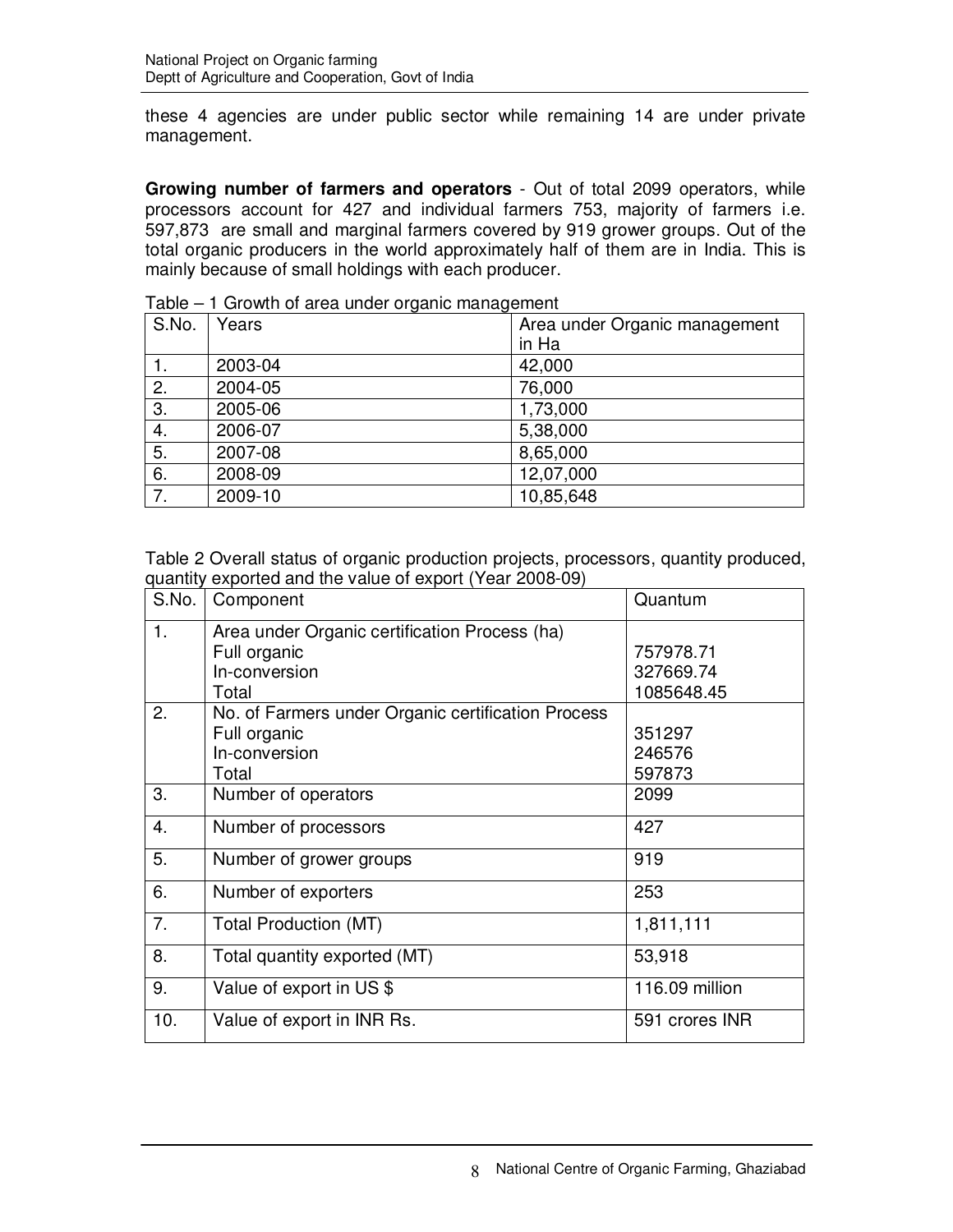these 4 agencies are under public sector while remaining 14 are under private management.

**Growing number of farmers and operators** - Out of total 2099 operators, while processors account for 427 and individual farmers 753, majority of farmers i.e. 597,873 are small and marginal farmers covered by 919 grower groups. Out of the total organic producers in the world approximately half of them are in India. This is mainly because of small holdings with each producer.

Table – 1 Growth of area under organic management

| S.No. | Years | Area under Organic management in Ha |
|---|---|---|
| 1. | 2003-04 | 42,000 |
| 2. | 2004-05 | 76,000 |
| 3. | 2005-06 | 1,73,000 |
| 4. | 2006-07 | 5,38,000 |
| 5. | 2007-08 | 8,65,000 |
| 6. | 2008-09 | 12,07,000 |
| 7. | 2009-10 | 10,85,648 |

Table 2 Overall status of organic production projects, processors, quantity produced, quantity exported and the value of export (Year 2008-09)

| S.No. | Component | Quantum |
|---|---|---|
| 1. | Area under Organic certification Process (ha)<br>Full organic<br>In-conversion<br>Total | <br>757978.71<br>327669.74<br>1085648.45 |
| 2. | No. of Farmers under Organic certification Process<br>Full organic<br>In-conversion<br>Total | <br>351297<br>246576<br>597873 |
| 3. | Number of operators | 2099 |
| 4. | Number of processors | 427 |
| 5. | Number of grower groups | 919 |
| 6. | Number of exporters | 253 |
| 7. | Total Production (MT) | 1,811,111 |
| 8. | Total quantity exported (MT) | 53,918 |
| 9. | Value of export in US $ | 116.09 million |
| 10. | Value of export in INR Rs. | 591 crores INR |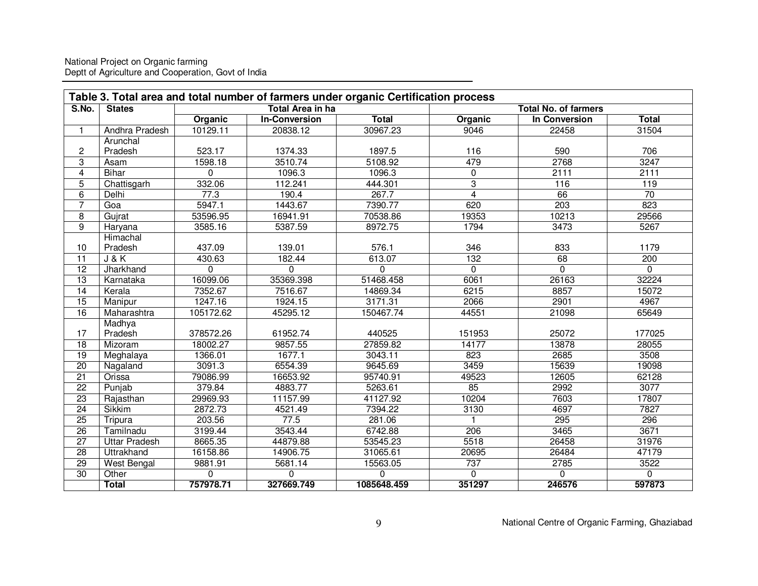| Table 3. Total area and total number of farmers under organic Certification process | | | | | | | |
|---|---|---|---|---|---|---|---|
| S.No. | States | Total Area in ha | | | Total No. of farmers | | |
| | | Organic | In-Conversion | Total | Organic | In Conversion | Total |
| 1 | Andhra Pradesh | 10129.11 | 20838.12 | 30967.23 | 9046 | 22458 | 31504 |
| 2 | Arunchal Pradesh | 523.17 | 1374.33 | 1897.5 | 116 | 590 | 706 |
| 3 | Asam | 1598.18 | 3510.74 | 5108.92 | 479 | 2768 | 3247 |
| 4 | Bihar | 0 | 1096.3 | 1096.3 | 0 | 2111 | 2111 |
| 5 | Chattisgarh | 332.06 | 112.241 | 444.301 | 3 | 116 | 119 |
| 6 | Delhi | 77.3 | 190.4 | 267.7 | 4 | 66 | 70 |
| 7 | Goa | 5947.1 | 1443.67 | 7390.77 | 620 | 203 | 823 |
| 8 | Gujrat | 53596.95 | 16941.91 | 70538.86 | 19353 | 10213 | 29566 |
| 9 | Haryana | 3585.16 | 5387.59 | 8972.75 | 1794 | 3473 | 5267 |
| 10 | Himachal Pradesh | 437.09 | 139.01 | 576.1 | 346 | 833 | 1179 |
| 11 | J & K | 430.63 | 182.44 | 613.07 | 132 | 68 | 200 |
| 12 | Jharkhand | 0 | 0 | 0 | 0 | 0 | 0 |
| 13 | Karnataka | 16099.06 | 35369.398 | 51468.458 | 6061 | 26163 | 32224 |
| 14 | Kerala | 7352.67 | 7516.67 | 14869.34 | 6215 | 8857 | 15072 |
| 15 | Manipur | 1247.16 | 1924.15 | 3171.31 | 2066 | 2901 | 4967 |
| 16 | Maharashtra | 105172.62 | 45295.12 | 150467.74 | 44551 | 21098 | 65649 |
| 17 | Madhya Pradesh | 378572.26 | 61952.74 | 440525 | 151953 | 25072 | 177025 |
| 18 | Mizoram | 18002.27 | 9857.55 | 27859.82 | 14177 | 13878 | 28055 |
| 19 | Meghalaya | 1366.01 | 1677.1 | 3043.11 | 823 | 2685 | 3508 |
| 20 | Nagaland | 3091.3 | 6554.39 | 9645.69 | 3459 | 15639 | 19098 |
| 21 | Orissa | 79086.99 | 16653.92 | 95740.91 | 49523 | 12605 | 62128 |
| 22 | Punjab | 379.84 | 4883.77 | 5263.61 | 85 | 2992 | 3077 |
| 23 | Rajasthan | 29969.93 | 11157.99 | 41127.92 | 10204 | 7603 | 17807 |
| 24 | Sikkim | 2872.73 | 4521.49 | 7394.22 | 3130 | 4697 | 7827 |
| 25 | Tripura | 203.56 | 77.5 | 281.06 | 1 | 295 | 296 |
| 26 | Tamilnadu | 3199.44 | 3543.44 | 6742.88 | 206 | 3465 | 3671 |
| 27 | Uttar Pradesh | 8665.35 | 44879.88 | 53545.23 | 5518 | 26458 | 31976 |
| 28 | Uttrakhand | 16158.86 | 14906.75 | 31065.61 | 20695 | 26484 | 47179 |
| 29 | West Bengal | 9881.91 | 5681.14 | 15563.05 | 737 | 2785 | 3522 |
| 30 | Other | 0 | 0 | 0 | 0 | 0 | 0 |
| | **Total** | **757978.71** | **327669.749** | **1085648.459** | **351297** | **246576** | **597873** |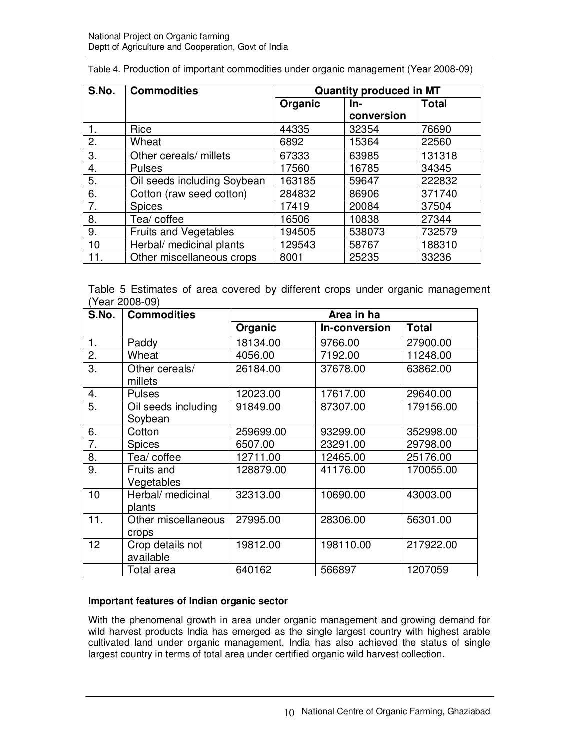Table 4. Production of important commodities under organic management (Year 2008-09)

| S.No. | Commodities | Quantity produced in MT | | |
|---|---|---|---|---|
| | | Organic | In-conversion | Total |
| 1. | Rice | 44335 | 32354 | 76690 |
| 2. | Wheat | 6892 | 15364 | 22560 |
| 3. | Other cereals/ millets | 67333 | 63985 | 131318 |
| 4. | Pulses | 17560 | 16785 | 34345 |
| 5. | Oil seeds including Soybean | 163185 | 59647 | 222832 |
| 6. | Cotton (raw seed cotton) | 284832 | 86906 | 371740 |
| 7. | Spices | 17419 | 20084 | 37504 |
| 8. | Tea/ coffee | 16506 | 10838 | 27344 |
| 9. | Fruits and Vegetables | 194505 | 538073 | 732579 |
| 10 | Herbal/ medicinal plants | 129543 | 58767 | 188310 |
| 11. | Other miscellaneous crops | 8001 | 25235 | 33236 |

Table 5 Estimates of area covered by different crops under organic management (Year 2008-09)

| S.No. | Commodities | Area in ha | | |
|---|---|---|---|---|
| | | Organic | In-conversion | Total |
| 1. | Paddy | 18134.00 | 9766.00 | 27900.00 |
| 2. | Wheat | 4056.00 | 7192.00 | 11248.00 |
| 3. | Other cereals/ millets | 26184.00 | 37678.00 | 63862.00 |
| 4. | Pulses | 12023.00 | 17617.00 | 29640.00 |
| 5. | Oil seeds including Soybean | 91849.00 | 87307.00 | 179156.00 |
| 6. | Cotton | 259699.00 | 93299.00 | 352998.00 |
| 7. | Spices | 6507.00 | 23291.00 | 29798.00 |
| 8. | Tea/ coffee | 12711.00 | 12465.00 | 25176.00 |
| 9. | Fruits and Vegetables | 128879.00 | 41176.00 | 170055.00 |
| 10 | Herbal/ medicinal plants | 32313.00 | 10690.00 | 43003.00 |
| 11. | Other miscellaneous crops | 27995.00 | 28306.00 | 56301.00 |
| 12 | Crop details not available | 19812.00 | 198110.00 | 217922.00 |
| | Total area | 640162 | 566897 | 1207059 |

**Important features of Indian organic sector**

With the phenomenal growth in area under organic management and growing demand for wild harvest products India has emerged as the single largest country with highest arable cultivated land under organic management. India has also achieved the status of single largest country in terms of total area under certified organic wild harvest collection.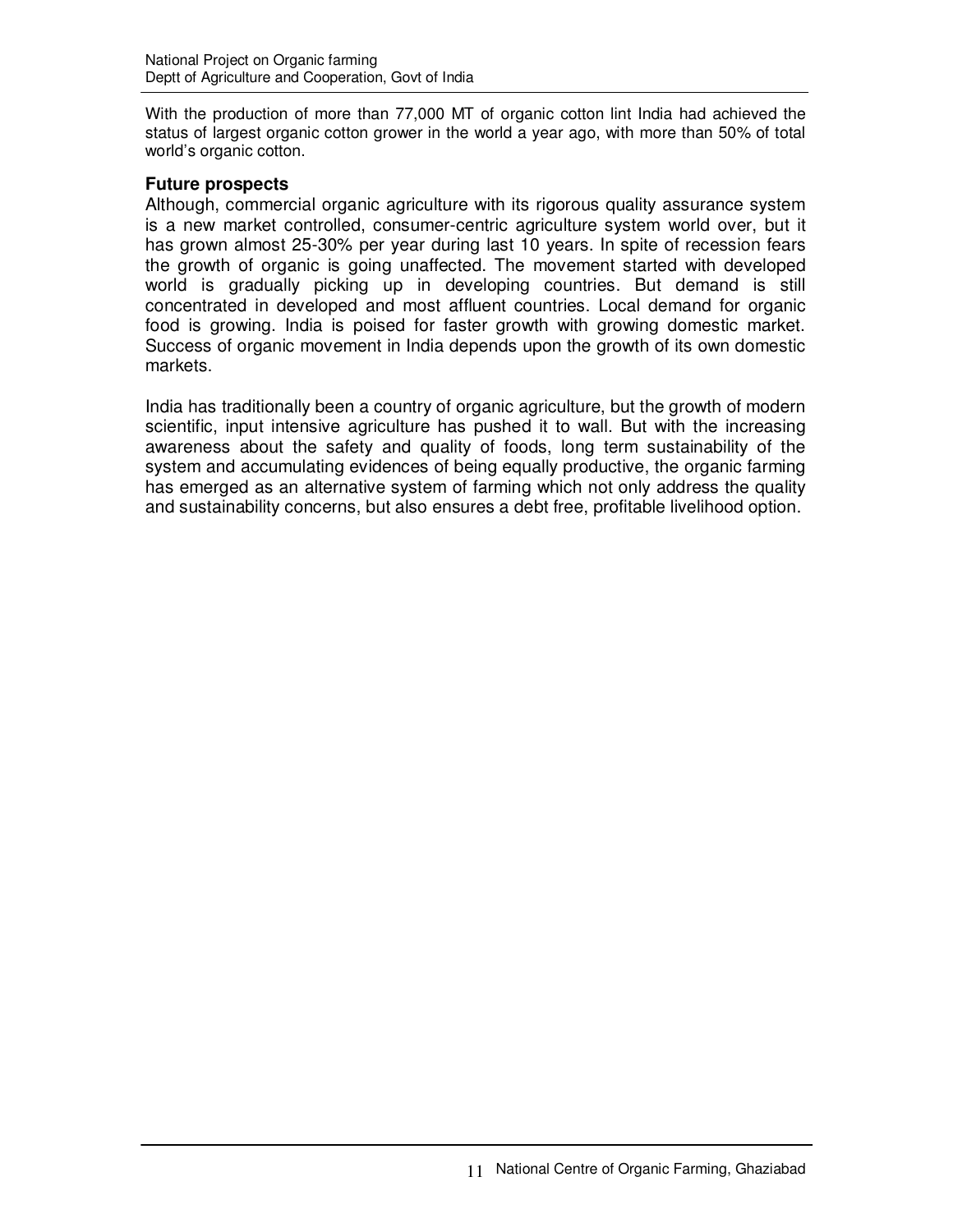With the production of more than 77,000 MT of organic cotton lint India had achieved the status of largest organic cotton grower in the world a year ago, with more than 50% of total world's organic cotton.

### Future prospects

Although, commercial organic agriculture with its rigorous quality assurance system is a new market controlled, consumer-centric agriculture system world over, but it has grown almost 25-30% per year during last 10 years. In spite of recession fears the growth of organic is going unaffected. The movement started with developed world is gradually picking up in developing countries. But demand is still concentrated in developed and most affluent countries. Local demand for organic food is growing. India is poised for faster growth with growing domestic market. Success of organic movement in India depends upon the growth of its own domestic markets.

India has traditionally been a country of organic agriculture, but the growth of modern scientific, input intensive agriculture has pushed it to wall. But with the increasing awareness about the safety and quality of foods, long term sustainability of the system and accumulating evidences of being equally productive, the organic farming has emerged as an alternative system of farming which not only address the quality and sustainability concerns, but also ensures a debt free, profitable livelihood option.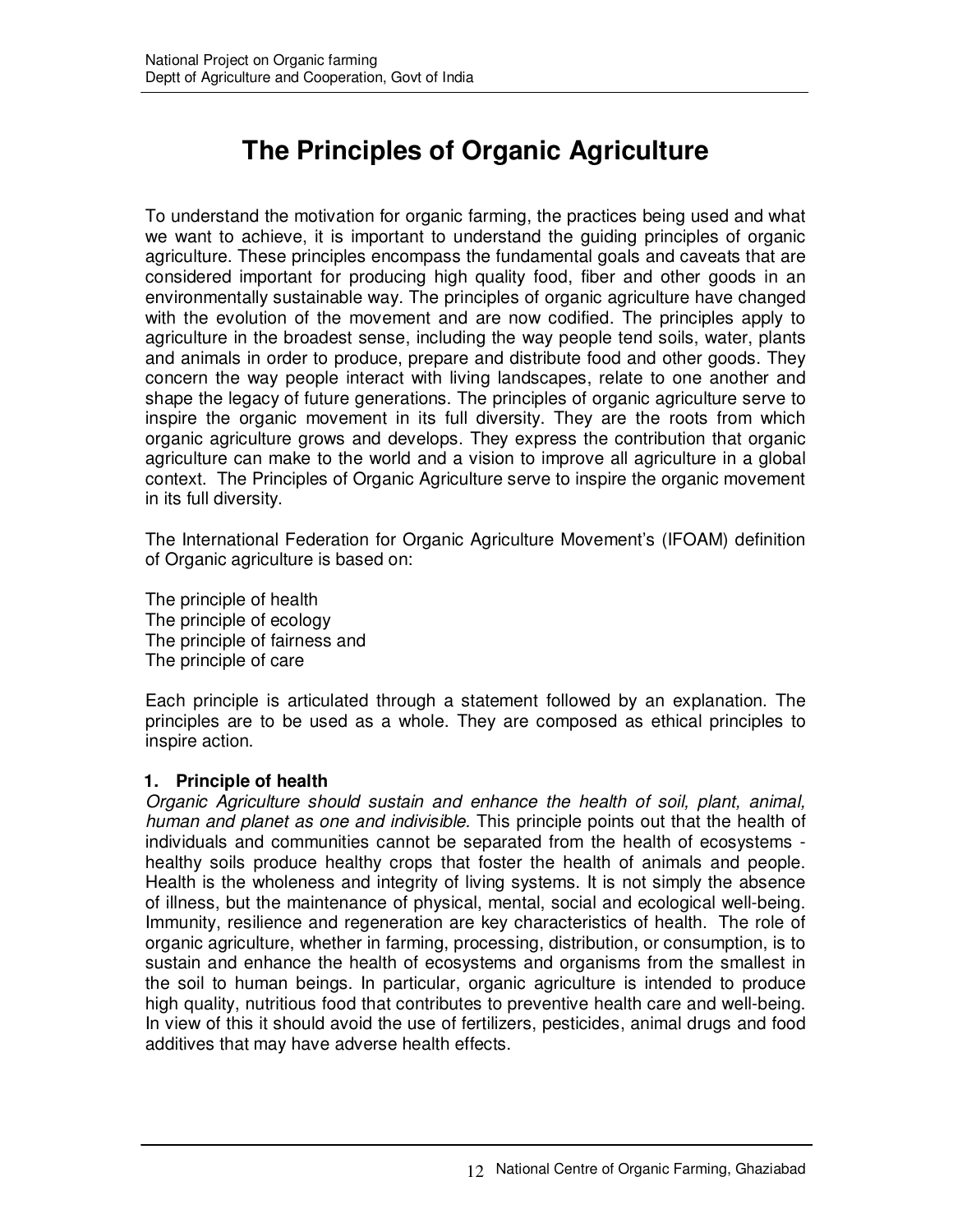# The Principles of Organic Agriculture

To understand the motivation for organic farming, the practices being used and what we want to achieve, it is important to understand the guiding principles of organic agriculture. These principles encompass the fundamental goals and caveats that are considered important for producing high quality food, fiber and other goods in an environmentally sustainable way. The principles of organic agriculture have changed with the evolution of the movement and are now codified. The principles apply to agriculture in the broadest sense, including the way people tend soils, water, plants and animals in order to produce, prepare and distribute food and other goods. They concern the way people interact with living landscapes, relate to one another and shape the legacy of future generations. The principles of organic agriculture serve to inspire the organic movement in its full diversity. They are the roots from which organic agriculture grows and develops. They express the contribution that organic agriculture can make to the world and a vision to improve all agriculture in a global context. The Principles of Organic Agriculture serve to inspire the organic movement in its full diversity.

The International Federation for Organic Agriculture Movement's (IFOAM) definition of Organic agriculture is based on:

The principle of health
The principle of ecology
The principle of fairness and
The principle of care

Each principle is articulated through a statement followed by an explanation. The principles are to be used as a whole. They are composed as ethical principles to inspire action.

### 1. Principle of health

*Organic Agriculture should sustain and enhance the health of soil, plant, animal, human and planet as one and indivisible.* This principle points out that the health of individuals and communities cannot be separated from the health of ecosystems - healthy soils produce healthy crops that foster the health of animals and people. Health is the wholeness and integrity of living systems. It is not simply the absence of illness, but the maintenance of physical, mental, social and ecological well-being. Immunity, resilience and regeneration are key characteristics of health. The role of organic agriculture, whether in farming, processing, distribution, or consumption, is to sustain and enhance the health of ecosystems and organisms from the smallest in the soil to human beings. In particular, organic agriculture is intended to produce high quality, nutritious food that contributes to preventive health care and well-being. In view of this it should avoid the use of fertilizers, pesticides, animal drugs and food additives that may have adverse health effects.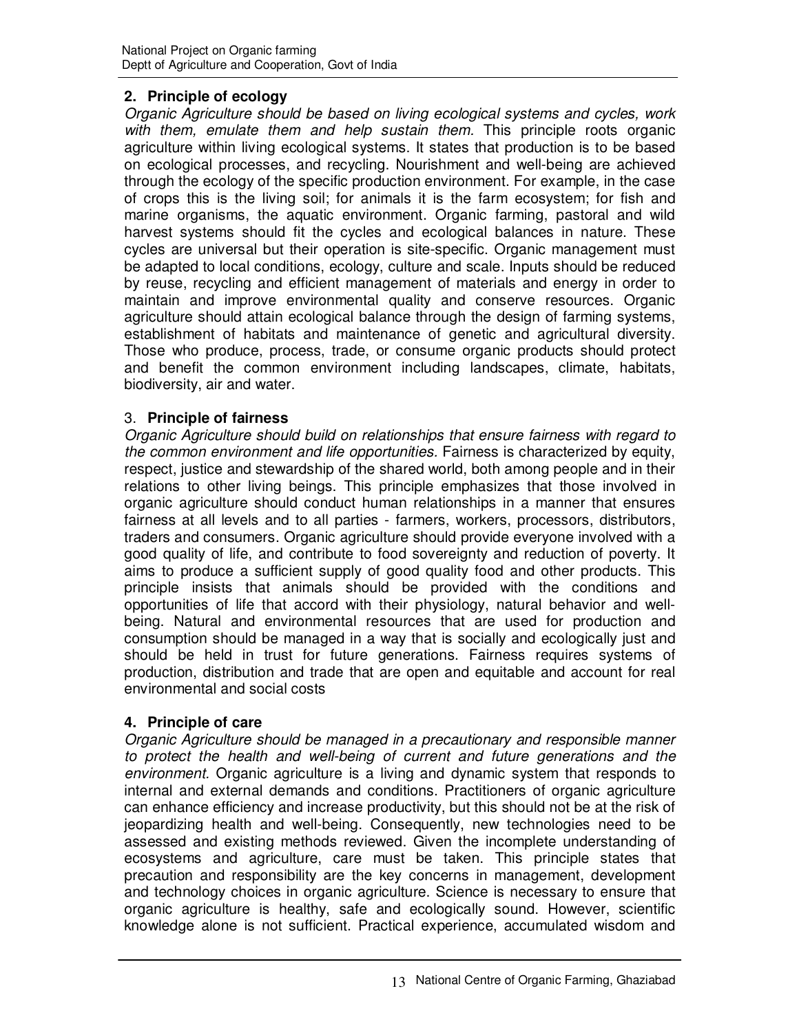### 2. Principle of ecology

*Organic Agriculture should be based on living ecological systems and cycles, work with them, emulate them and help sustain them.* This principle roots organic agriculture within living ecological systems. It states that production is to be based on ecological processes, and recycling. Nourishment and well-being are achieved through the ecology of the specific production environment. For example, in the case of crops this is the living soil; for animals it is the farm ecosystem; for fish and marine organisms, the aquatic environment. Organic farming, pastoral and wild harvest systems should fit the cycles and ecological balances in nature. These cycles are universal but their operation is site-specific. Organic management must be adapted to local conditions, ecology, culture and scale. Inputs should be reduced by reuse, recycling and efficient management of materials and energy in order to maintain and improve environmental quality and conserve resources. Organic agriculture should attain ecological balance through the design of farming systems, establishment of habitats and maintenance of genetic and agricultural diversity. Those who produce, process, trade, or consume organic products should protect and benefit the common environment including landscapes, climate, habitats, biodiversity, air and water.

### 3. Principle of fairness

*Organic Agriculture should build on relationships that ensure fairness with regard to the common environment and life opportunities.* Fairness is characterized by equity, respect, justice and stewardship of the shared world, both among people and in their relations to other living beings. This principle emphasizes that those involved in organic agriculture should conduct human relationships in a manner that ensures fairness at all levels and to all parties - farmers, workers, processors, distributors, traders and consumers. Organic agriculture should provide everyone involved with a good quality of life, and contribute to food sovereignty and reduction of poverty. It aims to produce a sufficient supply of good quality food and other products. This principle insists that animals should be provided with the conditions and opportunities of life that accord with their physiology, natural behavior and well-being. Natural and environmental resources that are used for production and consumption should be managed in a way that is socially and ecologically just and should be held in trust for future generations. Fairness requires systems of production, distribution and trade that are open and equitable and account for real environmental and social costs

### 4. Principle of care

*Organic Agriculture should be managed in a precautionary and responsible manner to protect the health and well-being of current and future generations and the environment.* Organic agriculture is a living and dynamic system that responds to internal and external demands and conditions. Practitioners of organic agriculture can enhance efficiency and increase productivity, but this should not be at the risk of jeopardizing health and well-being. Consequently, new technologies need to be assessed and existing methods reviewed. Given the incomplete understanding of ecosystems and agriculture, care must be taken. This principle states that precaution and responsibility are the key concerns in management, development and technology choices in organic agriculture. Science is necessary to ensure that organic agriculture is healthy, safe and ecologically sound. However, scientific knowledge alone is not sufficient. Practical experience, accumulated wisdom and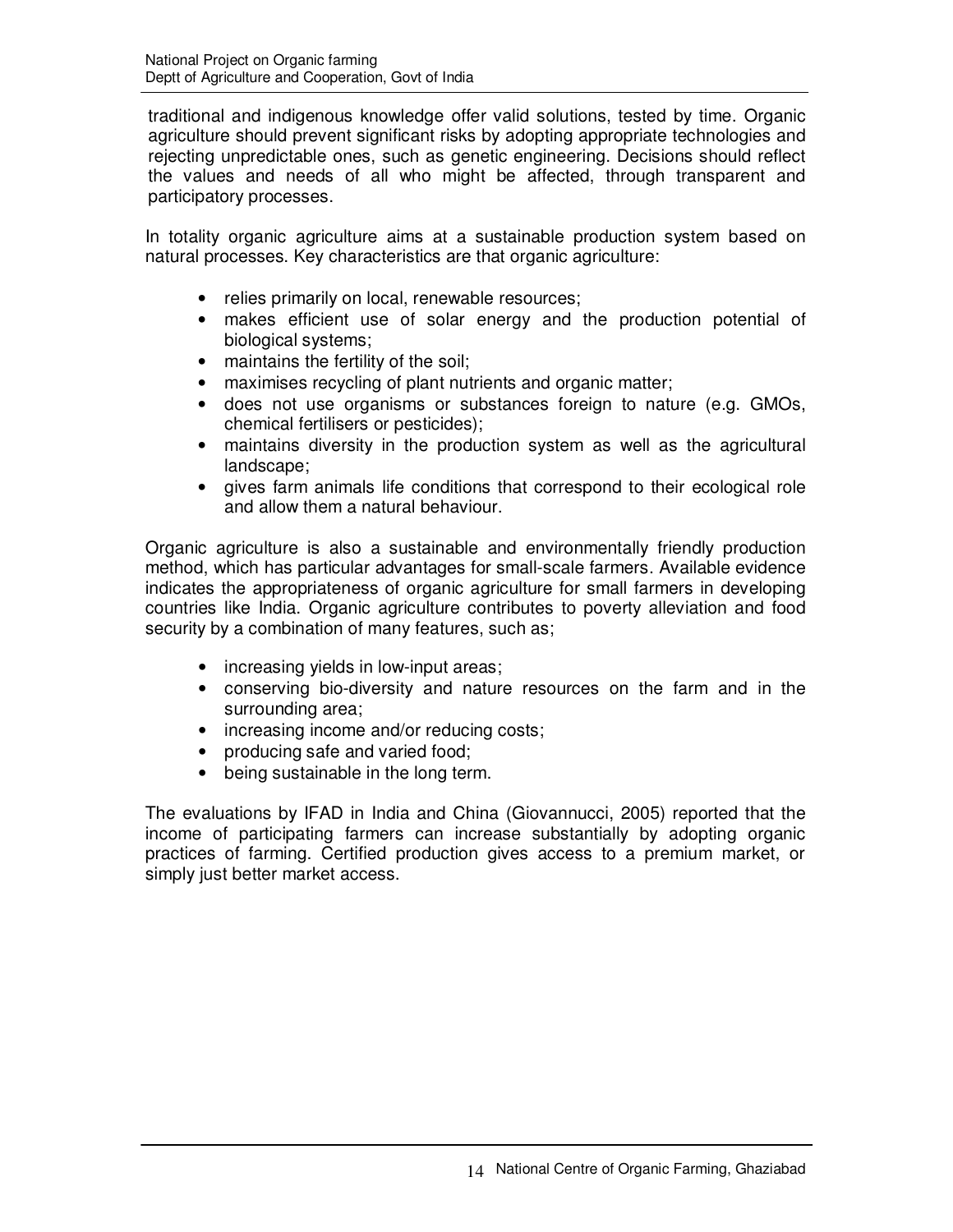traditional and indigenous knowledge offer valid solutions, tested by time. Organic agriculture should prevent significant risks by adopting appropriate technologies and rejecting unpredictable ones, such as genetic engineering. Decisions should reflect the values and needs of all who might be affected, through transparent and participatory processes.

In totality organic agriculture aims at a sustainable production system based on natural processes. Key characteristics are that organic agriculture:

- relies primarily on local, renewable resources;
- makes efficient use of solar energy and the production potential of biological systems;
- maintains the fertility of the soil;
- maximises recycling of plant nutrients and organic matter;
- does not use organisms or substances foreign to nature (e.g. GMOs, chemical fertilisers or pesticides);
- maintains diversity in the production system as well as the agricultural landscape;
- gives farm animals life conditions that correspond to their ecological role and allow them a natural behaviour.

Organic agriculture is also a sustainable and environmentally friendly production method, which has particular advantages for small-scale farmers. Available evidence indicates the appropriateness of organic agriculture for small farmers in developing countries like India. Organic agriculture contributes to poverty alleviation and food security by a combination of many features, such as;

- increasing yields in low-input areas;
- conserving bio-diversity and nature resources on the farm and in the surrounding area;
- increasing income and/or reducing costs;
- producing safe and varied food;
- being sustainable in the long term.

The evaluations by IFAD in India and China (Giovannucci, 2005) reported that the income of participating farmers can increase substantially by adopting organic practices of farming. Certified production gives access to a premium market, or simply just better market access.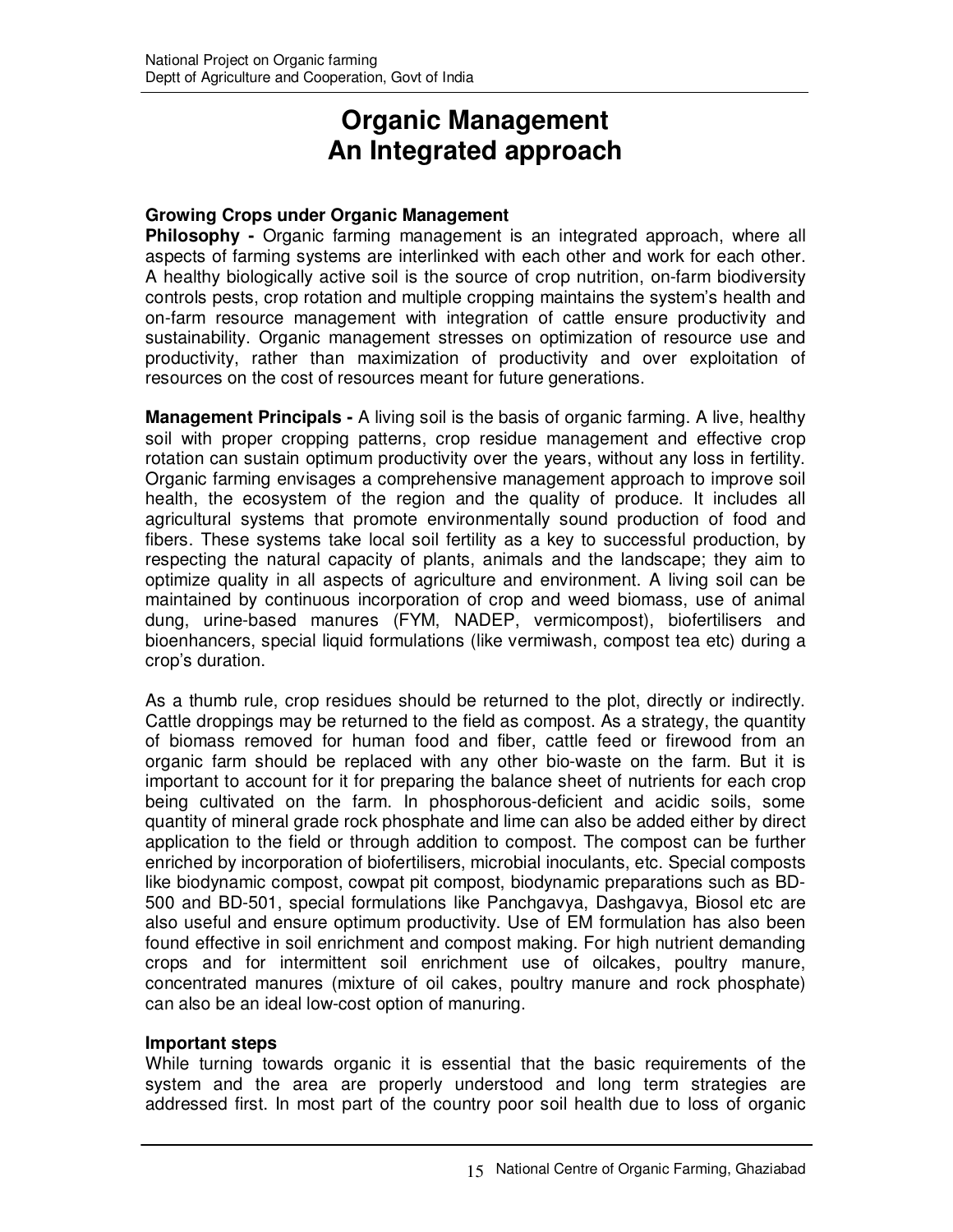# Organic Management
# An Integrated approach

### Growing Crops under Organic Management

**Philosophy -** Organic farming management is an integrated approach, where all aspects of farming systems are interlinked with each other and work for each other. A healthy biologically active soil is the source of crop nutrition, on-farm biodiversity controls pests, crop rotation and multiple cropping maintains the system's health and on-farm resource management with integration of cattle ensure productivity and sustainability. Organic management stresses on optimization of resource use and productivity, rather than maximization of productivity and over exploitation of resources on the cost of resources meant for future generations.

**Management Principals -** A living soil is the basis of organic farming. A live, healthy soil with proper cropping patterns, crop residue management and effective crop rotation can sustain optimum productivity over the years, without any loss in fertility. Organic farming envisages a comprehensive management approach to improve soil health, the ecosystem of the region and the quality of produce. It includes all agricultural systems that promote environmentally sound production of food and fibers. These systems take local soil fertility as a key to successful production, by respecting the natural capacity of plants, animals and the landscape; they aim to optimize quality in all aspects of agriculture and environment. A living soil can be maintained by continuous incorporation of crop and weed biomass, use of animal dung, urine-based manures (FYM, NADEP, vermicompost), biofertilisers and bioenhancers, special liquid formulations (like vermiwash, compost tea etc) during a crop's duration.

As a thumb rule, crop residues should be returned to the plot, directly or indirectly. Cattle droppings may be returned to the field as compost. As a strategy, the quantity of biomass removed for human food and fiber, cattle feed or firewood from an organic farm should be replaced with any other bio-waste on the farm. But it is important to account for it for preparing the balance sheet of nutrients for each crop being cultivated on the farm. In phosphorous-deficient and acidic soils, some quantity of mineral grade rock phosphate and lime can also be added either by direct application to the field or through addition to compost. The compost can be further enriched by incorporation of biofertilisers, microbial inoculants, etc. Special composts like biodynamic compost, cowpat pit compost, biodynamic preparations such as BD-500 and BD-501, special formulations like Panchgavya, Dashgavya, Biosol etc are also useful and ensure optimum productivity. Use of EM formulation has also been found effective in soil enrichment and compost making. For high nutrient demanding crops and for intermittent soil enrichment use of oilcakes, poultry manure, concentrated manures (mixture of oil cakes, poultry manure and rock phosphate) can also be an ideal low-cost option of manuring.

### Important steps

While turning towards organic it is essential that the basic requirements of the system and the area are properly understood and long term strategies are addressed first. In most part of the country poor soil health due to loss of organic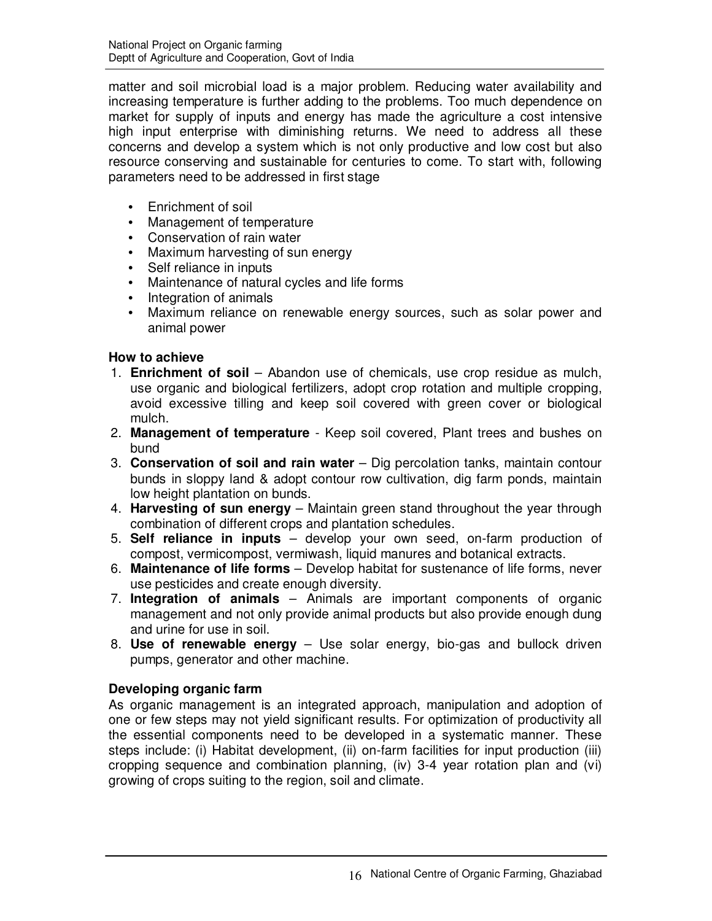matter and soil microbial load is a major problem. Reducing water availability and increasing temperature is further adding to the problems. Too much dependence on market for supply of inputs and energy has made the agriculture a cost intensive high input enterprise with diminishing returns. We need to address all these concerns and develop a system which is not only productive and low cost but also resource conserving and sustainable for centuries to come. To start with, following parameters need to be addressed in first stage

- Enrichment of soil
- Management of temperature
- Conservation of rain water
- Maximum harvesting of sun energy
- Self reliance in inputs
- Maintenance of natural cycles and life forms
- Integration of animals
- Maximum reliance on renewable energy sources, such as solar power and animal power

### How to achieve

1. **Enrichment of soil** – Abandon use of chemicals, use crop residue as mulch, use organic and biological fertilizers, adopt crop rotation and multiple cropping, avoid excessive tilling and keep soil covered with green cover or biological mulch.
2. **Management of temperature** - Keep soil covered, Plant trees and bushes on bund
3. **Conservation of soil and rain water** – Dig percolation tanks, maintain contour bunds in sloppy land & adopt contour row cultivation, dig farm ponds, maintain low height plantation on bunds.
4. **Harvesting of sun energy** – Maintain green stand throughout the year through combination of different crops and plantation schedules.
5. **Self reliance in inputs** – develop your own seed, on-farm production of compost, vermicompost, vermiwash, liquid manures and botanical extracts.
6. **Maintenance of life forms** – Develop habitat for sustenance of life forms, never use pesticides and create enough diversity.
7. **Integration of animals** – Animals are important components of organic management and not only provide animal products but also provide enough dung and urine for use in soil.
8. **Use of renewable energy** – Use solar energy, bio-gas and bullock driven pumps, generator and other machine.

### Developing organic farm

As organic management is an integrated approach, manipulation and adoption of one or few steps may not yield significant results. For optimization of productivity all the essential components need to be developed in a systematic manner. These steps include: (i) Habitat development, (ii) on-farm facilities for input production (iii) cropping sequence and combination planning, (iv) 3-4 year rotation plan and (vi) growing of crops suiting to the region, soil and climate.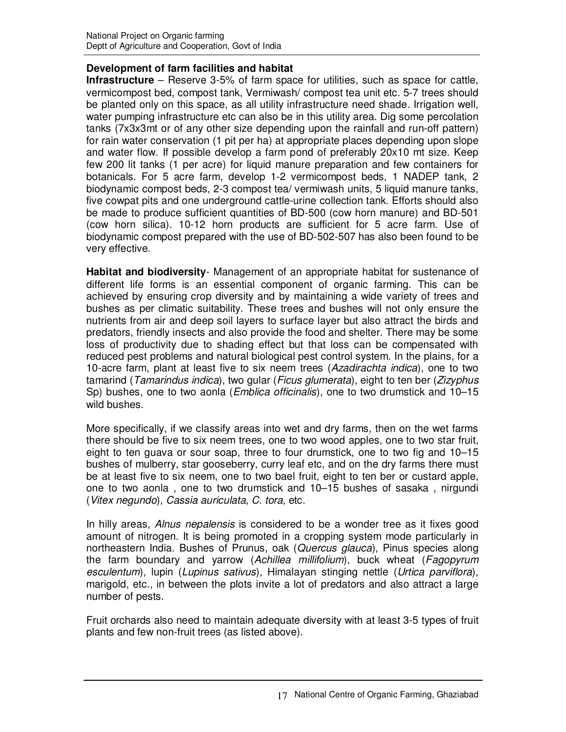**Development of farm facilities and habitat**

**Infrastructure** – Reserve 3-5% of farm space for utilities, such as space for cattle, vermicompost bed, compost tank, Vermiwash/ compost tea unit etc. 5-7 trees should be planted only on this space, as all utility infrastructure need shade. Irrigation well, water pumping infrastructure etc can also be in this utility area. Dig some percolation tanks (7x3x3mt or of any other size depending upon the rainfall and run-off pattern) for rain water conservation (1 pit per ha) at appropriate places depending upon slope and water flow. If possible develop a farm pond of preferably 20x10 mt size. Keep few 200 lit tanks (1 per acre) for liquid manure preparation and few containers for botanicals. For 5 acre farm, develop 1-2 vermicompost beds, 1 NADEP tank, 2 biodynamic compost beds, 2-3 compost tea/ vermiwash units, 5 liquid manure tanks, five cowpat pits and one underground cattle-urine collection tank. Efforts should also be made to produce sufficient quantities of BD-500 (cow horn manure) and BD-501 (cow horn silica). 10-12 horn products are sufficient for 5 acre farm. Use of biodynamic compost prepared with the use of BD-502-507 has also been found to be very effective.

**Habitat and biodiversity**- Management of an appropriate habitat for sustenance of different life forms is an essential component of organic farming. This can be achieved by ensuring crop diversity and by maintaining a wide variety of trees and bushes as per climatic suitability. These trees and bushes will not only ensure the nutrients from air and deep soil layers to surface layer but also attract the birds and predators, friendly insects and also provide the food and shelter. There may be some loss of productivity due to shading effect but that loss can be compensated with reduced pest problems and natural biological pest control system. In the plains, for a 10-acre farm, plant at least five to six neem trees (*Azadirachta indica*), one to two tamarind (*Tamarindus indica*), two gular (*Ficus glumerata*), eight to ten ber (*Zizyphus* Sp) bushes, one to two aonla (*Emblica officinalis*), one to two drumstick and 10–15 wild bushes.

More specifically, if we classify areas into wet and dry farms, then on the wet farms there should be five to six neem trees, one to two wood apples, one to two star fruit, eight to ten guava or sour soap, three to four drumstick, one to two fig and 10–15 bushes of mulberry, star gooseberry, curry leaf etc, and on the dry farms there must be at least five to six neem, one to two bael fruit, eight to ten ber or custard apple, one to two aonla , one to two drumstick and 10–15 bushes of sasaka , nirgundi (*Vitex negundo*), *Cassia auriculata*, *C. tora*, etc.

In hilly areas, *Alnus nepalensis* is considered to be a wonder tree as it fixes good amount of nitrogen. It is being promoted in a cropping system mode particularly in northeastern India. Bushes of Prunus, oak (*Quercus glauca*), Pinus species along the farm boundary and yarrow (*Achillea millifolium*), buck wheat (*Fagopyrum esculentum*), lupin (*Lupinus sativus*), Himalayan stinging nettle (*Urtica parviflora*), marigold, etc., in between the plots invite a lot of predators and also attract a large number of pests.

Fruit orchards also need to maintain adequate diversity with at least 3-5 types of fruit plants and few non-fruit trees (as listed above).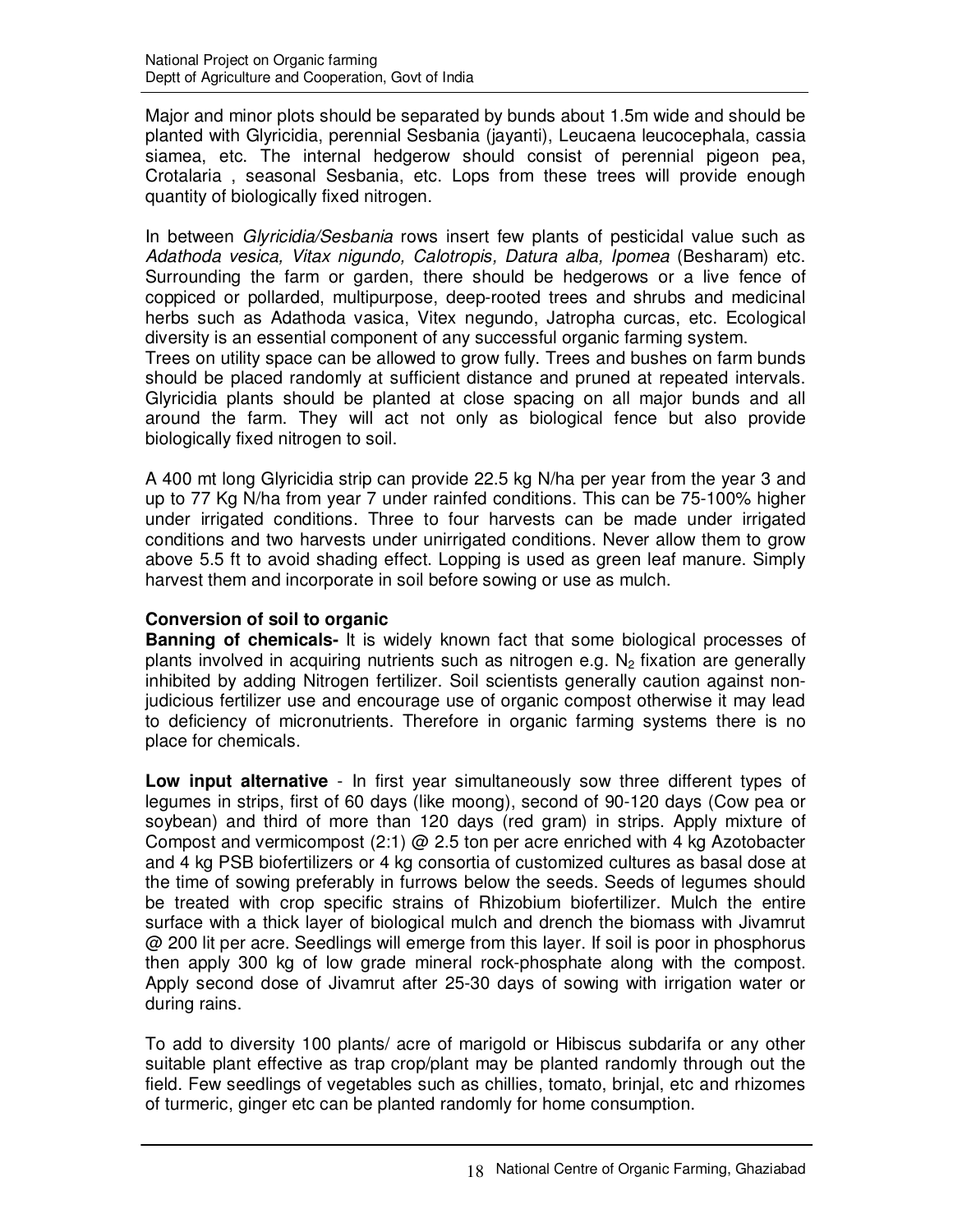Major and minor plots should be separated by bunds about 1.5m wide and should be planted with Glyricidia, perennial Sesbania (jayanti), Leucaena leucocephala, cassia siamea, etc. The internal hedgerow should consist of perennial pigeon pea, Crotalaria , seasonal Sesbania, etc. Lops from these trees will provide enough quantity of biologically fixed nitrogen.

In between *Glyricidia/Sesbania* rows insert few plants of pesticidal value such as *Adathoda vesica, Vitax nigundo, Calotropis, Datura alba, Ipomea* (Besharam) etc. Surrounding the farm or garden, there should be hedgerows or a live fence of coppiced or pollarded, multipurpose, deep-rooted trees and shrubs and medicinal herbs such as Adathoda vasica, Vitex negundo, Jatropha curcas, etc. Ecological diversity is an essential component of any successful organic farming system.
Trees on utility space can be allowed to grow fully. Trees and bushes on farm bunds should be placed randomly at sufficient distance and pruned at repeated intervals. Glyricidia plants should be planted at close spacing on all major bunds and all around the farm. They will act not only as biological fence but also provide biologically fixed nitrogen to soil.

A 400 mt long Glyricidia strip can provide 22.5 kg N/ha per year from the year 3 and up to 77 Kg N/ha from year 7 under rainfed conditions. This can be 75-100% higher under irrigated conditions. Three to four harvests can be made under irrigated conditions and two harvests under unirrigated conditions. Never allow them to grow above 5.5 ft to avoid shading effect. Lopping is used as green leaf manure. Simply harvest them and incorporate in soil before sowing or use as mulch.

**Conversion of soil to organic**

**Banning of chemicals-** It is widely known fact that some biological processes of plants involved in acquiring nutrients such as nitrogen e.g. $N_2$ fixation are generally inhibited by adding Nitrogen fertilizer. Soil scientists generally caution against non-judicious fertilizer use and encourage use of organic compost otherwise it may lead to deficiency of micronutrients. Therefore in organic farming systems there is no place for chemicals.

**Low input alternative** - In first year simultaneously sow three different types of legumes in strips, first of 60 days (like moong), second of 90-120 days (Cow pea or soybean) and third of more than 120 days (red gram) in strips. Apply mixture of Compost and vermicompost (2:1) @ 2.5 ton per acre enriched with 4 kg Azotobacter and 4 kg PSB biofertilizers or 4 kg consortia of customized cultures as basal dose at the time of sowing preferably in furrows below the seeds. Seeds of legumes should be treated with crop specific strains of Rhizobium biofertilizer. Mulch the entire surface with a thick layer of biological mulch and drench the biomass with Jivamrut @ 200 lit per acre. Seedlings will emerge from this layer. If soil is poor in phosphorus then apply 300 kg of low grade mineral rock-phosphate along with the compost. Apply second dose of Jivamrut after 25-30 days of sowing with irrigation water or during rains.

To add to diversity 100 plants/ acre of marigold or Hibiscus subdarifa or any other suitable plant effective as trap crop/plant may be planted randomly through out the field. Few seedlings of vegetables such as chillies, tomato, brinjal, etc and rhizomes of turmeric, ginger etc can be planted randomly for home consumption.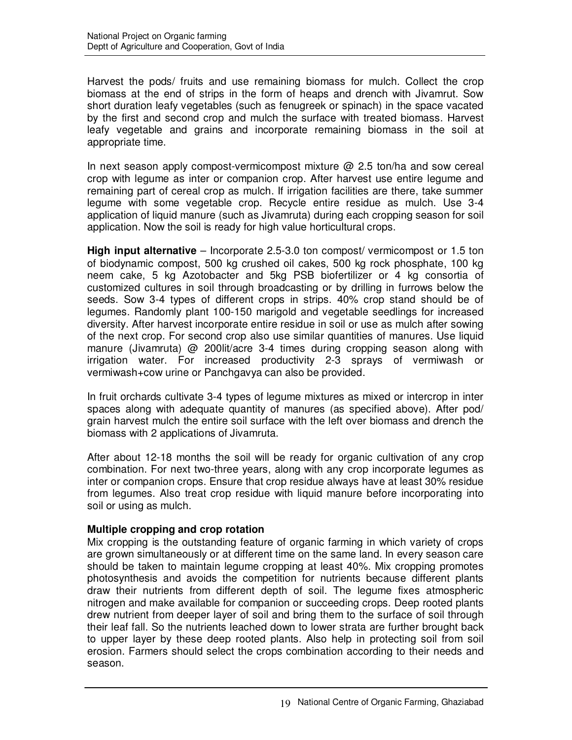Harvest the pods/ fruits and use remaining biomass for mulch. Collect the crop biomass at the end of strips in the form of heaps and drench with Jivamrut. Sow short duration leafy vegetables (such as fenugreek or spinach) in the space vacated by the first and second crop and mulch the surface with treated biomass. Harvest leafy vegetable and grains and incorporate remaining biomass in the soil at appropriate time.

In next season apply compost-vermicompost mixture @ 2.5 ton/ha and sow cereal crop with legume as inter or companion crop. After harvest use entire legume and remaining part of cereal crop as mulch. If irrigation facilities are there, take summer legume with some vegetable crop. Recycle entire residue as mulch. Use 3-4 application of liquid manure (such as Jivamruta) during each cropping season for soil application. Now the soil is ready for high value horticultural crops.

**High input alternative** – Incorporate 2.5-3.0 ton compost/ vermicompost or 1.5 ton of biodynamic compost, 500 kg crushed oil cakes, 500 kg rock phosphate, 100 kg neem cake, 5 kg Azotobacter and 5kg PSB biofertilizer or 4 kg consortia of customized cultures in soil through broadcasting or by drilling in furrows below the seeds. Sow 3-4 types of different crops in strips. 40% crop stand should be of legumes. Randomly plant 100-150 marigold and vegetable seedlings for increased diversity. After harvest incorporate entire residue in soil or use as mulch after sowing of the next crop. For second crop also use similar quantities of manures. Use liquid manure (Jivamruta) @ 200lit/acre 3-4 times during cropping season along with irrigation water. For increased productivity 2-3 sprays of vermiwash or vermiwash+cow urine or Panchgavya can also be provided.

In fruit orchards cultivate 3-4 types of legume mixtures as mixed or intercrop in inter spaces along with adequate quantity of manures (as specified above). After pod/ grain harvest mulch the entire soil surface with the left over biomass and drench the biomass with 2 applications of Jivamruta.

After about 12-18 months the soil will be ready for organic cultivation of any crop combination. For next two-three years, along with any crop incorporate legumes as inter or companion crops. Ensure that crop residue always have at least 30% residue from legumes. Also treat crop residue with liquid manure before incorporating into soil or using as mulch.

**Multiple cropping and crop rotation**

Mix cropping is the outstanding feature of organic farming in which variety of crops are grown simultaneously or at different time on the same land. In every season care should be taken to maintain legume cropping at least 40%. Mix cropping promotes photosynthesis and avoids the competition for nutrients because different plants draw their nutrients from different depth of soil. The legume fixes atmospheric nitrogen and make available for companion or succeeding crops. Deep rooted plants drew nutrient from deeper layer of soil and bring them to the surface of soil through their leaf fall. So the nutrients leached down to lower strata are further brought back to upper layer by these deep rooted plants. Also help in protecting soil from soil erosion. Farmers should select the crops combination according to their needs and season.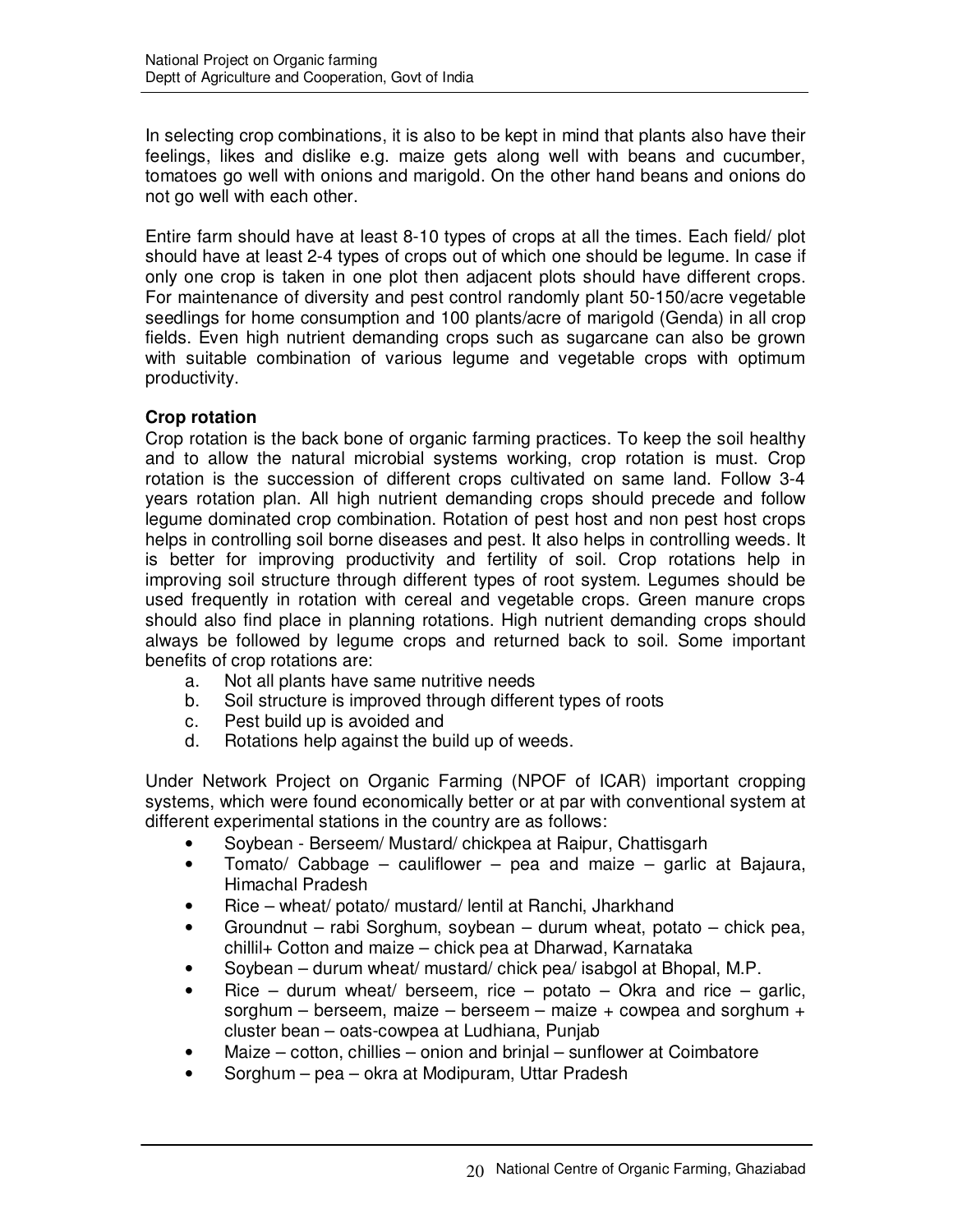In selecting crop combinations, it is also to be kept in mind that plants also have their feelings, likes and dislike e.g. maize gets along well with beans and cucumber, tomatoes go well with onions and marigold. On the other hand beans and onions do not go well with each other.

Entire farm should have at least 8-10 types of crops at all the times. Each field/ plot should have at least 2-4 types of crops out of which one should be legume. In case if only one crop is taken in one plot then adjacent plots should have different crops. For maintenance of diversity and pest control randomly plant 50-150/acre vegetable seedlings for home consumption and 100 plants/acre of marigold (Genda) in all crop fields. Even high nutrient demanding crops such as sugarcane can also be grown with suitable combination of various legume and vegetable crops with optimum productivity.

**Crop rotation**

Crop rotation is the back bone of organic farming practices. To keep the soil healthy and to allow the natural microbial systems working, crop rotation is must. Crop rotation is the succession of different crops cultivated on same land. Follow 3-4 years rotation plan. All high nutrient demanding crops should precede and follow legume dominated crop combination. Rotation of pest host and non pest host crops helps in controlling soil borne diseases and pest. It also helps in controlling weeds. It is better for improving productivity and fertility of soil. Crop rotations help in improving soil structure through different types of root system. Legumes should be used frequently in rotation with cereal and vegetable crops. Green manure crops should also find place in planning rotations. High nutrient demanding crops should always be followed by legume crops and returned back to soil. Some important benefits of crop rotations are:

a. Not all plants have same nutritive needs
b. Soil structure is improved through different types of roots
c. Pest build up is avoided and
d. Rotations help against the build up of weeds.

Under Network Project on Organic Farming (NPOF of ICAR) important cropping systems, which were found economically better or at par with conventional system at different experimental stations in the country are as follows:

- Soybean - Berseem/ Mustard/ chickpea at Raipur, Chattisgarh
- Tomato/ Cabbage – cauliflower – pea and maize – garlic at Bajaura, Himachal Pradesh
- Rice – wheat/ potato/ mustard/ lentil at Ranchi, Jharkhand
- Groundnut – rabi Sorghum, soybean – durum wheat, potato – chick pea, chillil+ Cotton and maize – chick pea at Dharwad, Karnataka
- Soybean – durum wheat/ mustard/ chick pea/ isabgol at Bhopal, M.P.
- Rice – durum wheat/ berseem, rice – potato – Okra and rice – garlic, sorghum – berseem, maize – berseem – maize + cowpea and sorghum + cluster bean – oats-cowpea at Ludhiana, Punjab
- Maize – cotton, chillies – onion and brinjal – sunflower at Coimbatore
- Sorghum – pea – okra at Modipuram, Uttar Pradesh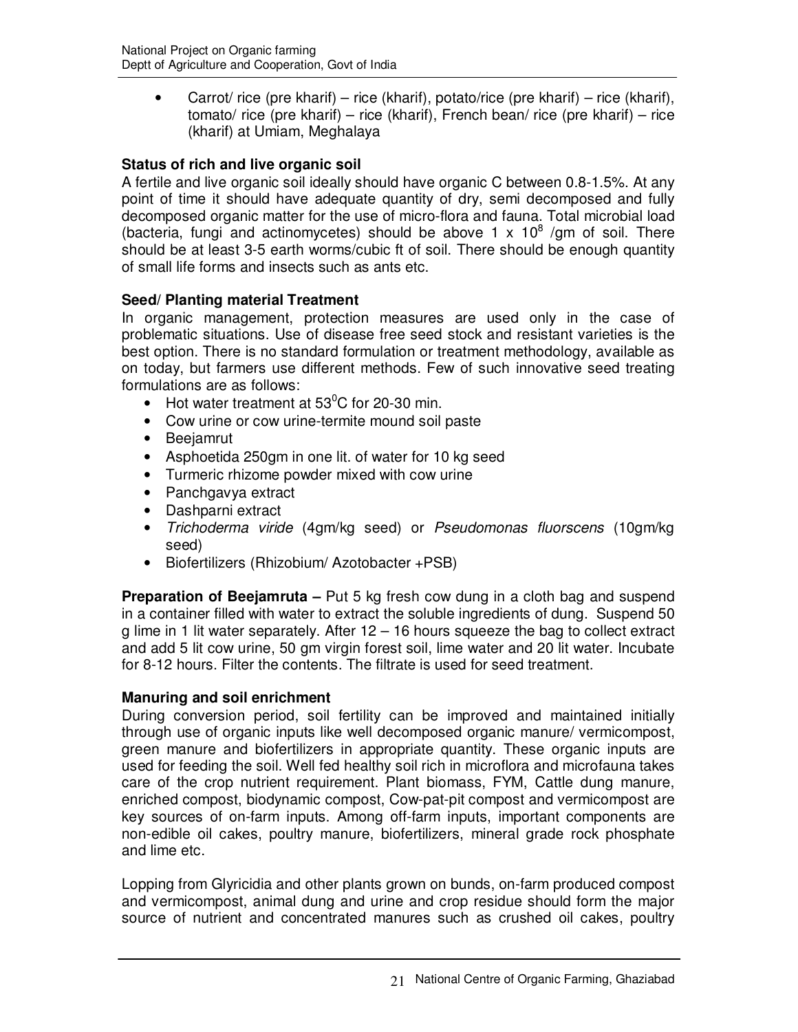- Carrot/ rice (pre kharif) – rice (kharif), potato/rice (pre kharif) – rice (kharif), tomato/ rice (pre kharif) – rice (kharif), French bean/ rice (pre kharif) – rice (kharif) at Umiam, Meghalaya

**Status of rich and live organic soil**

A fertile and live organic soil ideally should have organic C between 0.8-1.5%. At any point of time it should have adequate quantity of dry, semi decomposed and fully decomposed organic matter for the use of micro-flora and fauna. Total microbial load (bacteria, fungi and actinomycetes) should be above $1 \times 10^8$ /gm of soil. There should be at least 3-5 earth worms/cubic ft of soil. There should be enough quantity of small life forms and insects such as ants etc.

**Seed/ Planting material Treatment**

In organic management, protection measures are used only in the case of problematic situations. Use of disease free seed stock and resistant varieties is the best option. There is no standard formulation or treatment methodology, available as on today, but farmers use different methods. Few of such innovative seed treating formulations are as follows:

- Hot water treatment at $53^0$C for 20-30 min.
- Cow urine or cow urine-termite mound soil paste
- Beejamrut
- Asphoetida 250gm in one lit. of water for 10 kg seed
- Turmeric rhizome powder mixed with cow urine
- Panchgavya extract
- Dashparni extract
- *Trichoderma viride* (4gm/kg seed) or *Pseudomonas fluorscens* (10gm/kg seed)
- Biofertilizers (Rhizobium/ Azotobacter +PSB)

**Preparation of Beejamruta –** Put 5 kg fresh cow dung in a cloth bag and suspend in a container filled with water to extract the soluble ingredients of dung. Suspend 50 g lime in 1 lit water separately. After 12 – 16 hours squeeze the bag to collect extract and add 5 lit cow urine, 50 gm virgin forest soil, lime water and 20 lit water. Incubate for 8-12 hours. Filter the contents. The filtrate is used for seed treatment.

**Manuring and soil enrichment**

During conversion period, soil fertility can be improved and maintained initially through use of organic inputs like well decomposed organic manure/ vermicompost, green manure and biofertilizers in appropriate quantity. These organic inputs are used for feeding the soil. Well fed healthy soil rich in microflora and microfauna takes care of the crop nutrient requirement. Plant biomass, FYM, Cattle dung manure, enriched compost, biodynamic compost, Cow-pat-pit compost and vermicompost are key sources of on-farm inputs. Among off-farm inputs, important components are non-edible oil cakes, poultry manure, biofertilizers, mineral grade rock phosphate and lime etc.

Lopping from Glyricidia and other plants grown on bunds, on-farm produced compost and vermicompost, animal dung and urine and crop residue should form the major source of nutrient and concentrated manures such as crushed oil cakes, poultry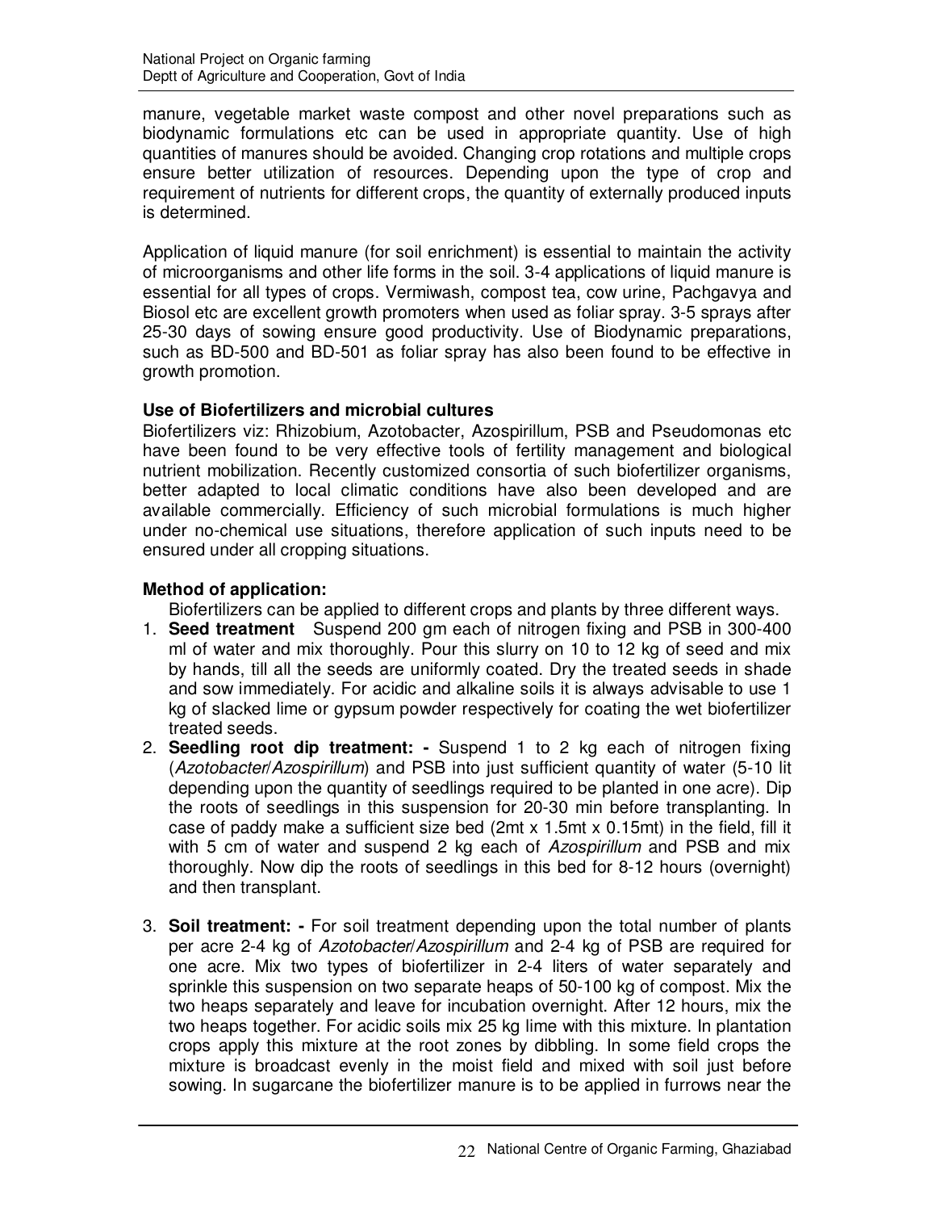manure, vegetable market waste compost and other novel preparations such as biodynamic formulations etc can be used in appropriate quantity. Use of high quantities of manures should be avoided. Changing crop rotations and multiple crops ensure better utilization of resources. Depending upon the type of crop and requirement of nutrients for different crops, the quantity of externally produced inputs is determined.

Application of liquid manure (for soil enrichment) is essential to maintain the activity of microorganisms and other life forms in the soil. 3-4 applications of liquid manure is essential for all types of crops. Vermiwash, compost tea, cow urine, Pachgavya and Biosol etc are excellent growth promoters when used as foliar spray. 3-5 sprays after 25-30 days of sowing ensure good productivity. Use of Biodynamic preparations, such as BD-500 and BD-501 as foliar spray has also been found to be effective in growth promotion.

**Use of Biofertilizers and microbial cultures**

Biofertilizers viz: Rhizobium, Azotobacter, Azospirillum, PSB and Pseudomonas etc have been found to be very effective tools of fertility management and biological nutrient mobilization. Recently customized consortia of such biofertilizer organisms, better adapted to local climatic conditions have also been developed and are available commercially. Efficiency of such microbial formulations is much higher under no-chemical use situations, therefore application of such inputs need to be ensured under all cropping situations.

**Method of application:**

Biofertilizers can be applied to different crops and plants by three different ways.

1. **Seed treatment** Suspend 200 gm each of nitrogen fixing and PSB in 300-400 ml of water and mix thoroughly. Pour this slurry on 10 to 12 kg of seed and mix by hands, till all the seeds are uniformly coated. Dry the treated seeds in shade and sow immediately. For acidic and alkaline soils it is always advisable to use 1 kg of slacked lime or gypsum powder respectively for coating the wet biofertilizer treated seeds.
2. **Seedling root dip treatment: -** Suspend 1 to 2 kg each of nitrogen fixing (*Azotobacter*/*Azospirillum*) and PSB into just sufficient quantity of water (5-10 lit depending upon the quantity of seedlings required to be planted in one acre). Dip the roots of seedlings in this suspension for 20-30 min before transplanting. In case of paddy make a sufficient size bed (2mt x 1.5mt x 0.15mt) in the field, fill it with 5 cm of water and suspend 2 kg each of *Azospirillum* and PSB and mix thoroughly. Now dip the roots of seedlings in this bed for 8-12 hours (overnight) and then transplant.
3. **Soil treatment: -** For soil treatment depending upon the total number of plants per acre 2-4 kg of *Azotobacter*/*Azospirillum* and 2-4 kg of PSB are required for one acre. Mix two types of biofertilizer in 2-4 liters of water separately and sprinkle this suspension on two separate heaps of 50-100 kg of compost. Mix the two heaps separately and leave for incubation overnight. After 12 hours, mix the two heaps together. For acidic soils mix 25 kg lime with this mixture. In plantation crops apply this mixture at the root zones by dibbling. In some field crops the mixture is broadcast evenly in the moist field and mixed with soil just before sowing. In sugarcane the biofertilizer manure is to be applied in furrows near the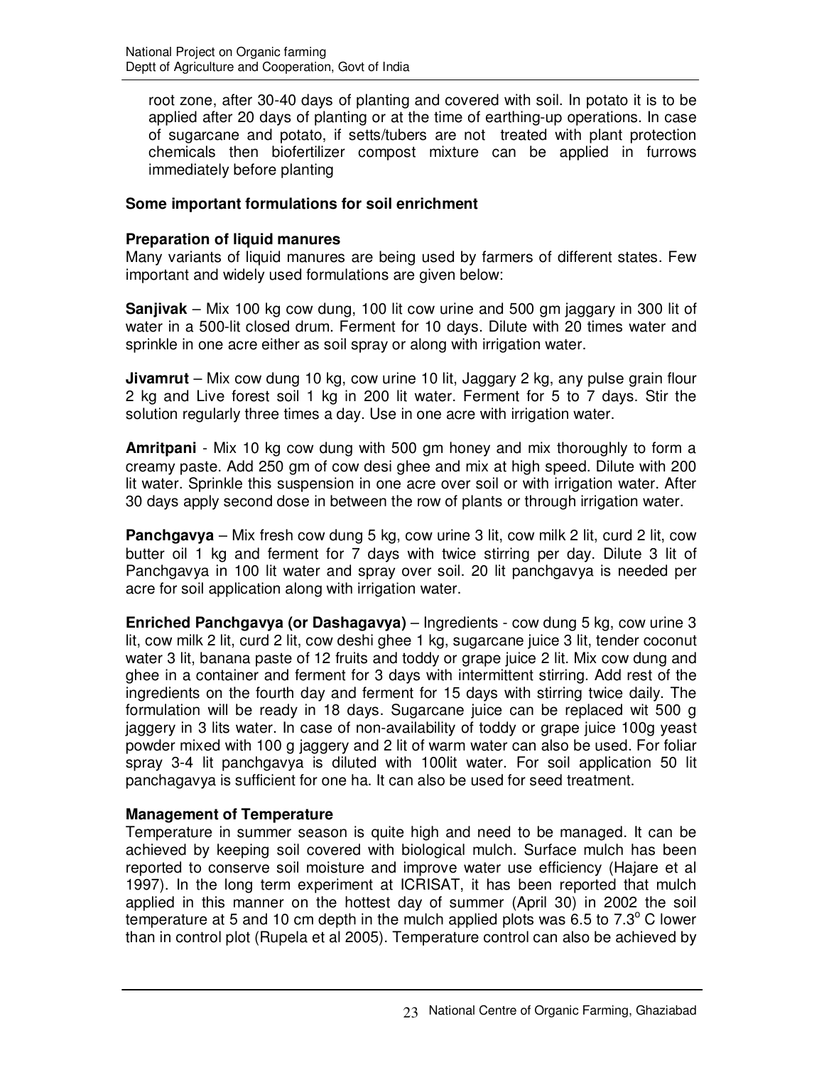root zone, after 30-40 days of planting and covered with soil. In potato it is to be applied after 20 days of planting or at the time of earthing-up operations. In case of sugarcane and potato, if setts/tubers are not treated with plant protection chemicals then biofertilizer compost mixture can be applied in furrows immediately before planting

**Some important formulations for soil enrichment**

**Preparation of liquid manures**

Many variants of liquid manures are being used by farmers of different states. Few important and widely used formulations are given below:

**Sanjivak** – Mix 100 kg cow dung, 100 lit cow urine and 500 gm jaggary in 300 lit of water in a 500-lit closed drum. Ferment for 10 days. Dilute with 20 times water and sprinkle in one acre either as soil spray or along with irrigation water.

**Jivamrut** – Mix cow dung 10 kg, cow urine 10 lit, Jaggary 2 kg, any pulse grain flour 2 kg and Live forest soil 1 kg in 200 lit water. Ferment for 5 to 7 days. Stir the solution regularly three times a day. Use in one acre with irrigation water.

**Amritpani** - Mix 10 kg cow dung with 500 gm honey and mix thoroughly to form a creamy paste. Add 250 gm of cow desi ghee and mix at high speed. Dilute with 200 lit water. Sprinkle this suspension in one acre over soil or with irrigation water. After 30 days apply second dose in between the row of plants or through irrigation water.

**Panchgavya** – Mix fresh cow dung 5 kg, cow urine 3 lit, cow milk 2 lit, curd 2 lit, cow butter oil 1 kg and ferment for 7 days with twice stirring per day. Dilute 3 lit of Panchgavya in 100 lit water and spray over soil. 20 lit panchgavya is needed per acre for soil application along with irrigation water.

**Enriched Panchgavya (or Dashagavya)** – Ingredients - cow dung 5 kg, cow urine 3 lit, cow milk 2 lit, curd 2 lit, cow deshi ghee 1 kg, sugarcane juice 3 lit, tender coconut water 3 lit, banana paste of 12 fruits and toddy or grape juice 2 lit. Mix cow dung and ghee in a container and ferment for 3 days with intermittent stirring. Add rest of the ingredients on the fourth day and ferment for 15 days with stirring twice daily. The formulation will be ready in 18 days. Sugarcane juice can be replaced wit 500 g jaggery in 3 lits water. In case of non-availability of toddy or grape juice 100g yeast powder mixed with 100 g jaggery and 2 lit of warm water can also be used. For foliar spray 3-4 lit panchgavya is diluted with 100lit water. For soil application 50 lit panchagavya is sufficient for one ha. It can also be used for seed treatment.

**Management of Temperature**

Temperature in summer season is quite high and need to be managed. It can be achieved by keeping soil covered with biological mulch. Surface mulch has been reported to conserve soil moisture and improve water use efficiency (Hajare et al 1997). In the long term experiment at ICRISAT, it has been reported that mulch applied in this manner on the hottest day of summer (April 30) in 2002 the soil temperature at 5 and 10 cm depth in the mulch applied plots was 6.5 to 7.3$^{o}$ C lower than in control plot (Rupela et al 2005). Temperature control can also be achieved by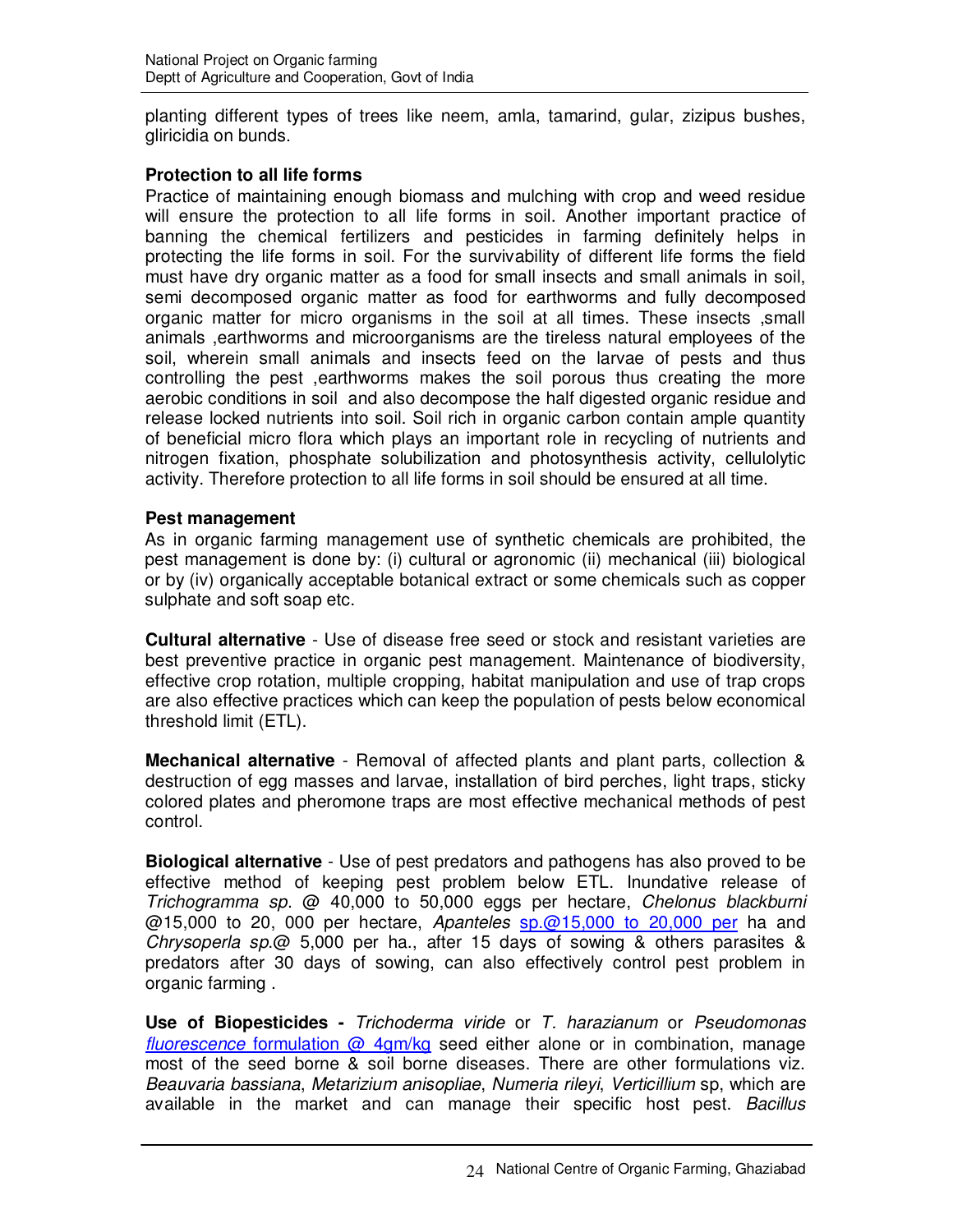planting different types of trees like neem, amla, tamarind, gular, zizipus bushes, gliricidia on bunds.

**Protection to all life forms**

Practice of maintaining enough biomass and mulching with crop and weed residue will ensure the protection to all life forms in soil. Another important practice of banning the chemical fertilizers and pesticides in farming definitely helps in protecting the life forms in soil. For the survivability of different life forms the field must have dry organic matter as a food for small insects and small animals in soil, semi decomposed organic matter as food for earthworms and fully decomposed organic matter for micro organisms in the soil at all times. These insects ,small animals ,earthworms and microorganisms are the tireless natural employees of the soil, wherein small animals and insects feed on the larvae of pests and thus controlling the pest ,earthworms makes the soil porous thus creating the more aerobic conditions in soil and also decompose the half digested organic residue and release locked nutrients into soil. Soil rich in organic carbon contain ample quantity of beneficial micro flora which plays an important role in recycling of nutrients and nitrogen fixation, phosphate solubilization and photosynthesis activity, cellulolytic activity. Therefore protection to all life forms in soil should be ensured at all time.

**Pest management**

As in organic farming management use of synthetic chemicals are prohibited, the pest management is done by: (i) cultural or agronomic (ii) mechanical (iii) biological or by (iv) organically acceptable botanical extract or some chemicals such as copper sulphate and soft soap etc.

**Cultural alternative** - Use of disease free seed or stock and resistant varieties are best preventive practice in organic pest management. Maintenance of biodiversity, effective crop rotation, multiple cropping, habitat manipulation and use of trap crops are also effective practices which can keep the population of pests below economical threshold limit (ETL).

**Mechanical alternative** - Removal of affected plants and plant parts, collection & destruction of egg masses and larvae, installation of bird perches, light traps, sticky colored plates and pheromone traps are most effective mechanical methods of pest control.

**Biological alternative** - Use of pest predators and pathogens has also proved to be effective method of keeping pest problem below ETL. Inundative release of *Trichogramma sp*. @ 40,000 to 50,000 eggs per hectare, *Chelonus blackburni* @15,000 to 20, 000 per hectare, *Apanteles* sp.@15,000 to 20,000 per ha and *Chrysoperla sp*.@ 5,000 per ha., after 15 days of sowing & others parasites & predators after 30 days of sowing, can also effectively control pest problem in organic farming .

**Use of Biopesticides -** *Trichoderma viride* or *T. harazianum* or *Pseudomonas fluorescence* formulation @ 4gm/kg seed either alone or in combination, manage most of the seed borne & soil borne diseases. There are other formulations viz. *Beauvaria bassiana*, *Metarizium anisopliae*, *Numeria rileyi*, *Verticillium* sp, which are available in the market and can manage their specific host pest. *Bacillus*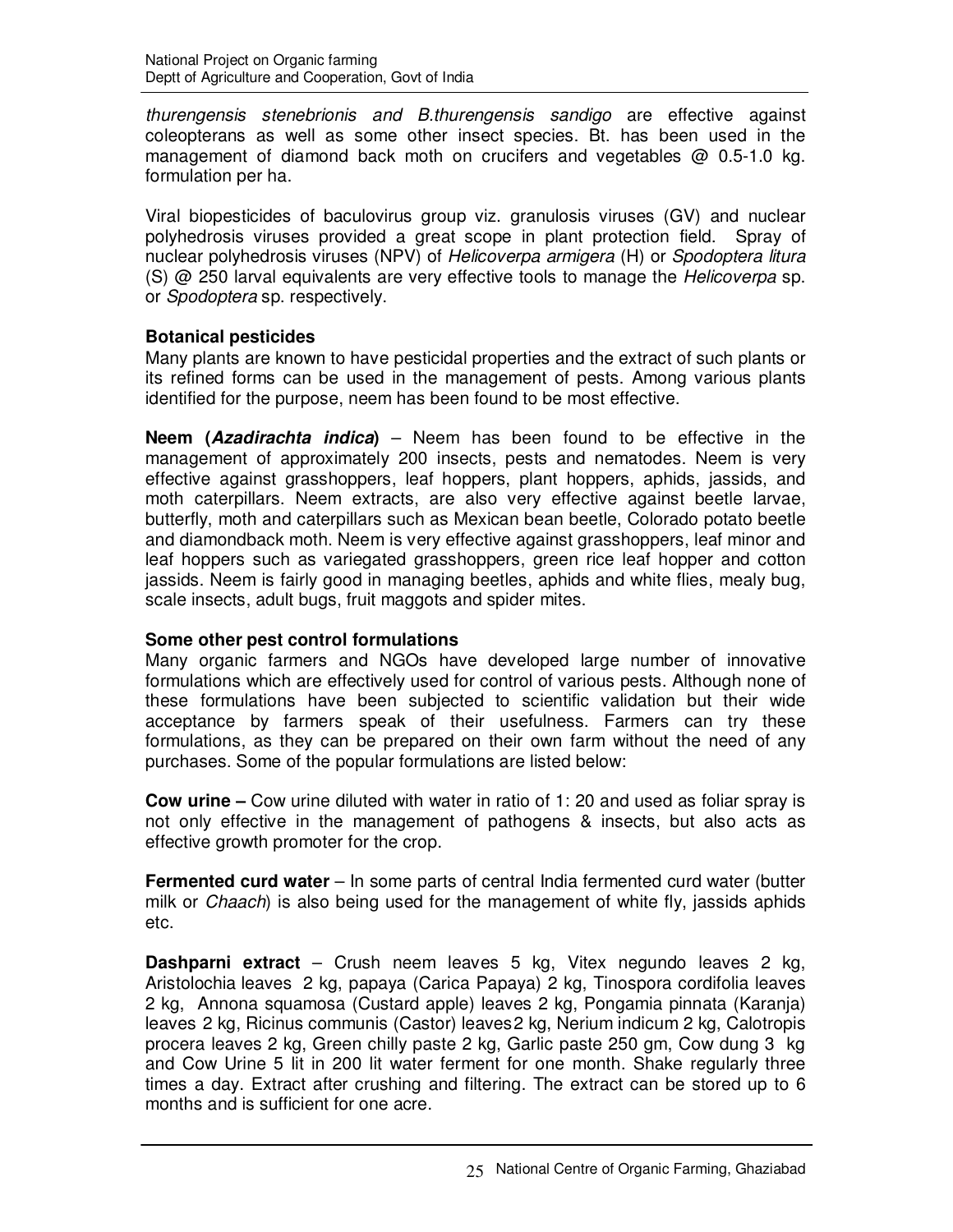*thurengensis stenebrionis and B.thurengensis sandigo* are effective against coleopterans as well as some other insect species. Bt. has been used in the management of diamond back moth on crucifers and vegetables @ 0.5-1.0 kg. formulation per ha.

Viral biopesticides of baculovirus group viz. granulosis viruses (GV) and nuclear polyhedrosis viruses provided a great scope in plant protection field. Spray of nuclear polyhedrosis viruses (NPV) of *Helicoverpa armigera* (H) or *Spodoptera litura* (S) @ 250 larval equivalents are very effective tools to manage the *Helicoverpa* sp. or *Spodoptera* sp. respectively.

**Botanical pesticides**

Many plants are known to have pesticidal properties and the extract of such plants or its refined forms can be used in the management of pests. Among various plants identified for the purpose, neem has been found to be most effective.

**Neem (*Azadirachta indica*)** – Neem has been found to be effective in the management of approximately 200 insects, pests and nematodes. Neem is very effective against grasshoppers, leaf hoppers, plant hoppers, aphids, jassids, and moth caterpillars. Neem extracts, are also very effective against beetle larvae, butterfly, moth and caterpillars such as Mexican bean beetle, Colorado potato beetle and diamondback moth. Neem is very effective against grasshoppers, leaf minor and leaf hoppers such as variegated grasshoppers, green rice leaf hopper and cotton jassids. Neem is fairly good in managing beetles, aphids and white flies, mealy bug, scale insects, adult bugs, fruit maggots and spider mites.

**Some other pest control formulations**

Many organic farmers and NGOs have developed large number of innovative formulations which are effectively used for control of various pests. Although none of these formulations have been subjected to scientific validation but their wide acceptance by farmers speak of their usefulness. Farmers can try these formulations, as they can be prepared on their own farm without the need of any purchases. Some of the popular formulations are listed below:

**Cow urine –** Cow urine diluted with water in ratio of 1: 20 and used as foliar spray is not only effective in the management of pathogens & insects, but also acts as effective growth promoter for the crop.

**Fermented curd water** – In some parts of central India fermented curd water (butter milk or *Chaach*) is also being used for the management of white fly, jassids aphids etc.

**Dashparni extract** – Crush neem leaves 5 kg, Vitex negundo leaves 2 kg, Aristolochia leaves 2 kg, papaya (Carica Papaya) 2 kg, Tinospora cordifolia leaves 2 kg, Annona squamosa (Custard apple) leaves 2 kg, Pongamia pinnata (Karanja) leaves 2 kg, Ricinus communis (Castor) leaves2 kg, Nerium indicum 2 kg, Calotropis procera leaves 2 kg, Green chilly paste 2 kg, Garlic paste 250 gm, Cow dung 3 kg and Cow Urine 5 lit in 200 lit water ferment for one month. Shake regularly three times a day. Extract after crushing and filtering. The extract can be stored up to 6 months and is sufficient for one acre.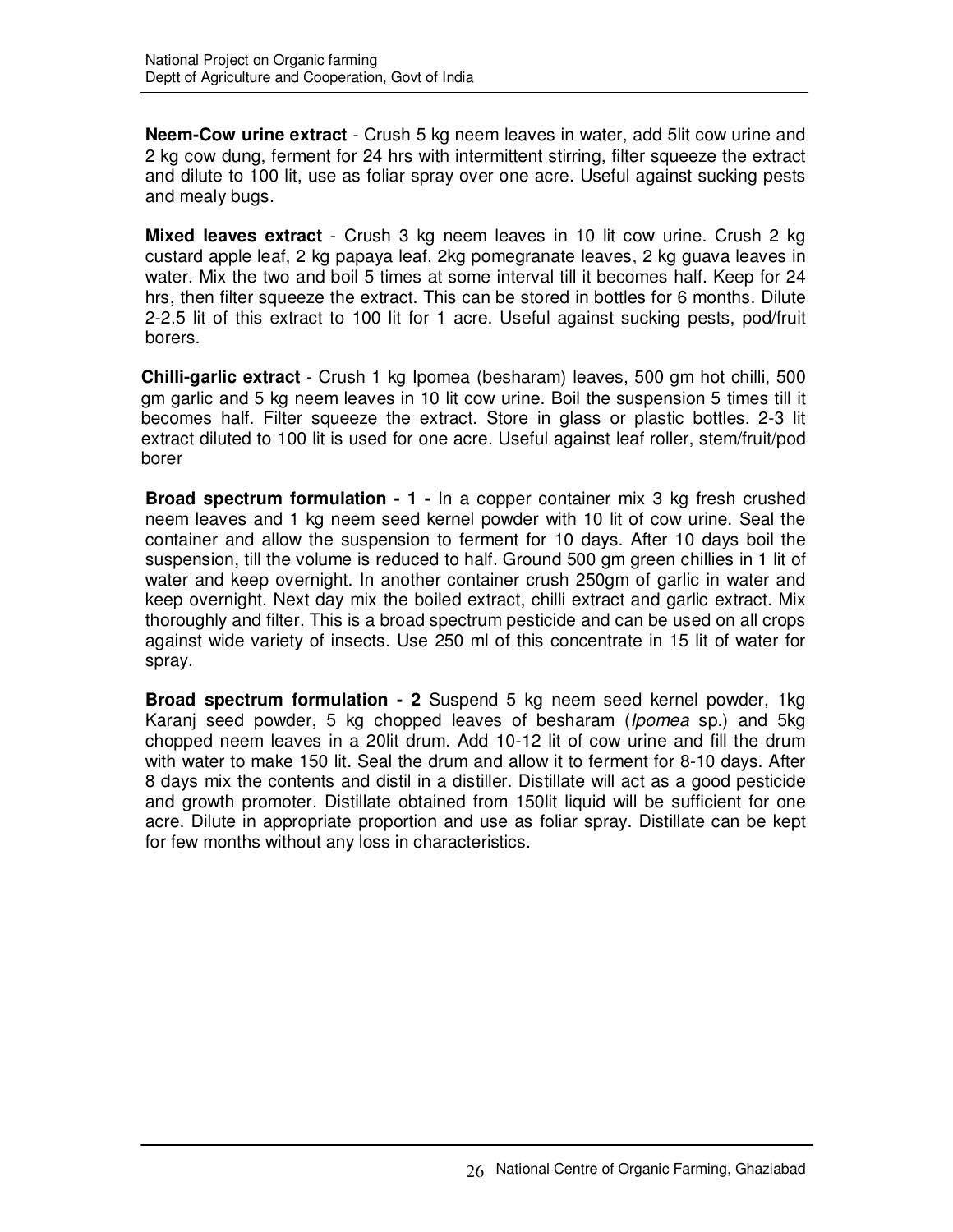**Neem-Cow urine extract** - Crush 5 kg neem leaves in water, add 5lit cow urine and 2 kg cow dung, ferment for 24 hrs with intermittent stirring, filter squeeze the extract and dilute to 100 lit, use as foliar spray over one acre. Useful against sucking pests and mealy bugs.

**Mixed leaves extract** - Crush 3 kg neem leaves in 10 lit cow urine. Crush 2 kg custard apple leaf, 2 kg papaya leaf, 2kg pomegranate leaves, 2 kg guava leaves in water. Mix the two and boil 5 times at some interval till it becomes half. Keep for 24 hrs, then filter squeeze the extract. This can be stored in bottles for 6 months. Dilute 2-2.5 lit of this extract to 100 lit for 1 acre. Useful against sucking pests, pod/fruit borers.

**Chilli-garlic extract** - Crush 1 kg Ipomea (besharam) leaves, 500 gm hot chilli, 500 gm garlic and 5 kg neem leaves in 10 lit cow urine. Boil the suspension 5 times till it becomes half. Filter squeeze the extract. Store in glass or plastic bottles. 2-3 lit extract diluted to 100 lit is used for one acre. Useful against leaf roller, stem/fruit/pod borer

**Broad spectrum formulation - 1 -** In a copper container mix 3 kg fresh crushed neem leaves and 1 kg neem seed kernel powder with 10 lit of cow urine. Seal the container and allow the suspension to ferment for 10 days. After 10 days boil the suspension, till the volume is reduced to half. Ground 500 gm green chillies in 1 lit of water and keep overnight. In another container crush 250gm of garlic in water and keep overnight. Next day mix the boiled extract, chilli extract and garlic extract. Mix thoroughly and filter. This is a broad spectrum pesticide and can be used on all crops against wide variety of insects. Use 250 ml of this concentrate in 15 lit of water for spray.

**Broad spectrum formulation - 2** Suspend 5 kg neem seed kernel powder, 1kg Karanj seed powder, 5 kg chopped leaves of besharam (*Ipomea* sp.) and 5kg chopped neem leaves in a 20lit drum. Add 10-12 lit of cow urine and fill the drum with water to make 150 lit. Seal the drum and allow it to ferment for 8-10 days. After 8 days mix the contents and distil in a distiller. Distillate will act as a good pesticide and growth promoter. Distillate obtained from 150lit liquid will be sufficient for one acre. Dilute in appropriate proportion and use as foliar spray. Distillate can be kept for few months without any loss in characteristics.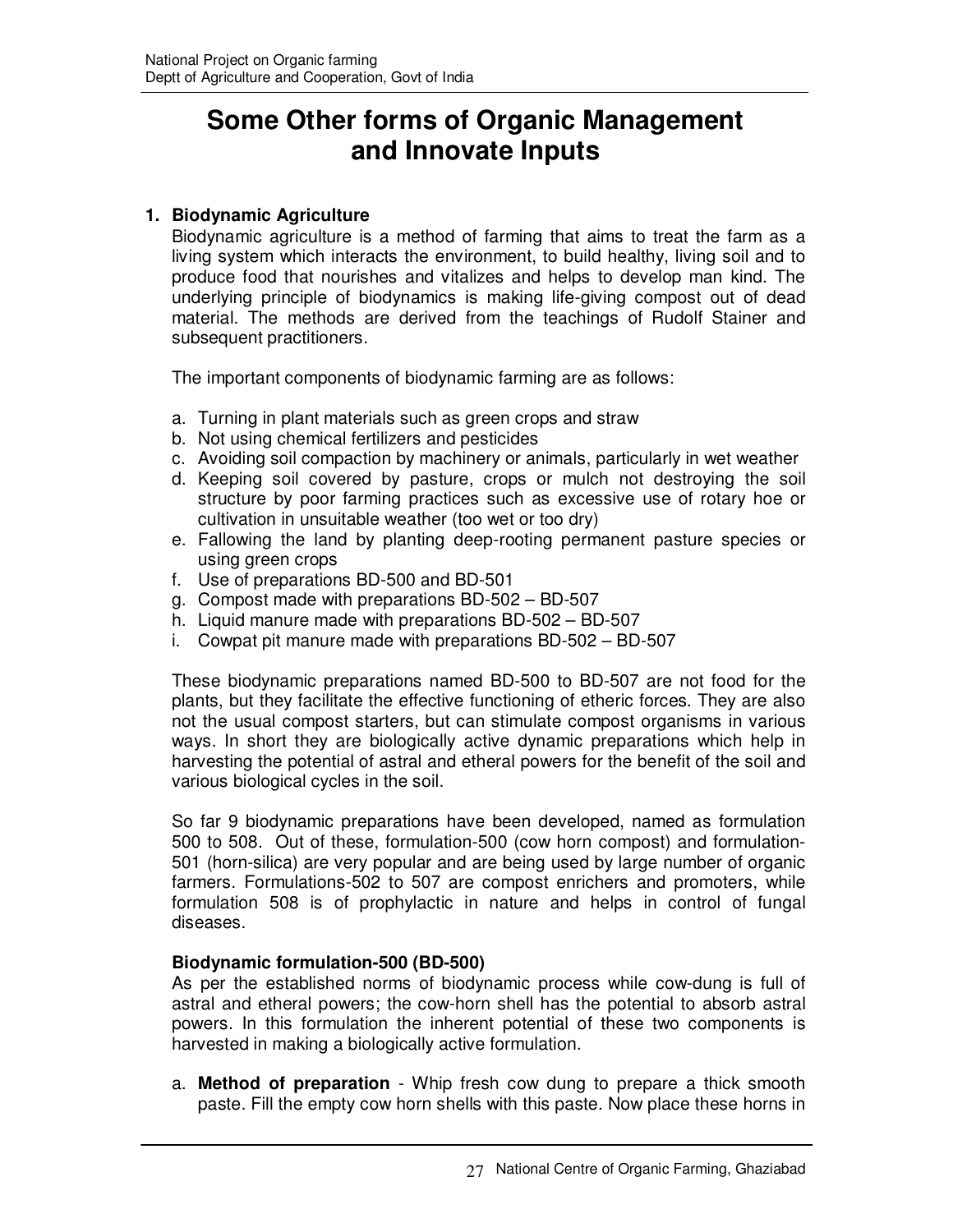# Some Other forms of Organic Management and Innovate Inputs

## 1. Biodynamic Agriculture

Biodynamic agriculture is a method of farming that aims to treat the farm as a living system which interacts the environment, to build healthy, living soil and to produce food that nourishes and vitalizes and helps to develop man kind. The underlying principle of biodynamics is making life-giving compost out of dead material. The methods are derived from the teachings of Rudolf Stainer and subsequent practitioners.

The important components of biodynamic farming are as follows:

a. Turning in plant materials such as green crops and straw
b. Not using chemical fertilizers and pesticides
c. Avoiding soil compaction by machinery or animals, particularly in wet weather
d. Keeping soil covered by pasture, crops or mulch not destroying the soil structure by poor farming practices such as excessive use of rotary hoe or cultivation in unsuitable weather (too wet or too dry)
e. Fallowing the land by planting deep-rooting permanent pasture species or using green crops
f. Use of preparations BD-500 and BD-501
g. Compost made with preparations BD-502 – BD-507
h. Liquid manure made with preparations BD-502 – BD-507
i. Cowpat pit manure made with preparations BD-502 – BD-507

These biodynamic preparations named BD-500 to BD-507 are not food for the plants, but they facilitate the effective functioning of etheric forces. They are also not the usual compost starters, but can stimulate compost organisms in various ways. In short they are biologically active dynamic preparations which help in harvesting the potential of astral and etheral powers for the benefit of the soil and various biological cycles in the soil.

So far 9 biodynamic preparations have been developed, named as formulation 500 to 508. Out of these, formulation-500 (cow horn compost) and formulation-501 (horn-silica) are very popular and are being used by large number of organic farmers. Formulations-502 to 507 are compost enrichers and promoters, while formulation 508 is of prophylactic in nature and helps in control of fungal diseases.

### Biodynamic formulation-500 (BD-500)

As per the established norms of biodynamic process while cow-dung is full of astral and etheral powers; the cow-horn shell has the potential to absorb astral powers. In this formulation the inherent potential of these two components is harvested in making a biologically active formulation.

a. **Method of preparation** - Whip fresh cow dung to prepare a thick smooth paste. Fill the empty cow horn shells with this paste. Now place these horns in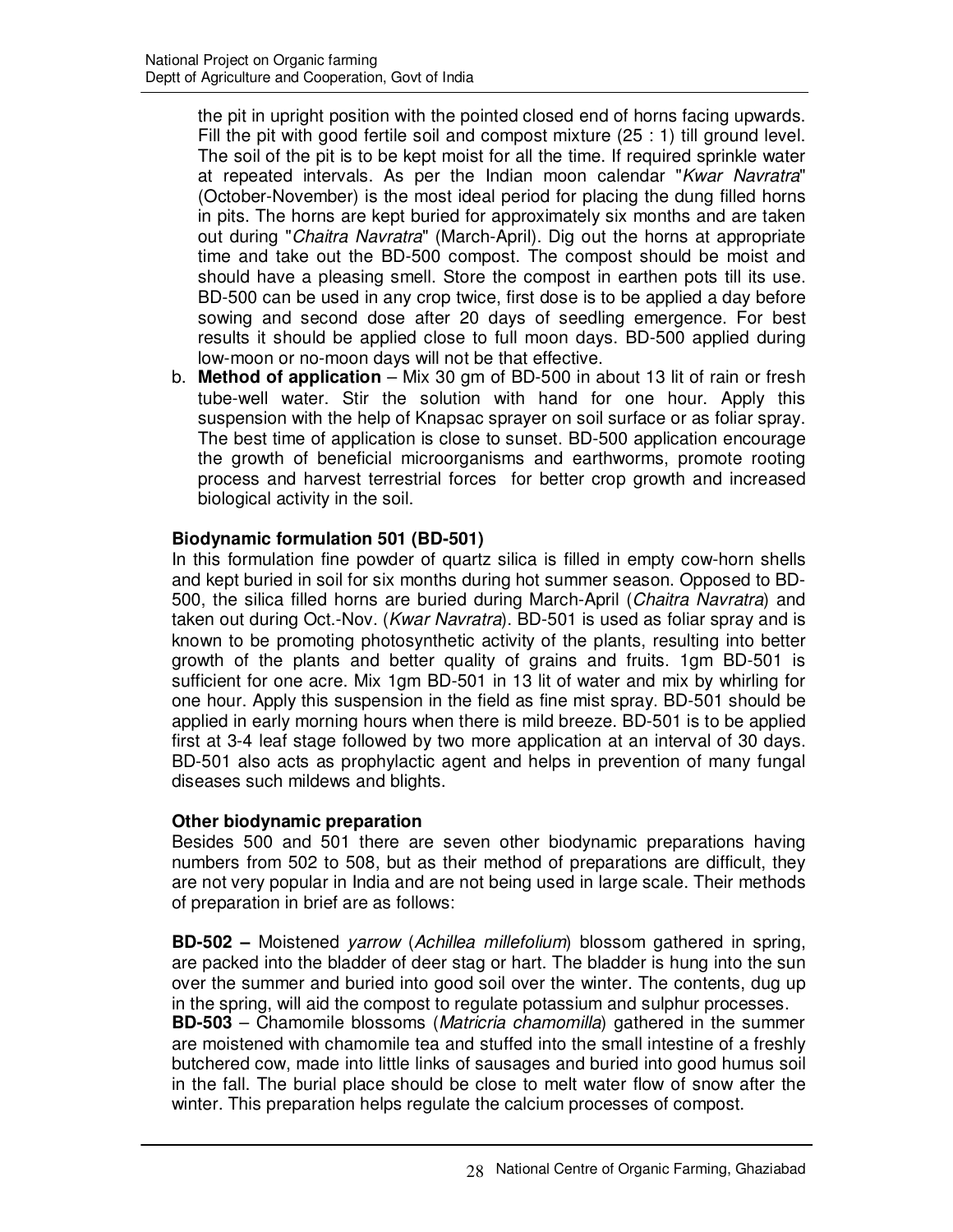the pit in upright position with the pointed closed end of horns facing upwards. Fill the pit with good fertile soil and compost mixture (25 : 1) till ground level. The soil of the pit is to be kept moist for all the time. If required sprinkle water at repeated intervals. As per the Indian moon calendar "*Kwar Navratra*" (October-November) is the most ideal period for placing the dung filled horns in pits. The horns are kept buried for approximately six months and are taken out during "*Chaitra Navratra*" (March-April). Dig out the horns at appropriate time and take out the BD-500 compost. The compost should be moist and should have a pleasing smell. Store the compost in earthen pots till its use. BD-500 can be used in any crop twice, first dose is to be applied a day before sowing and second dose after 20 days of seedling emergence. For best results it should be applied close to full moon days. BD-500 applied during low-moon or no-moon days will not be that effective.

b. **Method of application** – Mix 30 gm of BD-500 in about 13 lit of rain or fresh tube-well water. Stir the solution with hand for one hour. Apply this suspension with the help of Knapsac sprayer on soil surface or as foliar spray. The best time of application is close to sunset. BD-500 application encourage the growth of beneficial microorganisms and earthworms, promote rooting process and harvest terrestrial forces for better crop growth and increased biological activity in the soil.

**Biodynamic formulation 501 (BD-501)**

In this formulation fine powder of quartz silica is filled in empty cow-horn shells and kept buried in soil for six months during hot summer season. Opposed to BD-500, the silica filled horns are buried during March-April (*Chaitra Navratra*) and taken out during Oct.-Nov. (*Kwar Navratra*). BD-501 is used as foliar spray and is known to be promoting photosynthetic activity of the plants, resulting into better growth of the plants and better quality of grains and fruits. 1gm BD-501 is sufficient for one acre. Mix 1gm BD-501 in 13 lit of water and mix by whirling for one hour. Apply this suspension in the field as fine mist spray. BD-501 should be applied in early morning hours when there is mild breeze. BD-501 is to be applied first at 3-4 leaf stage followed by two more application at an interval of 30 days. BD-501 also acts as prophylactic agent and helps in prevention of many fungal diseases such mildews and blights.

**Other biodynamic preparation**

Besides 500 and 501 there are seven other biodynamic preparations having numbers from 502 to 508, but as their method of preparations are difficult, they are not very popular in India and are not being used in large scale. Their methods of preparation in brief are as follows:

**BD-502 –** Moistened *yarrow* (*Achillea millefolium*) blossom gathered in spring, are packed into the bladder of deer stag or hart. The bladder is hung into the sun over the summer and buried into good soil over the winter. The contents, dug up in the spring, will aid the compost to regulate potassium and sulphur processes.

**BD-503** – Chamomile blossoms (*Matricria chamomilla*) gathered in the summer are moistened with chamomile tea and stuffed into the small intestine of a freshly butchered cow, made into little links of sausages and buried into good humus soil in the fall. The burial place should be close to melt water flow of snow after the winter. This preparation helps regulate the calcium processes of compost.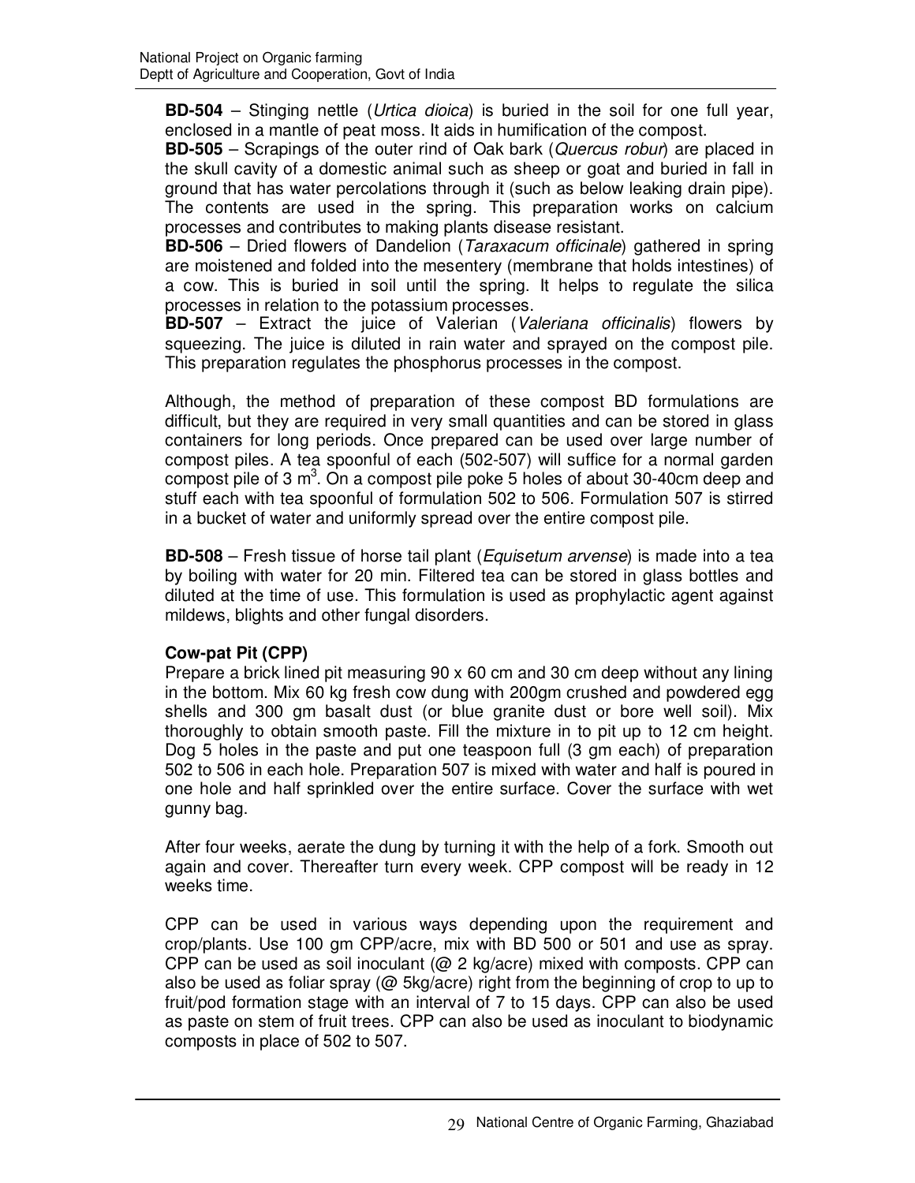**BD-504** – Stinging nettle (*Urtica dioica*) is buried in the soil for one full year, enclosed in a mantle of peat moss. It aids in humification of the compost.

**BD-505** – Scrapings of the outer rind of Oak bark (*Quercus robur*) are placed in the skull cavity of a domestic animal such as sheep or goat and buried in fall in ground that has water percolations through it (such as below leaking drain pipe). The contents are used in the spring. This preparation works on calcium processes and contributes to making plants disease resistant.

**BD-506** – Dried flowers of Dandelion (*Taraxacum officinale*) gathered in spring are moistened and folded into the mesentery (membrane that holds intestines) of a cow. This is buried in soil until the spring. It helps to regulate the silica processes in relation to the potassium processes.

**BD-507** – Extract the juice of Valerian (*Valeriana officinalis*) flowers by squeezing. The juice is diluted in rain water and sprayed on the compost pile. This preparation regulates the phosphorus processes in the compost.

Although, the method of preparation of these compost BD formulations are difficult, but they are required in very small quantities and can be stored in glass containers for long periods. Once prepared can be used over large number of compost piles. A tea spoonful of each (502-507) will suffice for a normal garden compost pile of 3 $m^3$. On a compost pile poke 5 holes of about 30-40cm deep and stuff each with tea spoonful of formulation 502 to 506. Formulation 507 is stirred in a bucket of water and uniformly spread over the entire compost pile.

**BD-508** – Fresh tissue of horse tail plant (*Equisetum arvense*) is made into a tea by boiling with water for 20 min. Filtered tea can be stored in glass bottles and diluted at the time of use. This formulation is used as prophylactic agent against mildews, blights and other fungal disorders.

**Cow-pat Pit (CPP)**

Prepare a brick lined pit measuring 90 x 60 cm and 30 cm deep without any lining in the bottom. Mix 60 kg fresh cow dung with 200gm crushed and powdered egg shells and 300 gm basalt dust (or blue granite dust or bore well soil). Mix thoroughly to obtain smooth paste. Fill the mixture in to pit up to 12 cm height. Dog 5 holes in the paste and put one teaspoon full (3 gm each) of preparation 502 to 506 in each hole. Preparation 507 is mixed with water and half is poured in one hole and half sprinkled over the entire surface. Cover the surface with wet gunny bag.

After four weeks, aerate the dung by turning it with the help of a fork. Smooth out again and cover. Thereafter turn every week. CPP compost will be ready in 12 weeks time.

CPP can be used in various ways depending upon the requirement and crop/plants. Use 100 gm CPP/acre, mix with BD 500 or 501 and use as spray. CPP can be used as soil inoculant (@ 2 kg/acre) mixed with composts. CPP can also be used as foliar spray (@ 5kg/acre) right from the beginning of crop to up to fruit/pod formation stage with an interval of 7 to 15 days. CPP can also be used as paste on stem of fruit trees. CPP can also be used as inoculant to biodynamic composts in place of 502 to 507.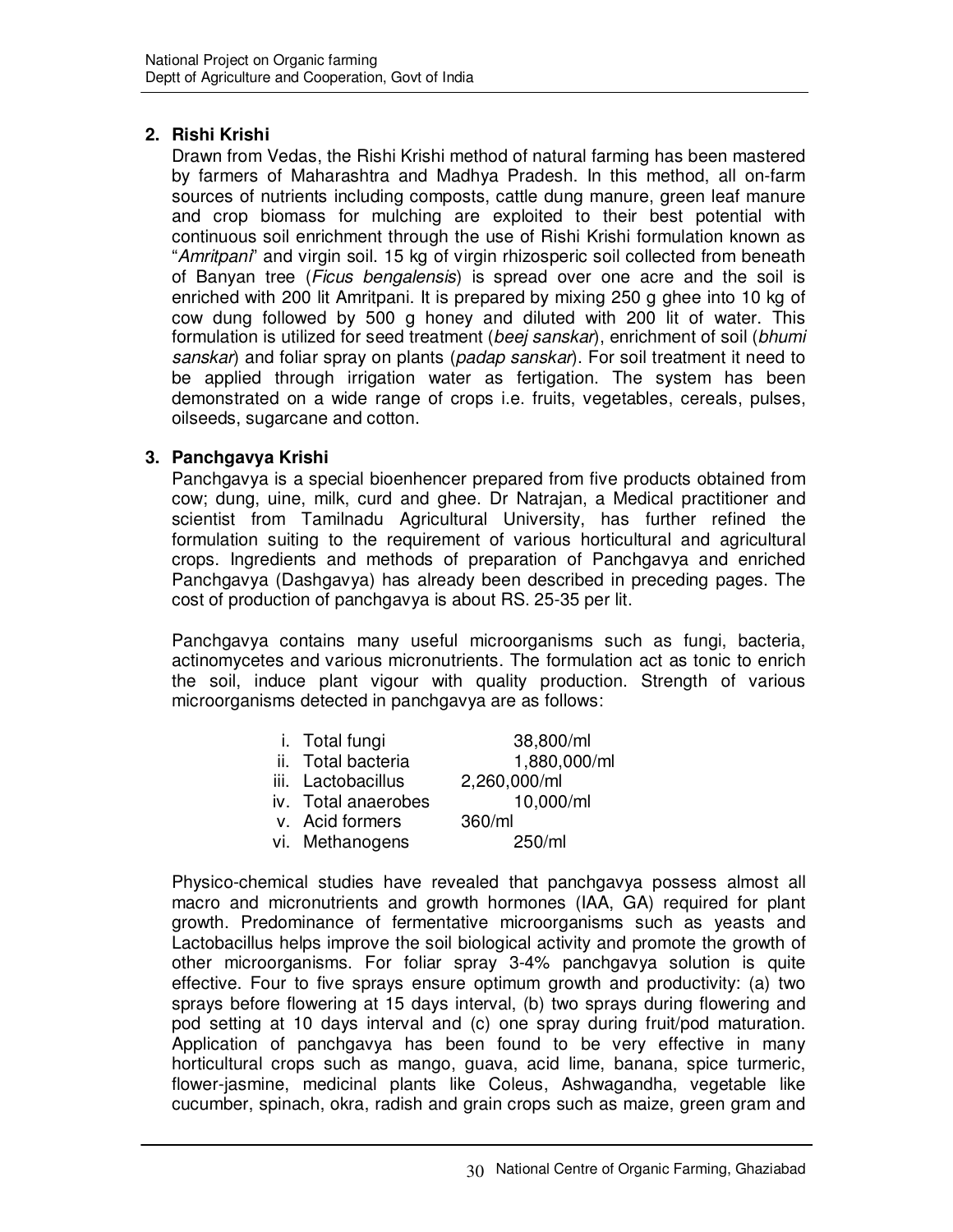**2. Rishi Krishi**

Drawn from Vedas, the Rishi Krishi method of natural farming has been mastered by farmers of Maharashtra and Madhya Pradesh. In this method, all on-farm sources of nutrients including composts, cattle dung manure, green leaf manure and crop biomass for mulching are exploited to their best potential with continuous soil enrichment through the use of Rishi Krishi formulation known as "*Amritpani*" and virgin soil. 15 kg of virgin rhizosperic soil collected from beneath of Banyan tree (*Ficus bengalensis*) is spread over one acre and the soil is enriched with 200 lit Amritpani. It is prepared by mixing 250 g ghee into 10 kg of cow dung followed by 500 g honey and diluted with 200 lit of water. This formulation is utilized for seed treatment (*beej sanskar*), enrichment of soil (*bhumi sanskar*) and foliar spray on plants (*padap sanskar*). For soil treatment it need to be applied through irrigation water as fertigation. The system has been demonstrated on a wide range of crops i.e. fruits, vegetables, cereals, pulses, oilseeds, sugarcane and cotton.

**3. Panchgavya Krishi**

Panchgavya is a special bioenhencer prepared from five products obtained from cow; dung, uine, milk, curd and ghee. Dr Natrajan, a Medical practitioner and scientist from Tamilnadu Agricultural University, has further refined the formulation suiting to the requirement of various horticultural and agricultural crops. Ingredients and methods of preparation of Panchgavya and enriched Panchgavya (Dashgavya) has already been described in preceding pages. The cost of production of panchgavya is about RS. 25-35 per lit.

Panchgavya contains many useful microorganisms such as fungi, bacteria, actinomycetes and various micronutrients. The formulation act as tonic to enrich the soil, induce plant vigour with quality production. Strength of various microorganisms detected in panchgavya are as follows:

| | |
|---|---|
| i. Total fungi | 38,800/ml |
| ii. Total bacteria | 1,880,000/ml |
| iii. Lactobacillus | 2,260,000/ml |
| iv. Total anaerobes | 10,000/ml |
| v. Acid formers | 360/ml |
| vi. Methanogens | 250/ml |

Physico-chemical studies have revealed that panchgavya possess almost all macro and micronutrients and growth hormones (IAA, GA) required for plant growth. Predominance of fermentative microorganisms such as yeasts and Lactobacillus helps improve the soil biological activity and promote the growth of other microorganisms. For foliar spray 3-4% panchgavya solution is quite effective. Four to five sprays ensure optimum growth and productivity: (a) two sprays before flowering at 15 days interval, (b) two sprays during flowering and pod setting at 10 days interval and (c) one spray during fruit/pod maturation. Application of panchgavya has been found to be very effective in many horticultural crops such as mango, guava, acid lime, banana, spice turmeric, flower-jasmine, medicinal plants like Coleus, Ashwagandha, vegetable like cucumber, spinach, okra, radish and grain crops such as maize, green gram and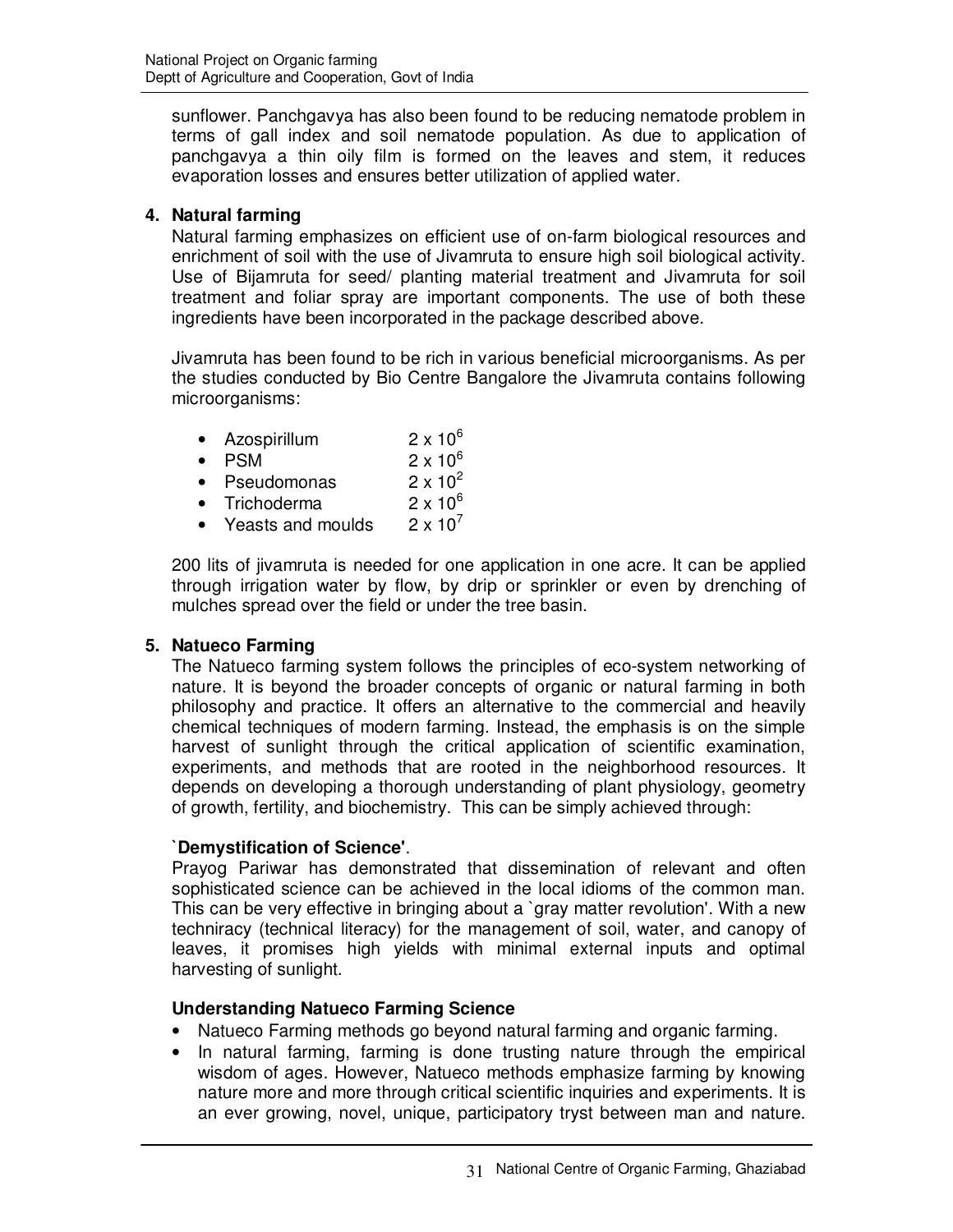sunflower. Panchgavya has also been found to be reducing nematode problem in terms of gall index and soil nematode population. As due to application of panchgavya a thin oily film is formed on the leaves and stem, it reduces evaporation losses and ensures better utilization of applied water.

## 4. Natural farming

Natural farming emphasizes on efficient use of on-farm biological resources and enrichment of soil with the use of Jivamruta to ensure high soil biological activity. Use of Bijamruta for seed/ planting material treatment and Jivamruta for soil treatment and foliar spray are important components. The use of both these ingredients have been incorporated in the package described above.

Jivamruta has been found to be rich in various beneficial microorganisms. As per the studies conducted by Bio Centre Bangalore the Jivamruta contains following microorganisms:

- Azospirillum $2 \times 10^6$
- PSM $2 \times 10^6$
- Pseudomonas $2 \times 10^2$
- Trichoderma $2 \times 10^6$
- Yeasts and moulds $2 \times 10^7$

200 lits of jivamruta is needed for one application in one acre. It can be applied through irrigation water by flow, by drip or sprinkler or even by drenching of mulches spread over the field or under the tree basin.

## 5. Natueco Farming

The Natueco farming system follows the principles of eco-system networking of nature. It is beyond the broader concepts of organic or natural farming in both philosophy and practice. It offers an alternative to the commercial and heavily chemical techniques of modern farming. Instead, the emphasis is on the simple harvest of sunlight through the critical application of scientific examination, experiments, and methods that are rooted in the neighborhood resources. It depends on developing a thorough understanding of plant physiology, geometry of growth, fertility, and biochemistry. This can be simply achieved through:

**`Demystification of Science'**.

Prayog Pariwar has demonstrated that dissemination of relevant and often sophisticated science can be achieved in the local idioms of the common man. This can be very effective in bringing about a `gray matter revolution'. With a new techniracy (technical literacy) for the management of soil, water, and canopy of leaves, it promises high yields with minimal external inputs and optimal harvesting of sunlight.

**Understanding Natueco Farming Science**

- Natueco Farming methods go beyond natural farming and organic farming.
- In natural farming, farming is done trusting nature through the empirical wisdom of ages. However, Natueco methods emphasize farming by knowing nature more and more through critical scientific inquiries and experiments. It is an ever growing, novel, unique, participatory tryst between man and nature.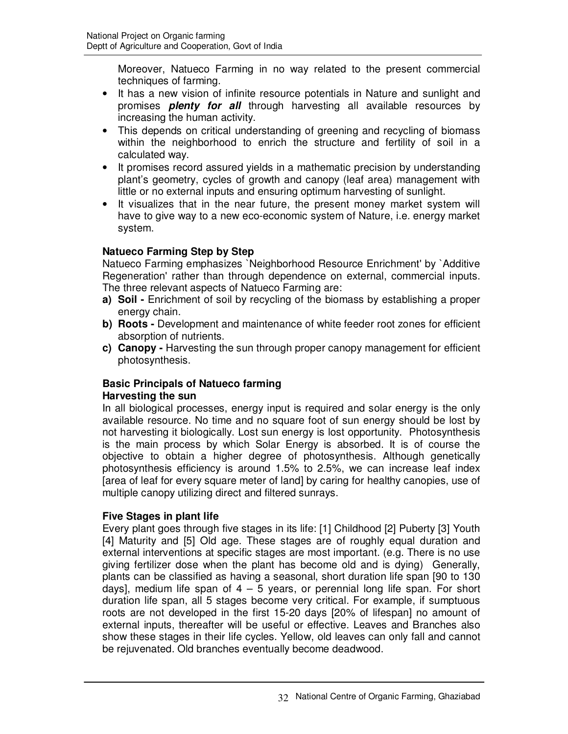Moreover, Natueco Farming in no way related to the present commercial techniques of farming.

- It has a new vision of infinite resource potentials in Nature and sunlight and promises ***plenty for all*** through harvesting all available resources by increasing the human activity.
- This depends on critical understanding of greening and recycling of biomass within the neighborhood to enrich the structure and fertility of soil in a calculated way.
- It promises record assured yields in a mathematic precision by understanding plant's geometry, cycles of growth and canopy (leaf area) management with little or no external inputs and ensuring optimum harvesting of sunlight.
- It visualizes that in the near future, the present money market system will have to give way to a new eco-economic system of Nature, i.e. energy market system.

**Natueco Farming Step by Step**

Natueco Farming emphasizes `Neighborhood Resource Enrichment' by `Additive Regeneration' rather than through dependence on external, commercial inputs. The three relevant aspects of Natueco Farming are:

**a) Soil -** Enrichment of soil by recycling of the biomass by establishing a proper energy chain.

**b) Roots -** Development and maintenance of white feeder root zones for efficient absorption of nutrients.

**c) Canopy -** Harvesting the sun through proper canopy management for efficient photosynthesis.

**Basic Principals of Natueco farming**

**Harvesting the sun**

In all biological processes, energy input is required and solar energy is the only available resource. No time and no square foot of sun energy should be lost by not harvesting it biologically. Lost sun energy is lost opportunity. Photosynthesis is the main process by which Solar Energy is absorbed. It is of course the objective to obtain a higher degree of photosynthesis. Although genetically photosynthesis efficiency is around 1.5% to 2.5%, we can increase leaf index [area of leaf for every square meter of land] by caring for healthy canopies, use of multiple canopy utilizing direct and filtered sunrays.

**Five Stages in plant life**

Every plant goes through five stages in its life: [1] Childhood [2] Puberty [3] Youth [4] Maturity and [5] Old age. These stages are of roughly equal duration and external interventions at specific stages are most important. (e.g. There is no use giving fertilizer dose when the plant has become old and is dying) Generally, plants can be classified as having a seasonal, short duration life span [90 to 130 days], medium life span of 4 – 5 years, or perennial long life span. For short duration life span, all 5 stages become very critical. For example, if sumptuous roots are not developed in the first 15-20 days [20% of lifespan] no amount of external inputs, thereafter will be useful or effective. Leaves and Branches also show these stages in their life cycles. Yellow, old leaves can only fall and cannot be rejuvenated. Old branches eventually become deadwood.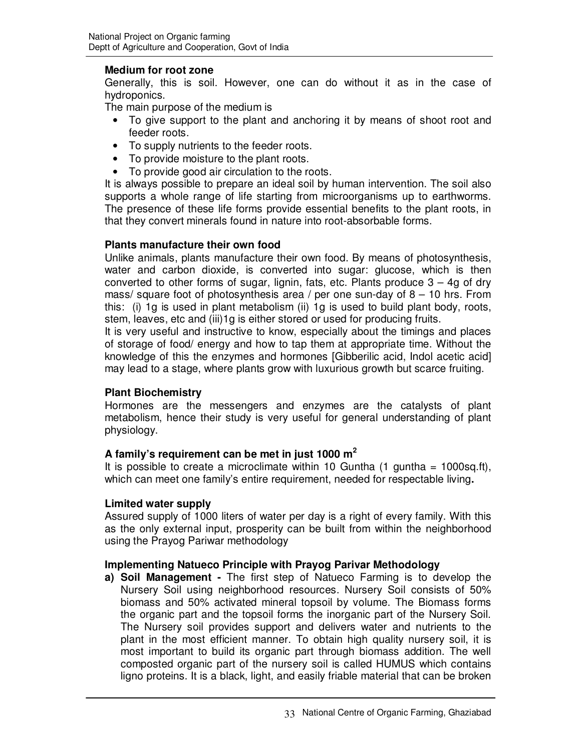**Medium for root zone**

Generally, this is soil. However, one can do without it as in the case of hydroponics.

The main purpose of the medium is

- To give support to the plant and anchoring it by means of shoot root and feeder roots.
- To supply nutrients to the feeder roots.
- To provide moisture to the plant roots.
- To provide good air circulation to the roots.

It is always possible to prepare an ideal soil by human intervention. The soil also supports a whole range of life starting from microorganisms up to earthworms. The presence of these life forms provide essential benefits to the plant roots, in that they convert minerals found in nature into root-absorbable forms.

**Plants manufacture their own food**

Unlike animals, plants manufacture their own food. By means of photosynthesis, water and carbon dioxide, is converted into sugar: glucose, which is then converted to other forms of sugar, lignin, fats, etc. Plants produce 3 – 4g of dry mass/ square foot of photosynthesis area / per one sun-day of 8 – 10 hrs. From this: (i) 1g is used in plant metabolism (ii) 1g is used to build plant body, roots, stem, leaves, etc and (iii)1g is either stored or used for producing fruits.

It is very useful and instructive to know, especially about the timings and places of storage of food/ energy and how to tap them at appropriate time. Without the knowledge of this the enzymes and hormones [Gibberilic acid, Indol acetic acid] may lead to a stage, where plants grow with luxurious growth but scarce fruiting.

**Plant Biochemistry**

Hormones are the messengers and enzymes are the catalysts of plant metabolism, hence their study is very useful for general understanding of plant physiology.

**A family's requirement can be met in just 1000 $m^2$**

It is possible to create a microclimate within 10 Guntha (1 guntha = 1000sq.ft), which can meet one family's entire requirement, needed for respectable living**.**

**Limited water supply**

Assured supply of 1000 liters of water per day is a right of every family. With this as the only external input, prosperity can be built from within the neighborhood using the Prayog Pariwar methodology

**Implementing Natueco Principle with Prayog Parivar Methodology**

**a) Soil Management -** The first step of Natueco Farming is to develop the Nursery Soil using neighborhood resources. Nursery Soil consists of 50% biomass and 50% activated mineral topsoil by volume. The Biomass forms the organic part and the topsoil forms the inorganic part of the Nursery Soil. The Nursery soil provides support and delivers water and nutrients to the plant in the most efficient manner. To obtain high quality nursery soil, it is most important to build its organic part through biomass addition. The well composted organic part of the nursery soil is called HUMUS which contains ligno proteins. It is a black, light, and easily friable material that can be broken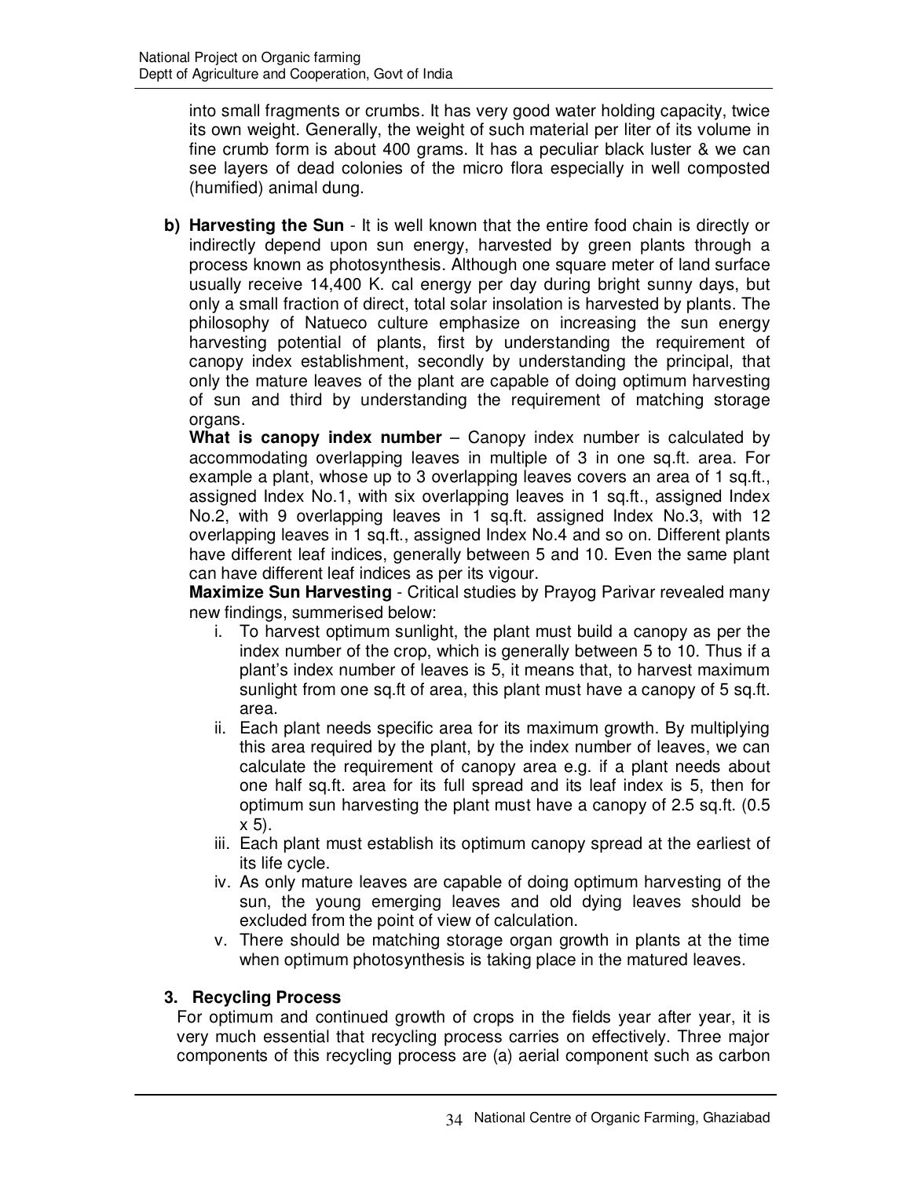into small fragments or crumbs. It has very good water holding capacity, twice its own weight. Generally, the weight of such material per liter of its volume in fine crumb form is about 400 grams. It has a peculiar black luster & we can see layers of dead colonies of the micro flora especially in well composted (humified) animal dung.

**b) Harvesting the Sun** - It is well known that the entire food chain is directly or indirectly depend upon sun energy, harvested by green plants through a process known as photosynthesis. Although one square meter of land surface usually receive 14,400 K. cal energy per day during bright sunny days, but only a small fraction of direct, total solar insolation is harvested by plants. The philosophy of Natueco culture emphasize on increasing the sun energy harvesting potential of plants, first by understanding the requirement of canopy index establishment, secondly by understanding the principal, that only the mature leaves of the plant are capable of doing optimum harvesting of sun and third by understanding the requirement of matching storage organs.

**What is canopy index number** – Canopy index number is calculated by accommodating overlapping leaves in multiple of 3 in one sq.ft. area. For example a plant, whose up to 3 overlapping leaves covers an area of 1 sq.ft., assigned Index No.1, with six overlapping leaves in 1 sq.ft., assigned Index No.2, with 9 overlapping leaves in 1 sq.ft. assigned Index No.3, with 12 overlapping leaves in 1 sq.ft., assigned Index No.4 and so on. Different plants have different leaf indices, generally between 5 and 10. Even the same plant can have different leaf indices as per its vigour.

**Maximize Sun Harvesting** - Critical studies by Prayog Parivar revealed many new findings, summerised below:

i. To harvest optimum sunlight, the plant must build a canopy as per the index number of the crop, which is generally between 5 to 10. Thus if a plant's index number of leaves is 5, it means that, to harvest maximum sunlight from one sq.ft of area, this plant must have a canopy of 5 sq.ft. area.

ii. Each plant needs specific area for its maximum growth. By multiplying this area required by the plant, by the index number of leaves, we can calculate the requirement of canopy area e.g. if a plant needs about one half sq.ft. area for its full spread and its leaf index is 5, then for optimum sun harvesting the plant must have a canopy of 2.5 sq.ft. (0.5 x 5).

iii. Each plant must establish its optimum canopy spread at the earliest of its life cycle.

iv. As only mature leaves are capable of doing optimum harvesting of the sun, the young emerging leaves and old dying leaves should be excluded from the point of view of calculation.

v. There should be matching storage organ growth in plants at the time when optimum photosynthesis is taking place in the matured leaves.

### 3. Recycling Process

For optimum and continued growth of crops in the fields year after year, it is very much essential that recycling process carries on effectively. Three major components of this recycling process are (a) aerial component such as carbon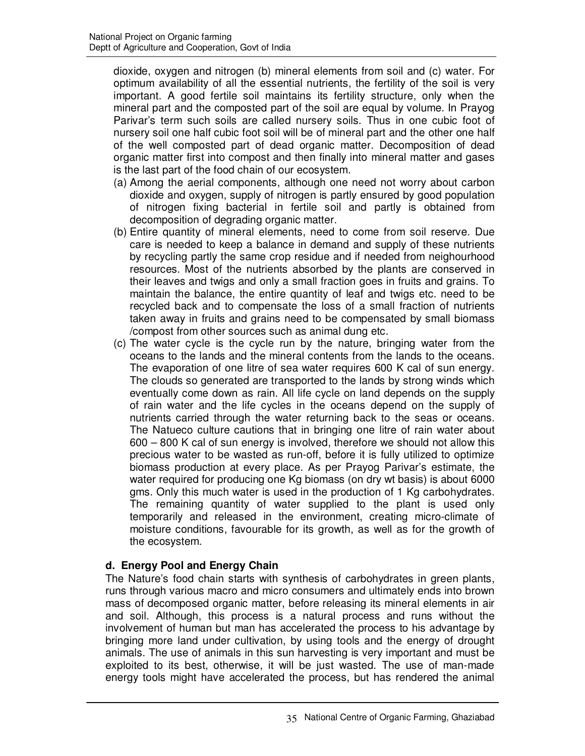dioxide, oxygen and nitrogen (b) mineral elements from soil and (c) water. For optimum availability of all the essential nutrients, the fertility of the soil is very important. A good fertile soil maintains its fertility structure, only when the mineral part and the composted part of the soil are equal by volume. In Prayog Parivar's term such soils are called nursery soils. Thus in one cubic foot of nursery soil one half cubic foot soil will be of mineral part and the other one half of the well composted part of dead organic matter. Decomposition of dead organic matter first into compost and then finally into mineral matter and gases is the last part of the food chain of our ecosystem.

(a) Among the aerial components, although one need not worry about carbon dioxide and oxygen, supply of nitrogen is partly ensured by good population of nitrogen fixing bacterial in fertile soil and partly is obtained from decomposition of degrading organic matter.

(b) Entire quantity of mineral elements, need to come from soil reserve. Due care is needed to keep a balance in demand and supply of these nutrients by recycling partly the same crop residue and if needed from neighourhood resources. Most of the nutrients absorbed by the plants are conserved in their leaves and twigs and only a small fraction goes in fruits and grains. To maintain the balance, the entire quantity of leaf and twigs etc. need to be recycled back and to compensate the loss of a small fraction of nutrients taken away in fruits and grains need to be compensated by small biomass /compost from other sources such as animal dung etc.

(c) The water cycle is the cycle run by the nature, bringing water from the oceans to the lands and the mineral contents from the lands to the oceans. The evaporation of one litre of sea water requires 600 K cal of sun energy. The clouds so generated are transported to the lands by strong winds which eventually come down as rain. All life cycle on land depends on the supply of rain water and the life cycles in the oceans depend on the supply of nutrients carried through the water returning back to the seas or oceans. The Natueco culture cautions that in bringing one litre of rain water about 600 – 800 K cal of sun energy is involved, therefore we should not allow this precious water to be wasted as run-off, before it is fully utilized to optimize biomass production at every place. As per Prayog Parivar's estimate, the water required for producing one Kg biomass (on dry wt basis) is about 6000 gms. Only this much water is used in the production of 1 Kg carbohydrates. The remaining quantity of water supplied to the plant is used only temporarily and released in the environment, creating micro-climate of moisture conditions, favourable for its growth, as well as for the growth of the ecosystem.

### d. Energy Pool and Energy Chain

The Nature's food chain starts with synthesis of carbohydrates in green plants, runs through various macro and micro consumers and ultimately ends into brown mass of decomposed organic matter, before releasing its mineral elements in air and soil. Although, this process is a natural process and runs without the involvement of human but man has accelerated the process to his advantage by bringing more land under cultivation, by using tools and the energy of drought animals. The use of animals in this sun harvesting is very important and must be exploited to its best, otherwise, it will be just wasted. The use of man-made energy tools might have accelerated the process, but has rendered the animal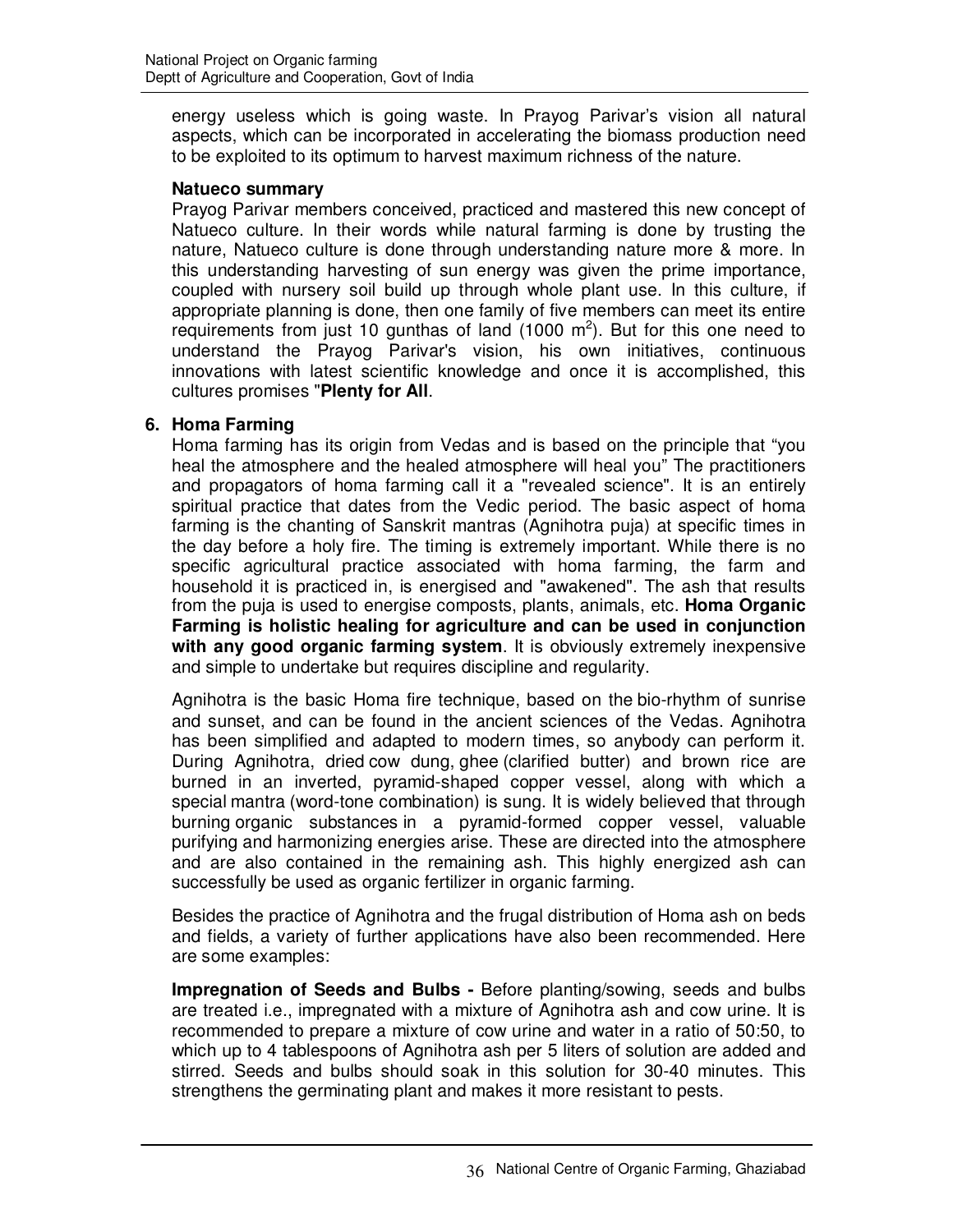energy useless which is going waste. In Prayog Parivar's vision all natural aspects, which can be incorporated in accelerating the biomass production need to be exploited to its optimum to harvest maximum richness of the nature.

**Natueco summary**

Prayog Parivar members conceived, practiced and mastered this new concept of Natueco culture. In their words while natural farming is done by trusting the nature, Natueco culture is done through understanding nature more & more. In this understanding harvesting of sun energy was given the prime importance, coupled with nursery soil build up through whole plant use. In this culture, if appropriate planning is done, then one family of five members can meet its entire requirements from just 10 gunthas of land (1000 $m^2$). But for this one need to understand the Prayog Parivar's vision, his own initiatives, continuous innovations with latest scientific knowledge and once it is accomplished, this cultures promises "**Plenty for All**.

## 6. Homa Farming

Homa farming has its origin from Vedas and is based on the principle that "you heal the atmosphere and the healed atmosphere will heal you" The practitioners and propagators of homa farming call it a "revealed science". It is an entirely spiritual practice that dates from the Vedic period. The basic aspect of homa farming is the chanting of Sanskrit mantras (Agnihotra puja) at specific times in the day before a holy fire. The timing is extremely important. While there is no specific agricultural practice associated with homa farming, the farm and household it is practiced in, is energised and "awakened". The ash that results from the puja is used to energise composts, plants, animals, etc. **Homa Organic Farming is holistic healing for agriculture and can be used in conjunction with any good organic farming system**. It is obviously extremely inexpensive and simple to undertake but requires discipline and regularity.

Agnihotra is the basic Homa fire technique, based on the bio-rhythm of sunrise and sunset, and can be found in the ancient sciences of the Vedas. Agnihotra has been simplified and adapted to modern times, so anybody can perform it. During Agnihotra, dried cow dung, ghee (clarified butter) and brown rice are burned in an inverted, pyramid-shaped copper vessel, along with which a special mantra (word-tone combination) is sung. It is widely believed that through burning organic substances in a pyramid-formed copper vessel, valuable purifying and harmonizing energies arise. These are directed into the atmosphere and are also contained in the remaining ash. This highly energized ash can successfully be used as organic fertilizer in organic farming.

Besides the practice of Agnihotra and the frugal distribution of Homa ash on beds and fields, a variety of further applications have also been recommended. Here are some examples:

**Impregnation of Seeds and Bulbs -** Before planting/sowing, seeds and bulbs are treated i.e., impregnated with a mixture of Agnihotra ash and cow urine. It is recommended to prepare a mixture of cow urine and water in a ratio of 50:50, to which up to 4 tablespoons of Agnihotra ash per 5 liters of solution are added and stirred. Seeds and bulbs should soak in this solution for 30-40 minutes. This strengthens the germinating plant and makes it more resistant to pests.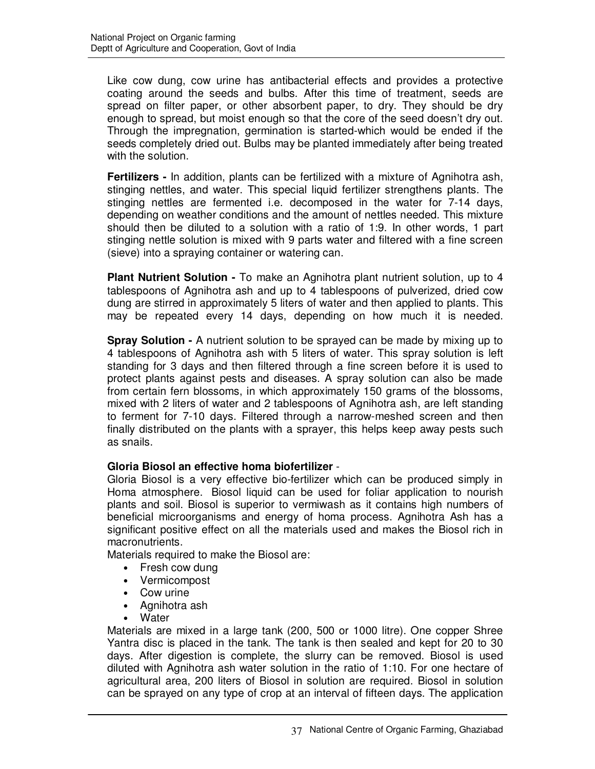Like cow dung, cow urine has antibacterial effects and provides a protective coating around the seeds and bulbs. After this time of treatment, seeds are spread on filter paper, or other absorbent paper, to dry. They should be dry enough to spread, but moist enough so that the core of the seed doesn't dry out. Through the impregnation, germination is started-which would be ended if the seeds completely dried out. Bulbs may be planted immediately after being treated with the solution.

**Fertilizers -** In addition, plants can be fertilized with a mixture of Agnihotra ash, stinging nettles, and water. This special liquid fertilizer strengthens plants. The stinging nettles are fermented i.e. decomposed in the water for 7-14 days, depending on weather conditions and the amount of nettles needed. This mixture should then be diluted to a solution with a ratio of 1:9. In other words, 1 part stinging nettle solution is mixed with 9 parts water and filtered with a fine screen (sieve) into a spraying container or watering can.

**Plant Nutrient Solution -** To make an Agnihotra plant nutrient solution, up to 4 tablespoons of Agnihotra ash and up to 4 tablespoons of pulverized, dried cow dung are stirred in approximately 5 liters of water and then applied to plants. This may be repeated every 14 days, depending on how much it is needed.

**Spray Solution -** A nutrient solution to be sprayed can be made by mixing up to 4 tablespoons of Agnihotra ash with 5 liters of water. This spray solution is left standing for 3 days and then filtered through a fine screen before it is used to protect plants against pests and diseases. A spray solution can also be made from certain fern blossoms, in which approximately 150 grams of the blossoms, mixed with 2 liters of water and 2 tablespoons of Agnihotra ash, are left standing to ferment for 7-10 days. Filtered through a narrow-meshed screen and then finally distributed on the plants with a sprayer, this helps keep away pests such as snails.

**Gloria Biosol an effective homa biofertilizer** -

Gloria Biosol is a very effective bio-fertilizer which can be produced simply in Homa atmosphere. Biosol liquid can be used for foliar application to nourish plants and soil. Biosol is superior to vermiwash as it contains high numbers of beneficial microorganisms and energy of homa process. Agnihotra Ash has a significant positive effect on all the materials used and makes the Biosol rich in macronutrients.

Materials required to make the Biosol are:

- Fresh cow dung
- Vermicompost
- Cow urine
- Agnihotra ash
- Water

Materials are mixed in a large tank (200, 500 or 1000 litre). One copper Shree Yantra disc is placed in the tank. The tank is then sealed and kept for 20 to 30 days. After digestion is complete, the slurry can be removed. Biosol is used diluted with Agnihotra ash water solution in the ratio of 1:10. For one hectare of agricultural area, 200 liters of Biosol in solution are required. Biosol in solution can be sprayed on any type of crop at an interval of fifteen days. The application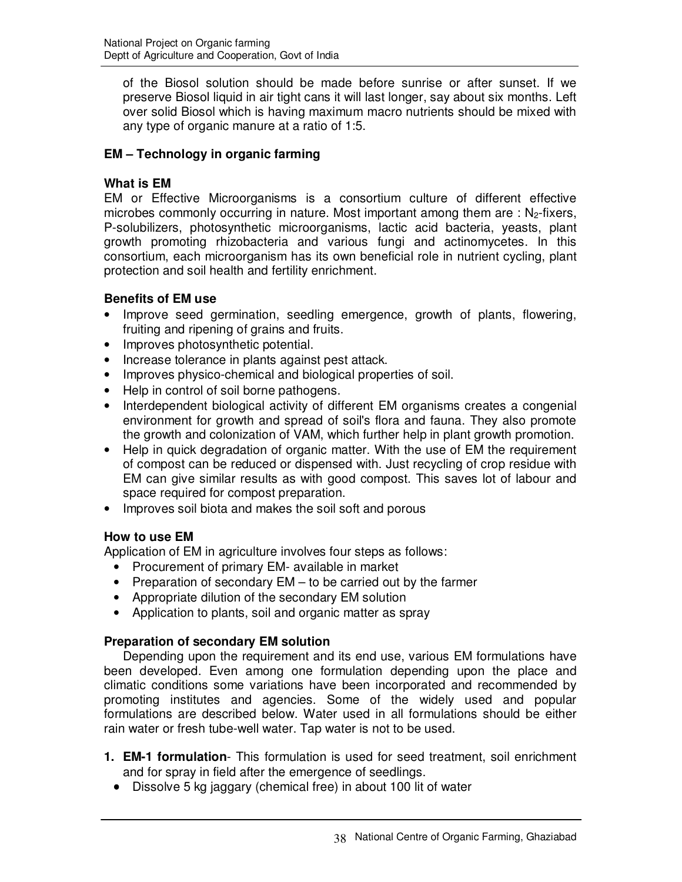of the Biosol solution should be made before sunrise or after sunset. If we preserve Biosol liquid in air tight cans it will last longer, say about six months. Left over solid Biosol which is having maximum macro nutrients should be mixed with any type of organic manure at a ratio of 1:5.

## EM – Technology in organic farming

### What is EM

EM or Effective Microorganisms is a consortium culture of different effective microbes commonly occurring in nature. Most important among them are : $N_2$-fixers, P-solubilizers, photosynthetic microorganisms, lactic acid bacteria, yeasts, plant growth promoting rhizobacteria and various fungi and actinomycetes. In this consortium, each microorganism has its own beneficial role in nutrient cycling, plant protection and soil health and fertility enrichment.

### Benefits of EM use

- Improve seed germination, seedling emergence, growth of plants, flowering, fruiting and ripening of grains and fruits.
- Improves photosynthetic potential.
- Increase tolerance in plants against pest attack.
- Improves physico-chemical and biological properties of soil.
- Help in control of soil borne pathogens.
- Interdependent biological activity of different EM organisms creates a congenial environment for growth and spread of soil's flora and fauna. They also promote the growth and colonization of VAM, which further help in plant growth promotion.
- Help in quick degradation of organic matter. With the use of EM the requirement of compost can be reduced or dispensed with. Just recycling of crop residue with EM can give similar results as with good compost. This saves lot of labour and space required for compost preparation.
- Improves soil biota and makes the soil soft and porous

### How to use EM

Application of EM in agriculture involves four steps as follows:

- Procurement of primary EM- available in market
- Preparation of secondary EM – to be carried out by the farmer
- Appropriate dilution of the secondary EM solution
- Application to plants, soil and organic matter as spray

### Preparation of secondary EM solution

Depending upon the requirement and its end use, various EM formulations have been developed. Even among one formulation depending upon the place and climatic conditions some variations have been incorporated and recommended by promoting institutes and agencies. Some of the widely used and popular formulations are described below. Water used in all formulations should be either rain water or fresh tube-well water. Tap water is not to be used.

1. **EM-1 formulation**- This formulation is used for seed treatment, soil enrichment and for spray in field after the emergence of seedlings.
   - Dissolve 5 kg jaggary (chemical free) in about 100 lit of water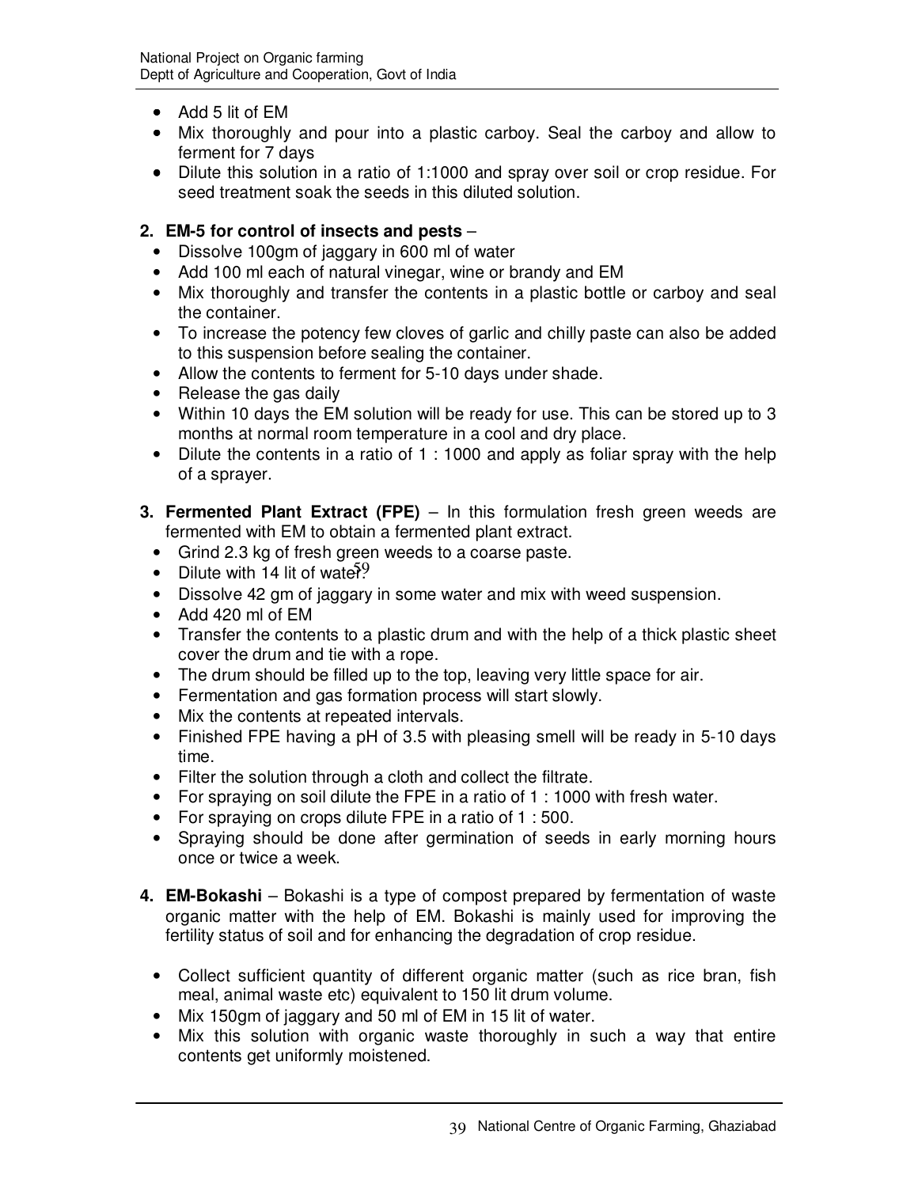- Add 5 lit of EM
- Mix thoroughly and pour into a plastic carboy. Seal the carboy and allow to ferment for 7 days
- Dilute this solution in a ratio of 1:1000 and spray over soil or crop residue. For seed treatment soak the seeds in this diluted solution.

2. **EM-5 for control of insects and pests** –
   - Dissolve 100gm of jaggary in 600 ml of water
   - Add 100 ml each of natural vinegar, wine or brandy and EM
   - Mix thoroughly and transfer the contents in a plastic bottle or carboy and seal the container.
   - To increase the potency few cloves of garlic and chilly paste can also be added to this suspension before sealing the container.
   - Allow the contents to ferment for 5-10 days under shade.
   - Release the gas daily
   - Within 10 days the EM solution will be ready for use. This can be stored up to 3 months at normal room temperature in a cool and dry place.
   - Dilute the contents in a ratio of 1 : 1000 and apply as foliar spray with the help of a sprayer.

3. **Fermented Plant Extract (FPE)** – In this formulation fresh green weeds are fermented with EM to obtain a fermented plant extract.
   - Grind 2.3 kg of fresh green weeds to a coarse paste.
   - Dilute with 14 lit of water.
   - Dissolve 42 gm of jaggary in some water and mix with weed suspension.
   - Add 420 ml of EM
   - Transfer the contents to a plastic drum and with the help of a thick plastic sheet cover the drum and tie with a rope.
   - The drum should be filled up to the top, leaving very little space for air.
   - Fermentation and gas formation process will start slowly.
   - Mix the contents at repeated intervals.
   - Finished FPE having a pH of 3.5 with pleasing smell will be ready in 5-10 days time.
   - Filter the solution through a cloth and collect the filtrate.
   - For spraying on soil dilute the FPE in a ratio of 1 : 1000 with fresh water.
   - For spraying on crops dilute FPE in a ratio of 1 : 500.
   - Spraying should be done after germination of seeds in early morning hours once or twice a week.

4. **EM-Bokashi** – Bokashi is a type of compost prepared by fermentation of waste organic matter with the help of EM. Bokashi is mainly used for improving the fertility status of soil and for enhancing the degradation of crop residue.

   - Collect sufficient quantity of different organic matter (such as rice bran, fish meal, animal waste etc) equivalent to 150 lit drum volume.
   - Mix 150gm of jaggary and 50 ml of EM in 15 lit of water.
   - Mix this solution with organic waste thoroughly in such a way that entire contents get uniformly moistened.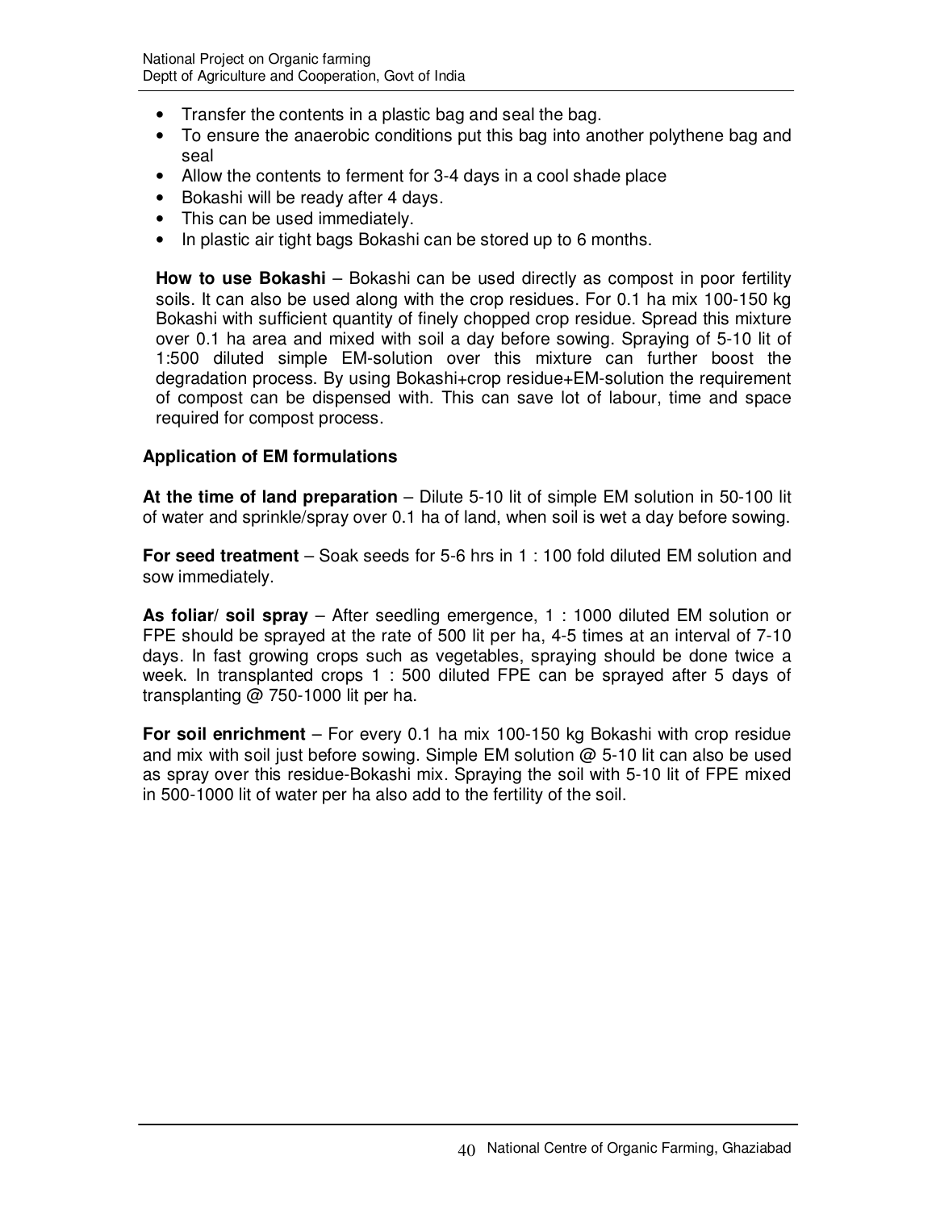- Transfer the contents in a plastic bag and seal the bag.
- To ensure the anaerobic conditions put this bag into another polythene bag and seal
- Allow the contents to ferment for 3-4 days in a cool shade place
- Bokashi will be ready after 4 days.
- This can be used immediately.
- In plastic air tight bags Bokashi can be stored up to 6 months.

**How to use Bokashi** – Bokashi can be used directly as compost in poor fertility soils. It can also be used along with the crop residues. For 0.1 ha mix 100-150 kg Bokashi with sufficient quantity of finely chopped crop residue. Spread this mixture over 0.1 ha area and mixed with soil a day before sowing. Spraying of 5-10 lit of 1:500 diluted simple EM-solution over this mixture can further boost the degradation process. By using Bokashi+crop residue+EM-solution the requirement of compost can be dispensed with. This can save lot of labour, time and space required for compost process.

**Application of EM formulations**

**At the time of land preparation** – Dilute 5-10 lit of simple EM solution in 50-100 lit of water and sprinkle/spray over 0.1 ha of land, when soil is wet a day before sowing.

**For seed treatment** – Soak seeds for 5-6 hrs in 1 : 100 fold diluted EM solution and sow immediately.

**As foliar/ soil spray** – After seedling emergence, 1 : 1000 diluted EM solution or FPE should be sprayed at the rate of 500 lit per ha, 4-5 times at an interval of 7-10 days. In fast growing crops such as vegetables, spraying should be done twice a week. In transplanted crops 1 : 500 diluted FPE can be sprayed after 5 days of transplanting @ 750-1000 lit per ha.

**For soil enrichment** – For every 0.1 ha mix 100-150 kg Bokashi with crop residue and mix with soil just before sowing. Simple EM solution @ 5-10 lit can also be used as spray over this residue-Bokashi mix. Spraying the soil with 5-10 lit of FPE mixed in 500-1000 lit of water per ha also add to the fertility of the soil.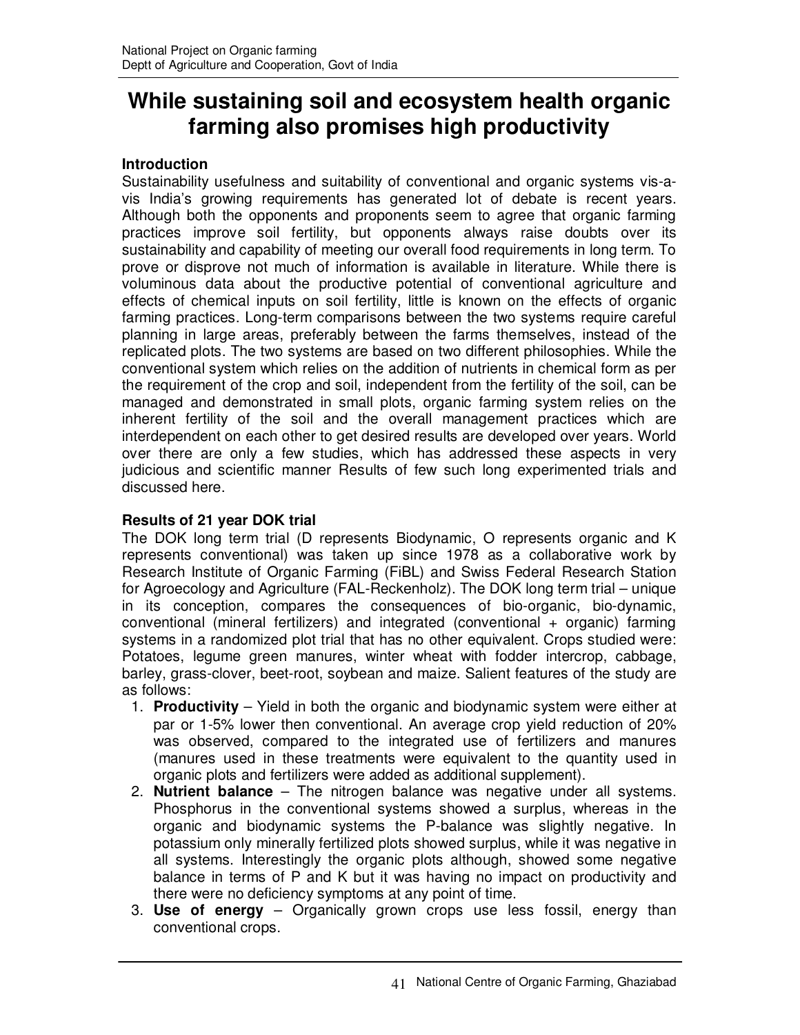# While sustaining soil and ecosystem health organic farming also promises high productivity

**Introduction**

Sustainability usefulness and suitability of conventional and organic systems vis-a-vis India's growing requirements has generated lot of debate is recent years. Although both the opponents and proponents seem to agree that organic farming practices improve soil fertility, but opponents always raise doubts over its sustainability and capability of meeting our overall food requirements in long term. To prove or disprove not much of information is available in literature. While there is voluminous data about the productive potential of conventional agriculture and effects of chemical inputs on soil fertility, little is known on the effects of organic farming practices. Long-term comparisons between the two systems require careful planning in large areas, preferably between the farms themselves, instead of the replicated plots. The two systems are based on two different philosophies. While the conventional system which relies on the addition of nutrients in chemical form as per the requirement of the crop and soil, independent from the fertility of the soil, can be managed and demonstrated in small plots, organic farming system relies on the inherent fertility of the soil and the overall management practices which are interdependent on each other to get desired results are developed over years. World over there are only a few studies, which has addressed these aspects in very judicious and scientific manner Results of few such long experimented trials and discussed here.

**Results of 21 year DOK trial**

The DOK long term trial (D represents Biodynamic, O represents organic and K represents conventional) was taken up since 1978 as a collaborative work by Research Institute of Organic Farming (FiBL) and Swiss Federal Research Station for Agroecology and Agriculture (FAL-Reckenholz). The DOK long term trial – unique in its conception, compares the consequences of bio-organic, bio-dynamic, conventional (mineral fertilizers) and integrated (conventional + organic) farming systems in a randomized plot trial that has no other equivalent. Crops studied were: Potatoes, legume green manures, winter wheat with fodder intercrop, cabbage, barley, grass-clover, beet-root, soybean and maize. Salient features of the study are as follows:

1. **Productivity** – Yield in both the organic and biodynamic system were either at par or 1-5% lower then conventional. An average crop yield reduction of 20% was observed, compared to the integrated use of fertilizers and manures (manures used in these treatments were equivalent to the quantity used in organic plots and fertilizers were added as additional supplement).
2. **Nutrient balance** – The nitrogen balance was negative under all systems. Phosphorus in the conventional systems showed a surplus, whereas in the organic and biodynamic systems the P-balance was slightly negative. In potassium only minerally fertilized plots showed surplus, while it was negative in all systems. Interestingly the organic plots although, showed some negative balance in terms of P and K but it was having no impact on productivity and there were no deficiency symptoms at any point of time.
3. **Use of energy** – Organically grown crops use less fossil, energy than conventional crops.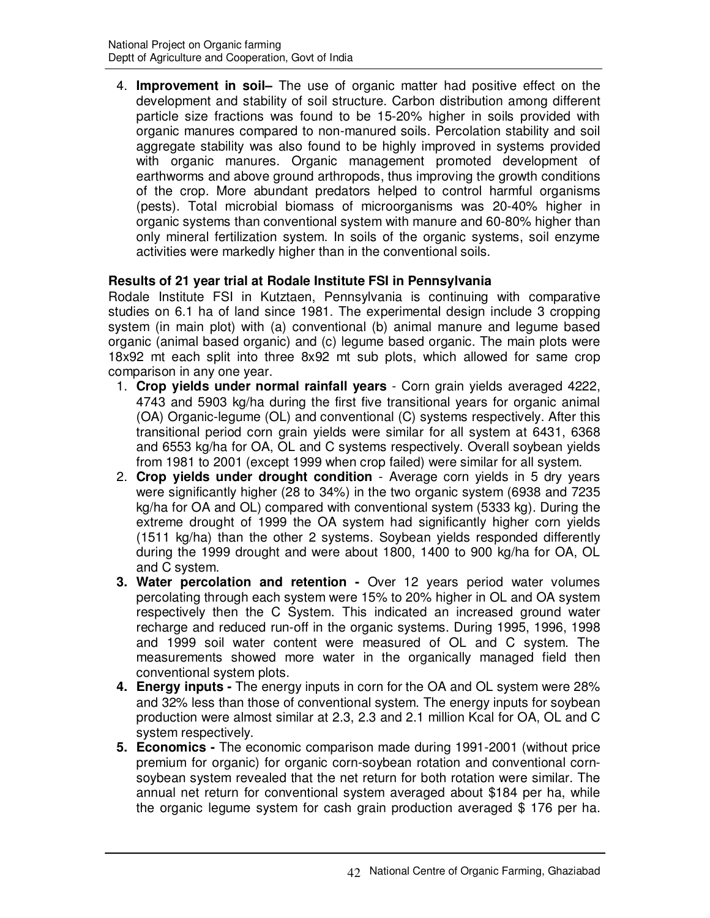4. **Improvement in soil–** The use of organic matter had positive effect on the development and stability of soil structure. Carbon distribution among different particle size fractions was found to be 15-20% higher in soils provided with organic manures compared to non-manured soils. Percolation stability and soil aggregate stability was also found to be highly improved in systems provided with organic manures. Organic management promoted development of earthworms and above ground arthropods, thus improving the growth conditions of the crop. More abundant predators helped to control harmful organisms (pests). Total microbial biomass of microorganisms was 20-40% higher in organic systems than conventional system with manure and 60-80% higher than only mineral fertilization system. In soils of the organic systems, soil enzyme activities were markedly higher than in the conventional soils.

**Results of 21 year trial at Rodale Institute FSI in Pennsylvania**

Rodale Institute FSI in Kutztaen, Pennsylvania is continuing with comparative studies on 6.1 ha of land since 1981. The experimental design include 3 cropping system (in main plot) with (a) conventional (b) animal manure and legume based organic (animal based organic) and (c) legume based organic. The main plots were 18x92 mt each split into three 8x92 mt sub plots, which allowed for same crop comparison in any one year.

1. **Crop yields under normal rainfall years** - Corn grain yields averaged 4222, 4743 and 5903 kg/ha during the first five transitional years for organic animal (OA) Organic-legume (OL) and conventional (C) systems respectively. After this transitional period corn grain yields were similar for all system at 6431, 6368 and 6553 kg/ha for OA, OL and C systems respectively. Overall soybean yields from 1981 to 2001 (except 1999 when crop failed) were similar for all system.
2. **Crop yields under drought condition** - Average corn yields in 5 dry years were significantly higher (28 to 34%) in the two organic system (6938 and 7235 kg/ha for OA and OL) compared with conventional system (5333 kg). During the extreme drought of 1999 the OA system had significantly higher corn yields (1511 kg/ha) than the other 2 systems. Soybean yields responded differently during the 1999 drought and were about 1800, 1400 to 900 kg/ha for OA, OL and C system.
3. **Water percolation and retention -** Over 12 years period water volumes percolating through each system were 15% to 20% higher in OL and OA system respectively then the C System. This indicated an increased ground water recharge and reduced run-off in the organic systems. During 1995, 1996, 1998 and 1999 soil water content were measured of OL and C system. The measurements showed more water in the organically managed field then conventional system plots.
4. **Energy inputs -** The energy inputs in corn for the OA and OL system were 28% and 32% less than those of conventional system. The energy inputs for soybean production were almost similar at 2.3, 2.3 and 2.1 million Kcal for OA, OL and C system respectively.
5. **Economics -** The economic comparison made during 1991-2001 (without price premium for organic) for organic corn-soybean rotation and conventional corn-soybean system revealed that the net return for both rotation were similar. The annual net return for conventional system averaged about $184 per ha, while the organic legume system for cash grain production averaged $ 176 per ha.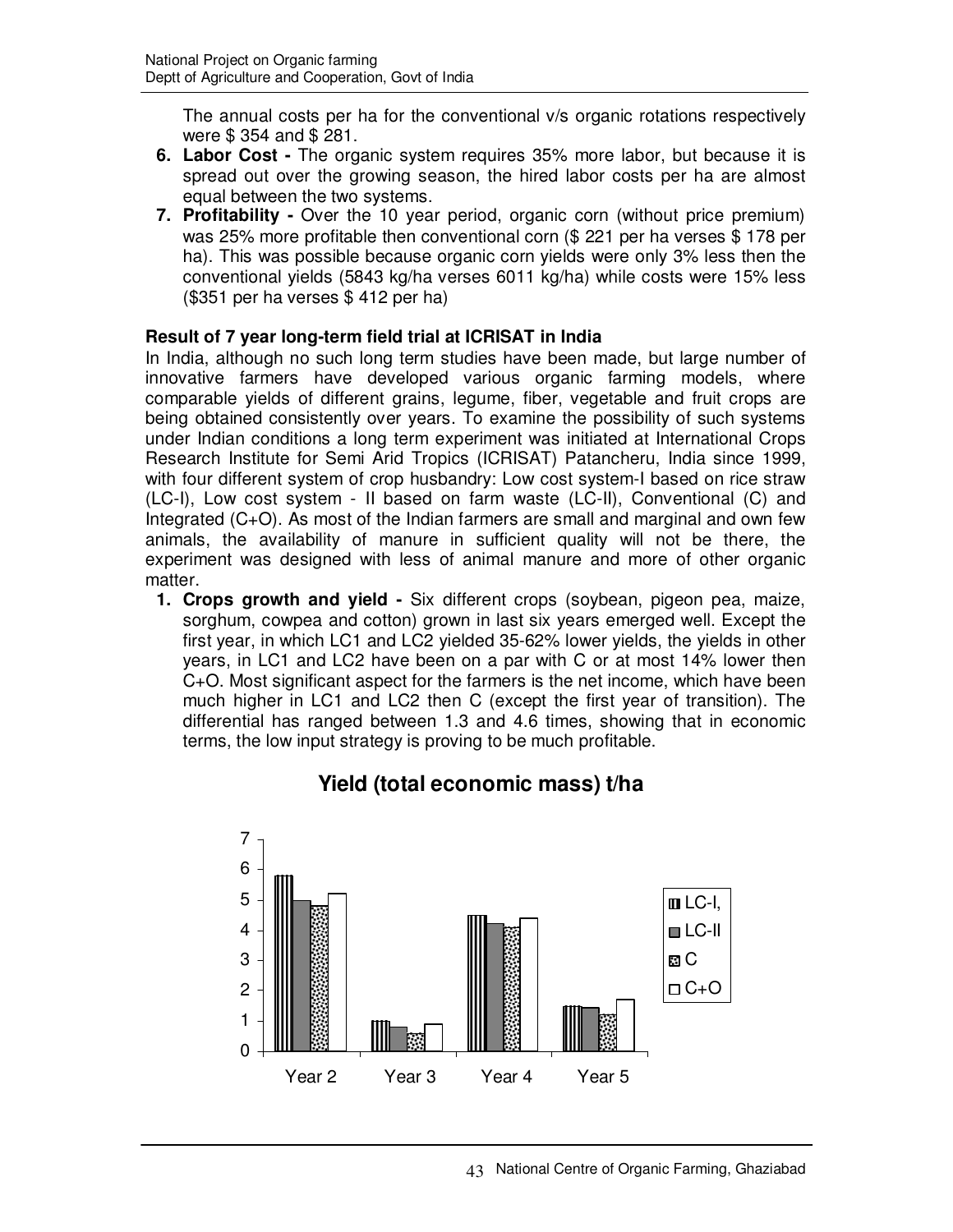The annual costs per ha for the conventional v/s organic rotations respectively were $ 354 and $ 281.

6. **Labor Cost -** The organic system requires 35% more labor, but because it is spread out over the growing season, the hired labor costs per ha are almost equal between the two systems.
7. **Profitability -** Over the 10 year period, organic corn (without price premium) was 25% more profitable then conventional corn ($ 221 per ha verses $ 178 per ha). This was possible because organic corn yields were only 3% less then the conventional yields (5843 kg/ha verses 6011 kg/ha) while costs were 15% less ($351 per ha verses $ 412 per ha)

**Result of 7 year long-term field trial at ICRISAT in India**

In India, although no such long term studies have been made, but large number of innovative farmers have developed various organic farming models, where comparable yields of different grains, legume, fiber, vegetable and fruit crops are being obtained consistently over years. To examine the possibility of such systems under Indian conditions a long term experiment was initiated at International Crops Research Institute for Semi Arid Tropics (ICRISAT) Patancheru, India since 1999, with four different system of crop husbandry: Low cost system-I based on rice straw (LC-I), Low cost system - II based on farm waste (LC-II), Conventional (C) and Integrated (C+O). As most of the Indian farmers are small and marginal and own few animals, the availability of manure in sufficient quality will not be there, the experiment was designed with less of animal manure and more of other organic matter.

1. **Crops growth and yield -** Six different crops (soybean, pigeon pea, maize, sorghum, cowpea and cotton) grown in last six years emerged well. Except the first year, in which LC1 and LC2 yielded 35-62% lower yields, the yields in other years, in LC1 and LC2 have been on a par with C or at most 14% lower then C+O. Most significant aspect for the farmers is the net income, which have been much higher in LC1 and LC2 then C (except the first year of transition). The differential has ranged between 1.3 and 4.6 times, showing that in economic terms, the low input strategy is proving to be much profitable.

**Yield (total economic mass) t/ha**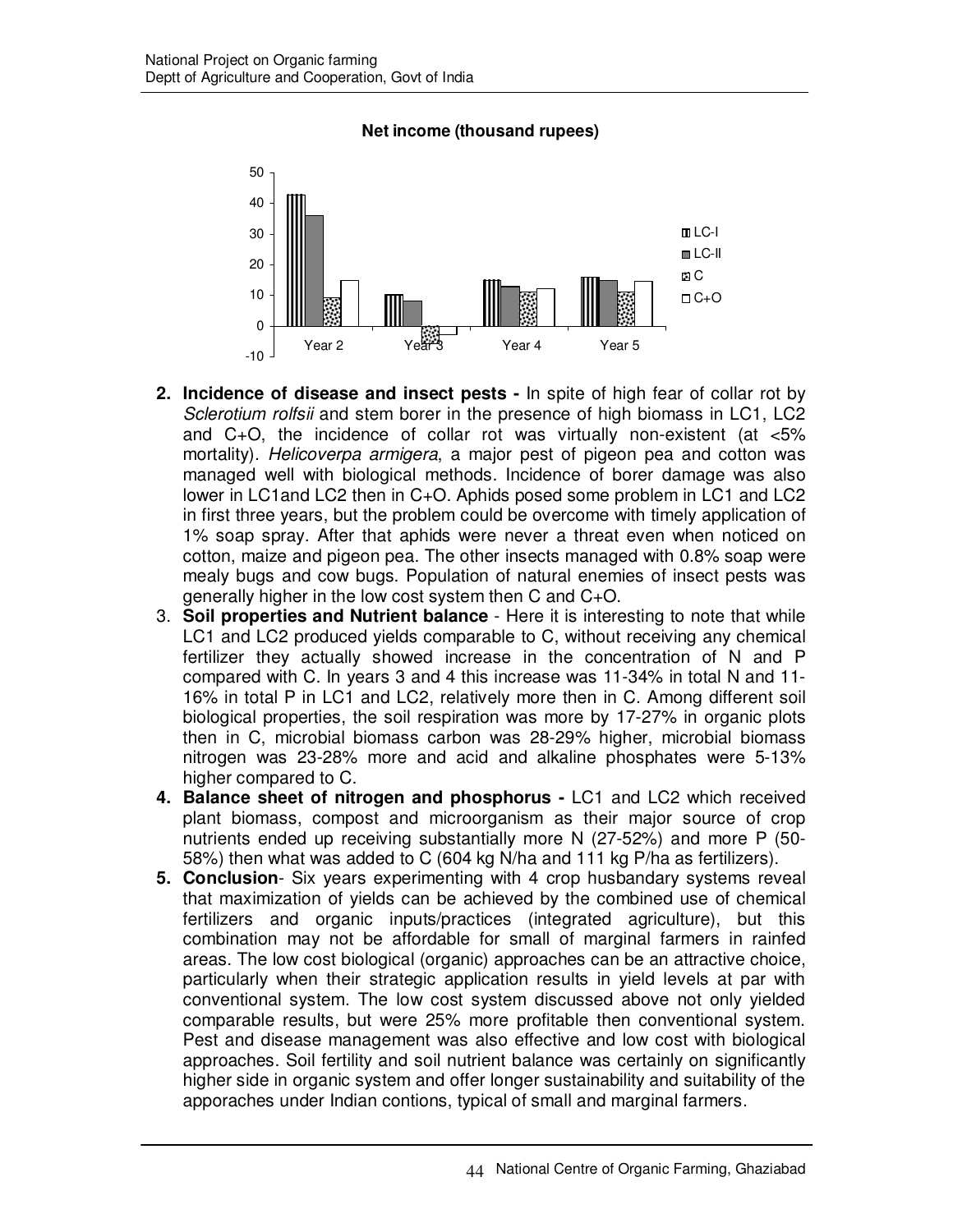**Net income (thousand rupees)**

2. **Incidence of disease and insect pests -** In spite of high fear of collar rot by *Sclerotium rolfsii* and stem borer in the presence of high biomass in LC1, LC2 and C+O, the incidence of collar rot was virtually non-existent (at <5% mortality). *Helicoverpa armigera*, a major pest of pigeon pea and cotton was managed well with biological methods. Incidence of borer damage was also lower in LC1and LC2 then in C+O. Aphids posed some problem in LC1 and LC2 in first three years, but the problem could be overcome with timely application of 1% soap spray. After that aphids were never a threat even when noticed on cotton, maize and pigeon pea. The other insects managed with 0.8% soap were mealy bugs and cow bugs. Population of natural enemies of insect pests was generally higher in the low cost system then C and C+O.
3. **Soil properties and Nutrient balance** - Here it is interesting to note that while LC1 and LC2 produced yields comparable to C, without receiving any chemical fertilizer they actually showed increase in the concentration of N and P compared with C. In years 3 and 4 this increase was 11-34% in total N and 11-16% in total P in LC1 and LC2, relatively more then in C. Among different soil biological properties, the soil respiration was more by 17-27% in organic plots then in C, microbial biomass carbon was 28-29% higher, microbial biomass nitrogen was 23-28% more and acid and alkaline phosphates were 5-13% higher compared to C.
4. **Balance sheet of nitrogen and phosphorus -** LC1 and LC2 which received plant biomass, compost and microorganism as their major source of crop nutrients ended up receiving substantially more N (27-52%) and more P (50-58%) then what was added to C (604 kg N/ha and 111 kg P/ha as fertilizers).
5. **Conclusion**- Six years experimenting with 4 crop husbandary systems reveal that maximization of yields can be achieved by the combined use of chemical fertilizers and organic inputs/practices (integrated agriculture), but this combination may not be affordable for small of marginal farmers in rainfed areas. The low cost biological (organic) approaches can be an attractive choice, particularly when their strategic application results in yield levels at par with conventional system. The low cost system discussed above not only yielded comparable results, but were 25% more profitable then conventional system. Pest and disease management was also effective and low cost with biological approaches. Soil fertility and soil nutrient balance was certainly on significantly higher side in organic system and offer longer sustainability and suitability of the apporaches under Indian contions, typical of small and marginal farmers.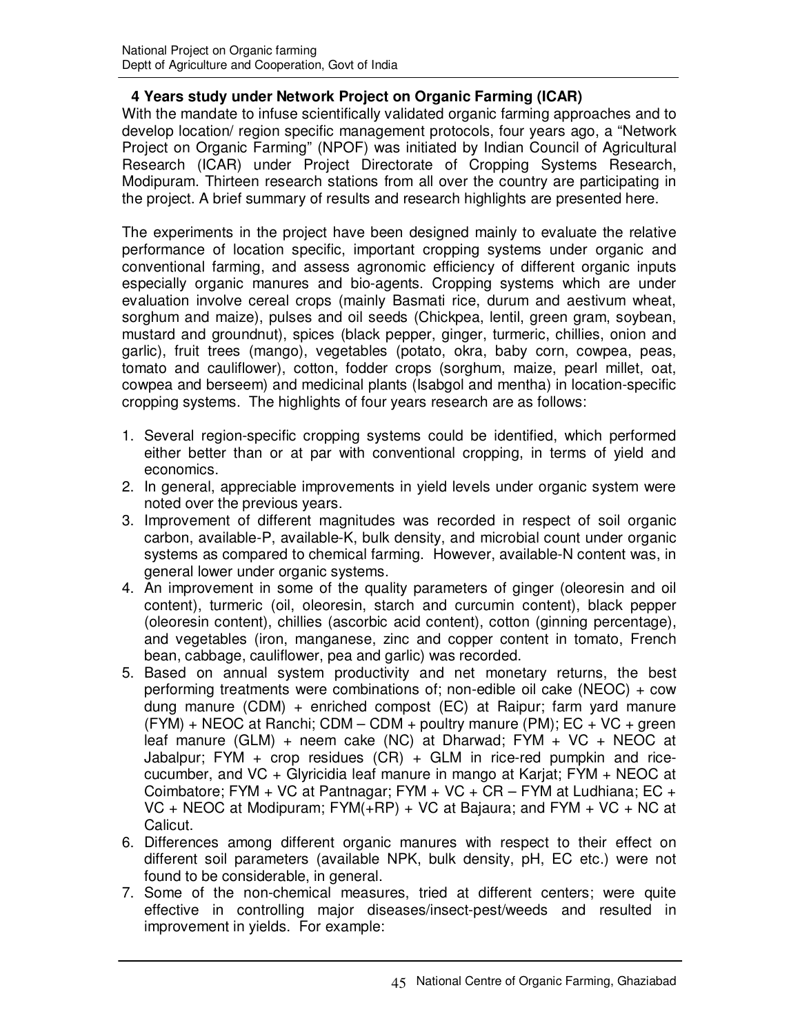## 4 Years study under Network Project on Organic Farming (ICAR)

With the mandate to infuse scientifically validated organic farming approaches and to develop location/ region specific management protocols, four years ago, a "Network Project on Organic Farming" (NPOF) was initiated by Indian Council of Agricultural Research (ICAR) under Project Directorate of Cropping Systems Research, Modipuram. Thirteen research stations from all over the country are participating in the project. A brief summary of results and research highlights are presented here.

The experiments in the project have been designed mainly to evaluate the relative performance of location specific, important cropping systems under organic and conventional farming, and assess agronomic efficiency of different organic inputs especially organic manures and bio-agents. Cropping systems which are under evaluation involve cereal crops (mainly Basmati rice, durum and aestivum wheat, sorghum and maize), pulses and oil seeds (Chickpea, lentil, green gram, soybean, mustard and groundnut), spices (black pepper, ginger, turmeric, chillies, onion and garlic), fruit trees (mango), vegetables (potato, okra, baby corn, cowpea, peas, tomato and cauliflower), cotton, fodder crops (sorghum, maize, pearl millet, oat, cowpea and berseem) and medicinal plants (Isabgol and mentha) in location-specific cropping systems. The highlights of four years research are as follows:

1. Several region-specific cropping systems could be identified, which performed either better than or at par with conventional cropping, in terms of yield and economics.
2. In general, appreciable improvements in yield levels under organic system were noted over the previous years.
3. Improvement of different magnitudes was recorded in respect of soil organic carbon, available-P, available-K, bulk density, and microbial count under organic systems as compared to chemical farming. However, available-N content was, in general lower under organic systems.
4. An improvement in some of the quality parameters of ginger (oleoresin and oil content), turmeric (oil, oleoresin, starch and curcumin content), black pepper (oleoresin content), chillies (ascorbic acid content), cotton (ginning percentage), and vegetables (iron, manganese, zinc and copper content in tomato, French bean, cabbage, cauliflower, pea and garlic) was recorded.
5. Based on annual system productivity and net monetary returns, the best performing treatments were combinations of; non-edible oil cake (NEOC) + cow dung manure (CDM) + enriched compost (EC) at Raipur; farm yard manure (FYM) + NEOC at Ranchi; CDM – CDM + poultry manure (PM); EC + VC + green leaf manure (GLM) + neem cake (NC) at Dharwad; FYM + VC + NEOC at Jabalpur; FYM + crop residues (CR) + GLM in rice-red pumpkin and rice-cucumber, and VC + Glyricidia leaf manure in mango at Karjat; FYM + NEOC at Coimbatore; FYM + VC at Pantnagar; FYM + VC + CR – FYM at Ludhiana; EC + VC + NEOC at Modipuram; FYM(+RP) + VC at Bajaura; and FYM + VC + NC at Calicut.
6. Differences among different organic manures with respect to their effect on different soil parameters (available NPK, bulk density, pH, EC etc.) were not found to be considerable, in general.
7. Some of the non-chemical measures, tried at different centers; were quite effective in controlling major diseases/insect-pest/weeds and resulted in improvement in yields. For example: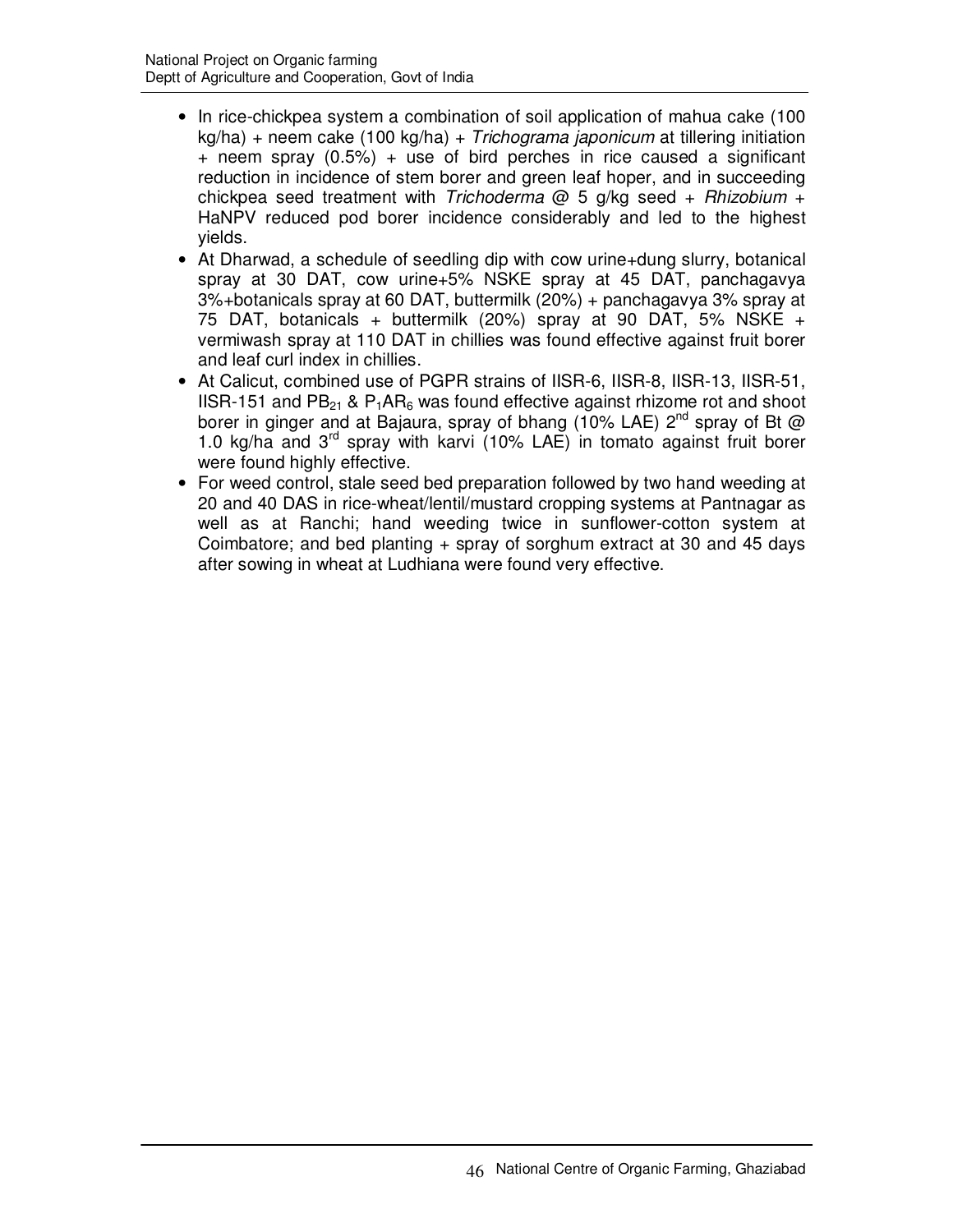- In rice-chickpea system a combination of soil application of mahua cake (100 kg/ha) + neem cake (100 kg/ha) + *Trichograma japonicum* at tillering initiation + neem spray (0.5%) + use of bird perches in rice caused a significant reduction in incidence of stem borer and green leaf hoper, and in succeeding chickpea seed treatment with *Trichoderma* @ 5 g/kg seed + *Rhizobium* + HaNPV reduced pod borer incidence considerably and led to the highest yields.
- At Dharwad, a schedule of seedling dip with cow urine+dung slurry, botanical spray at 30 DAT, cow urine+5% NSKE spray at 45 DAT, panchagavya 3%+botanicals spray at 60 DAT, buttermilk (20%) + panchagavya 3% spray at 75 DAT, botanicals + buttermilk (20%) spray at 90 DAT, 5% NSKE + vermiwash spray at 110 DAT in chillies was found effective against fruit borer and leaf curl index in chillies.
- At Calicut, combined use of PGPR strains of IISR-6, IISR-8, IISR-13, IISR-51, IISR-151 and $PB_{21}$ & $P_1AR_6$ was found effective against rhizome rot and shoot borer in ginger and at Bajaura, spray of bhang (10% LAE) 2nd spray of Bt @ 1.0 kg/ha and 3rd spray with karvi (10% LAE) in tomato against fruit borer were found highly effective.
- For weed control, stale seed bed preparation followed by two hand weeding at 20 and 40 DAS in rice-wheat/lentil/mustard cropping systems at Pantnagar as well as at Ranchi; hand weeding twice in sunflower-cotton system at Coimbatore; and bed planting + spray of sorghum extract at 30 and 45 days after sowing in wheat at Ludhiana were found very effective.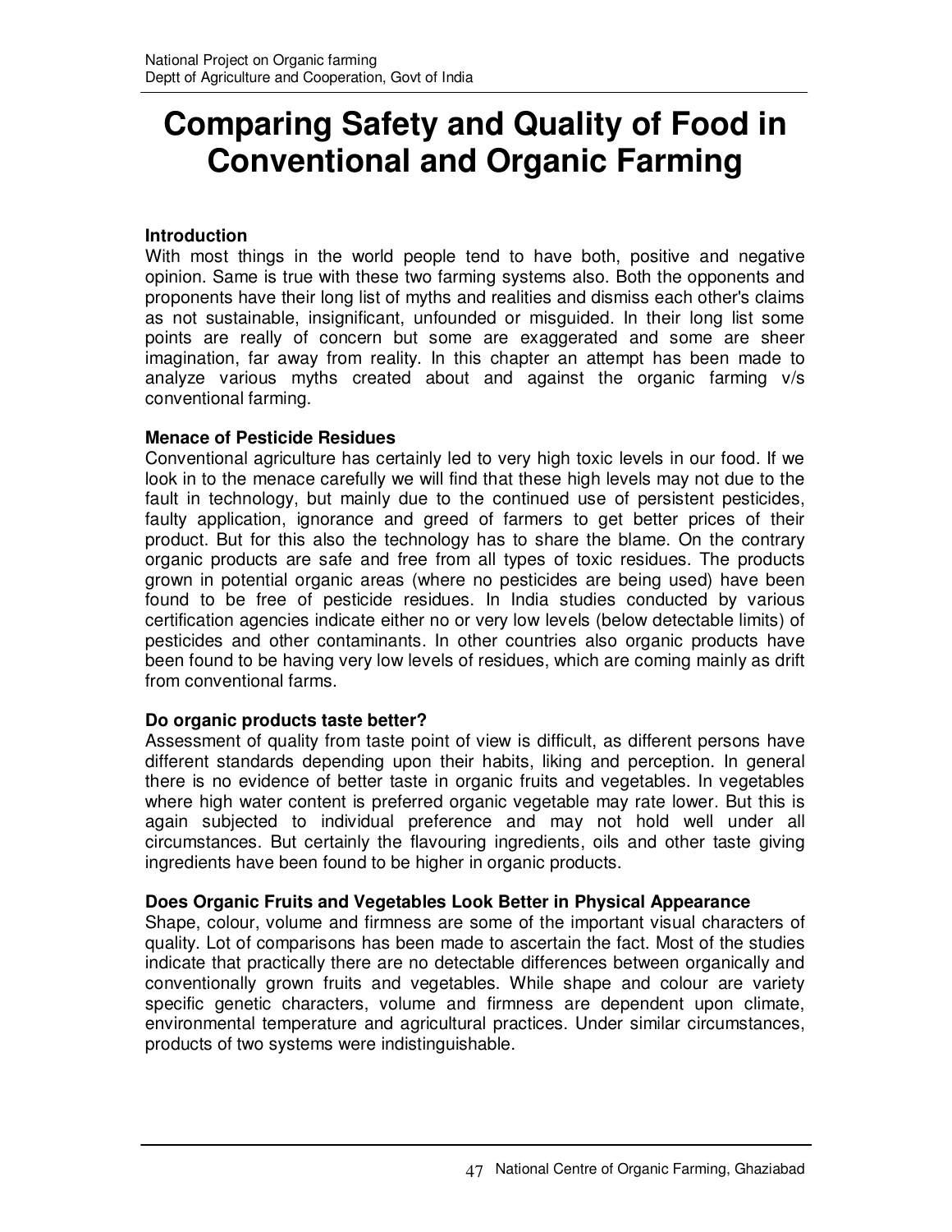# Comparing Safety and Quality of Food in Conventional and Organic Farming

**Introduction**

With most things in the world people tend to have both, positive and negative opinion. Same is true with these two farming systems also. Both the opponents and proponents have their long list of myths and realities and dismiss each other's claims as not sustainable, insignificant, unfounded or misguided. In their long list some points are really of concern but some are exaggerated and some are sheer imagination, far away from reality. In this chapter an attempt has been made to analyze various myths created about and against the organic farming v/s conventional farming.

**Menace of Pesticide Residues**

Conventional agriculture has certainly led to very high toxic levels in our food. If we look in to the menace carefully we will find that these high levels may not due to the fault in technology, but mainly due to the continued use of persistent pesticides, faulty application, ignorance and greed of farmers to get better prices of their product. But for this also the technology has to share the blame. On the contrary organic products are safe and free from all types of toxic residues. The products grown in potential organic areas (where no pesticides are being used) have been found to be free of pesticide residues. In India studies conducted by various certification agencies indicate either no or very low levels (below detectable limits) of pesticides and other contaminants. In other countries also organic products have been found to be having very low levels of residues, which are coming mainly as drift from conventional farms.

**Do organic products taste better?**

Assessment of quality from taste point of view is difficult, as different persons have different standards depending upon their habits, liking and perception. In general there is no evidence of better taste in organic fruits and vegetables. In vegetables where high water content is preferred organic vegetable may rate lower. But this is again subjected to individual preference and may not hold well under all circumstances. But certainly the flavouring ingredients, oils and other taste giving ingredients have been found to be higher in organic products.

**Does Organic Fruits and Vegetables Look Better in Physical Appearance**

Shape, colour, volume and firmness are some of the important visual characters of quality. Lot of comparisons has been made to ascertain the fact. Most of the studies indicate that practically there are no detectable differences between organically and conventionally grown fruits and vegetables. While shape and colour are variety specific genetic characters, volume and firmness are dependent upon climate, environmental temperature and agricultural practices. Under similar circumstances, products of two systems were indistinguishable.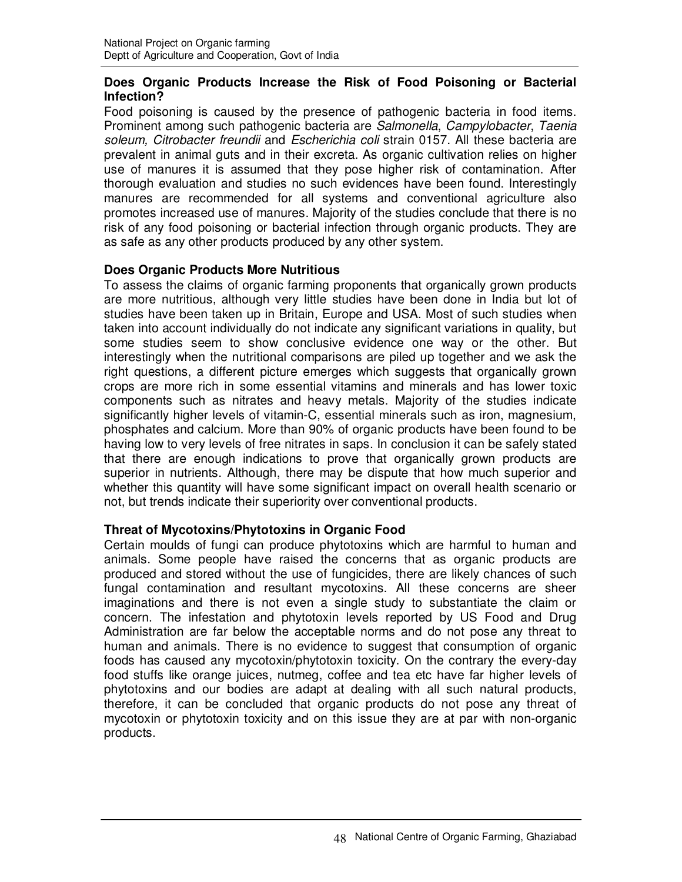**Does Organic Products Increase the Risk of Food Poisoning or Bacterial Infection?**

Food poisoning is caused by the presence of pathogenic bacteria in food items. Prominent among such pathogenic bacteria are *Salmonella*, *Campylobacter*, *Taenia soleum, Citrobacter freundii* and *Escherichia coli* strain 0157. All these bacteria are prevalent in animal guts and in their excreta. As organic cultivation relies on higher use of manures it is assumed that they pose higher risk of contamination. After thorough evaluation and studies no such evidences have been found. Interestingly manures are recommended for all systems and conventional agriculture also promotes increased use of manures. Majority of the studies conclude that there is no risk of any food poisoning or bacterial infection through organic products. They are as safe as any other products produced by any other system.

**Does Organic Products More Nutritious**

To assess the claims of organic farming proponents that organically grown products are more nutritious, although very little studies have been done in India but lot of studies have been taken up in Britain, Europe and USA. Most of such studies when taken into account individually do not indicate any significant variations in quality, but some studies seem to show conclusive evidence one way or the other. But interestingly when the nutritional comparisons are piled up together and we ask the right questions, a different picture emerges which suggests that organically grown crops are more rich in some essential vitamins and minerals and has lower toxic components such as nitrates and heavy metals. Majority of the studies indicate significantly higher levels of vitamin-C, essential minerals such as iron, magnesium, phosphates and calcium. More than 90% of organic products have been found to be having low to very levels of free nitrates in saps. In conclusion it can be safely stated that there are enough indications to prove that organically grown products are superior in nutrients. Although, there may be dispute that how much superior and whether this quantity will have some significant impact on overall health scenario or not, but trends indicate their superiority over conventional products.

**Threat of Mycotoxins/Phytotoxins in Organic Food**

Certain moulds of fungi can produce phytotoxins which are harmful to human and animals. Some people have raised the concerns that as organic products are produced and stored without the use of fungicides, there are likely chances of such fungal contamination and resultant mycotoxins. All these concerns are sheer imaginations and there is not even a single study to substantiate the claim or concern. The infestation and phytotoxin levels reported by US Food and Drug Administration are far below the acceptable norms and do not pose any threat to human and animals. There is no evidence to suggest that consumption of organic foods has caused any mycotoxin/phytotoxin toxicity. On the contrary the every-day food stuffs like orange juices, nutmeg, coffee and tea etc have far higher levels of phytotoxins and our bodies are adapt at dealing with all such natural products, therefore, it can be concluded that organic products do not pose any threat of mycotoxin or phytotoxin toxicity and on this issue they are at par with non-organic products.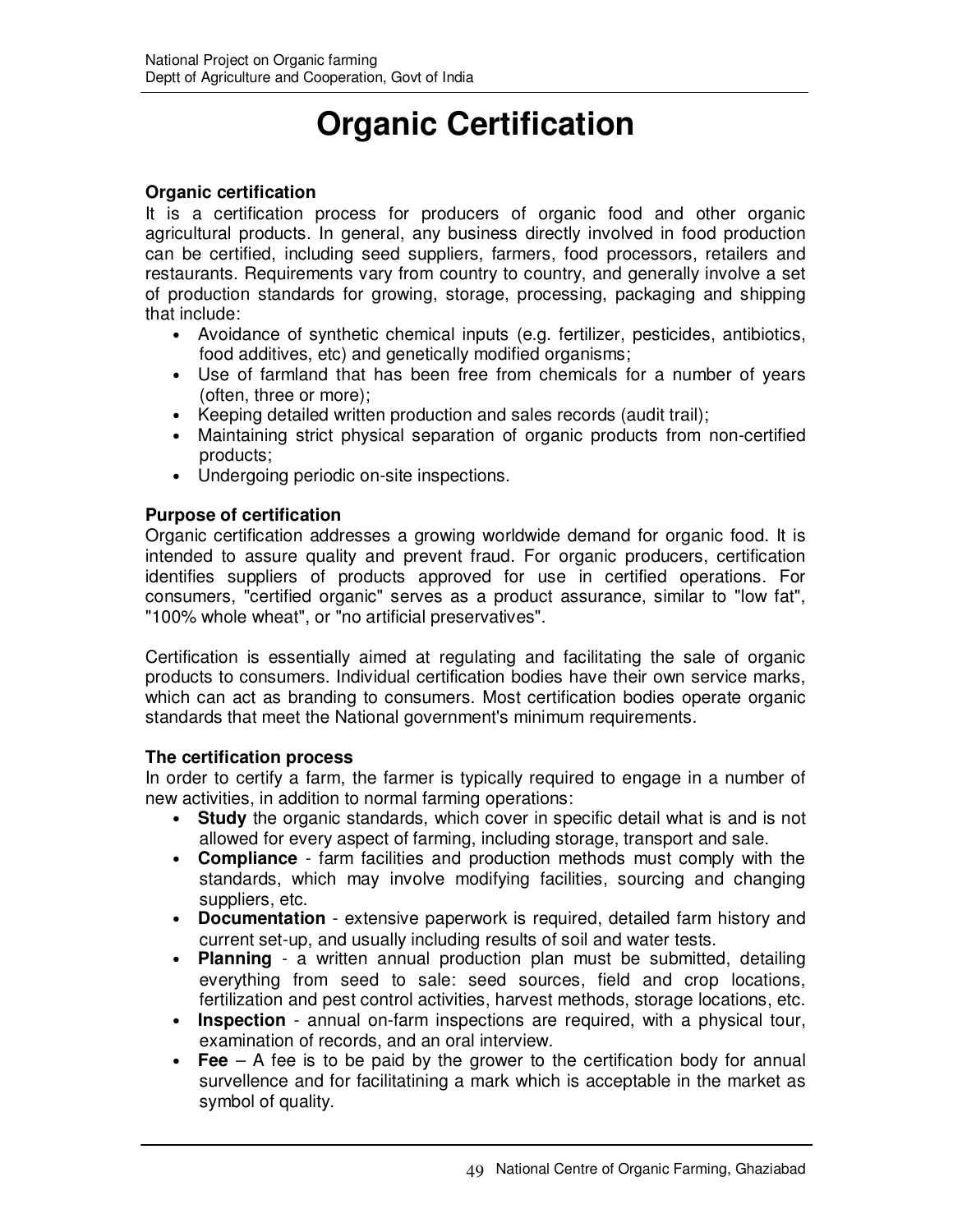# Organic Certification

### Organic certification

It is a certification process for producers of organic food and other organic agricultural products. In general, any business directly involved in food production can be certified, including seed suppliers, farmers, food processors, retailers and restaurants. Requirements vary from country to country, and generally involve a set of production standards for growing, storage, processing, packaging and shipping that include:

- Avoidance of synthetic chemical inputs (e.g. fertilizer, pesticides, antibiotics, food additives, etc) and genetically modified organisms;
- Use of farmland that has been free from chemicals for a number of years (often, three or more);
- Keeping detailed written production and sales records (audit trail);
- Maintaining strict physical separation of organic products from non-certified products;
- Undergoing periodic on-site inspections.

### Purpose of certification

Organic certification addresses a growing worldwide demand for organic food. It is intended to assure quality and prevent fraud. For organic producers, certification identifies suppliers of products approved for use in certified operations. For consumers, "certified organic" serves as a product assurance, similar to "low fat", "100% whole wheat", or "no artificial preservatives".

Certification is essentially aimed at regulating and facilitating the sale of organic products to consumers. Individual certification bodies have their own service marks, which can act as branding to consumers. Most certification bodies operate organic standards that meet the National government's minimum requirements.

### The certification process

In order to certify a farm, the farmer is typically required to engage in a number of new activities, in addition to normal farming operations:

- **Study** the organic standards, which cover in specific detail what is and is not allowed for every aspect of farming, including storage, transport and sale.
- **Compliance** - farm facilities and production methods must comply with the standards, which may involve modifying facilities, sourcing and changing suppliers, etc.
- **Documentation** - extensive paperwork is required, detailed farm history and current set-up, and usually including results of soil and water tests.
- **Planning** - a written annual production plan must be submitted, detailing everything from seed to sale: seed sources, field and crop locations, fertilization and pest control activities, harvest methods, storage locations, etc.
- **Inspection** - annual on-farm inspections are required, with a physical tour, examination of records, and an oral interview.
- **Fee** – A fee is to be paid by the grower to the certification body for annual survellence and for facilitatining a mark which is acceptable in the market as symbol of quality.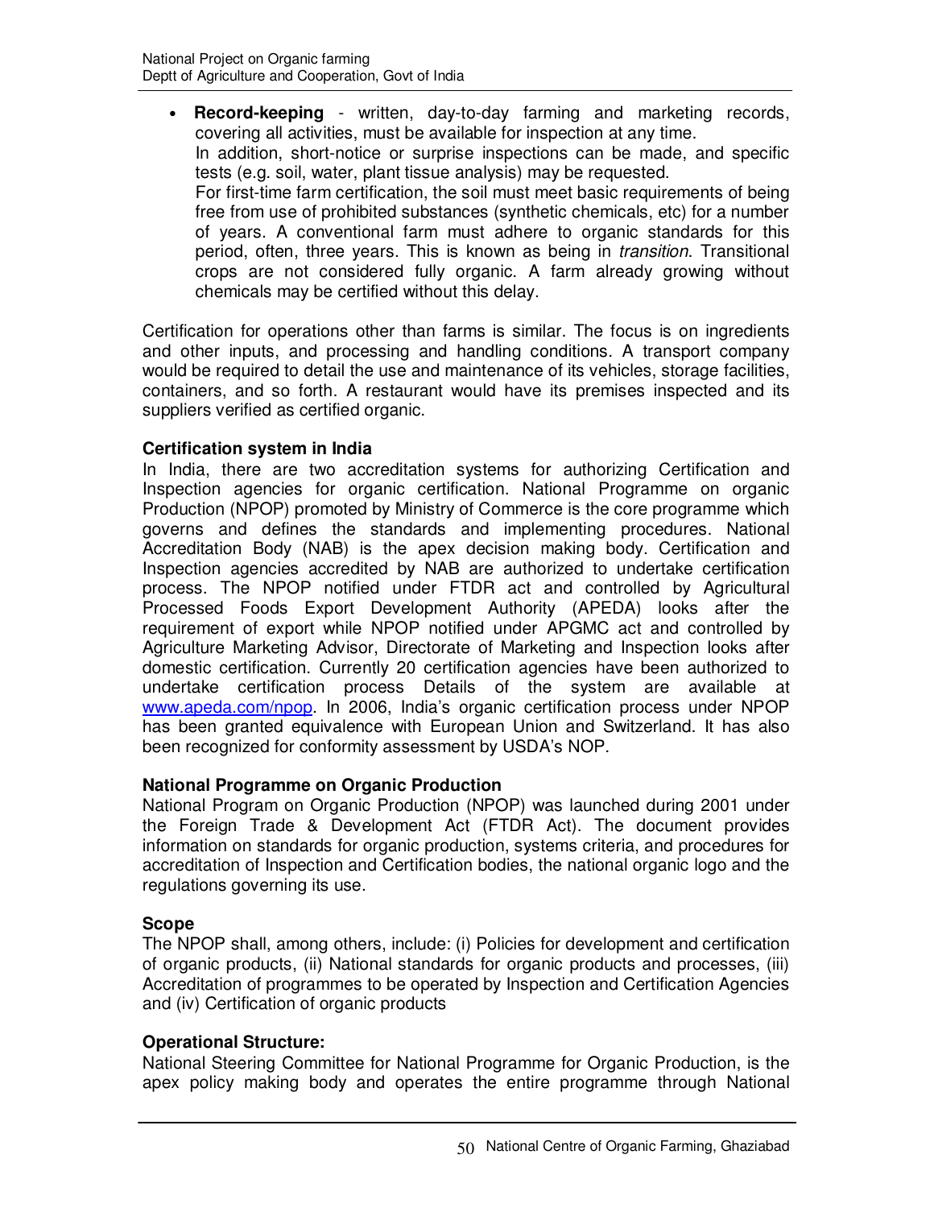- **Record-keeping** - written, day-to-day farming and marketing records, covering all activities, must be available for inspection at any time.
  In addition, short-notice or surprise inspections can be made, and specific tests (e.g. soil, water, plant tissue analysis) may be requested.
  For first-time farm certification, the soil must meet basic requirements of being free from use of prohibited substances (synthetic chemicals, etc) for a number of years. A conventional farm must adhere to organic standards for this period, often, three years. This is known as being in *transition*. Transitional crops are not considered fully organic. A farm already growing without chemicals may be certified without this delay.

Certification for operations other than farms is similar. The focus is on ingredients and other inputs, and processing and handling conditions. A transport company would be required to detail the use and maintenance of its vehicles, storage facilities, containers, and so forth. A restaurant would have its premises inspected and its suppliers verified as certified organic.

**Certification system in India**

In India, there are two accreditation systems for authorizing Certification and Inspection agencies for organic certification. National Programme on organic Production (NPOP) promoted by Ministry of Commerce is the core programme which governs and defines the standards and implementing procedures. National Accreditation Body (NAB) is the apex decision making body. Certification and Inspection agencies accredited by NAB are authorized to undertake certification process. The NPOP notified under FTDR act and controlled by Agricultural Processed Foods Export Development Authority (APEDA) looks after the requirement of export while NPOP notified under APGMC act and controlled by Agriculture Marketing Advisor, Directorate of Marketing and Inspection looks after domestic certification. Currently 20 certification agencies have been authorized to undertake certification process Details of the system are available at www.apeda.com/npop. In 2006, India's organic certification process under NPOP has been granted equivalence with European Union and Switzerland. It has also been recognized for conformity assessment by USDA's NOP.

**National Programme on Organic Production**

National Program on Organic Production (NPOP) was launched during 2001 under the Foreign Trade & Development Act (FTDR Act). The document provides information on standards for organic production, systems criteria, and procedures for accreditation of Inspection and Certification bodies, the national organic logo and the regulations governing its use.

**Scope**

The NPOP shall, among others, include: (i) Policies for development and certification of organic products, (ii) National standards for organic products and processes, (iii) Accreditation of programmes to be operated by Inspection and Certification Agencies and (iv) Certification of organic products

**Operational Structure:**

National Steering Committee for National Programme for Organic Production, is the apex policy making body and operates the entire programme through National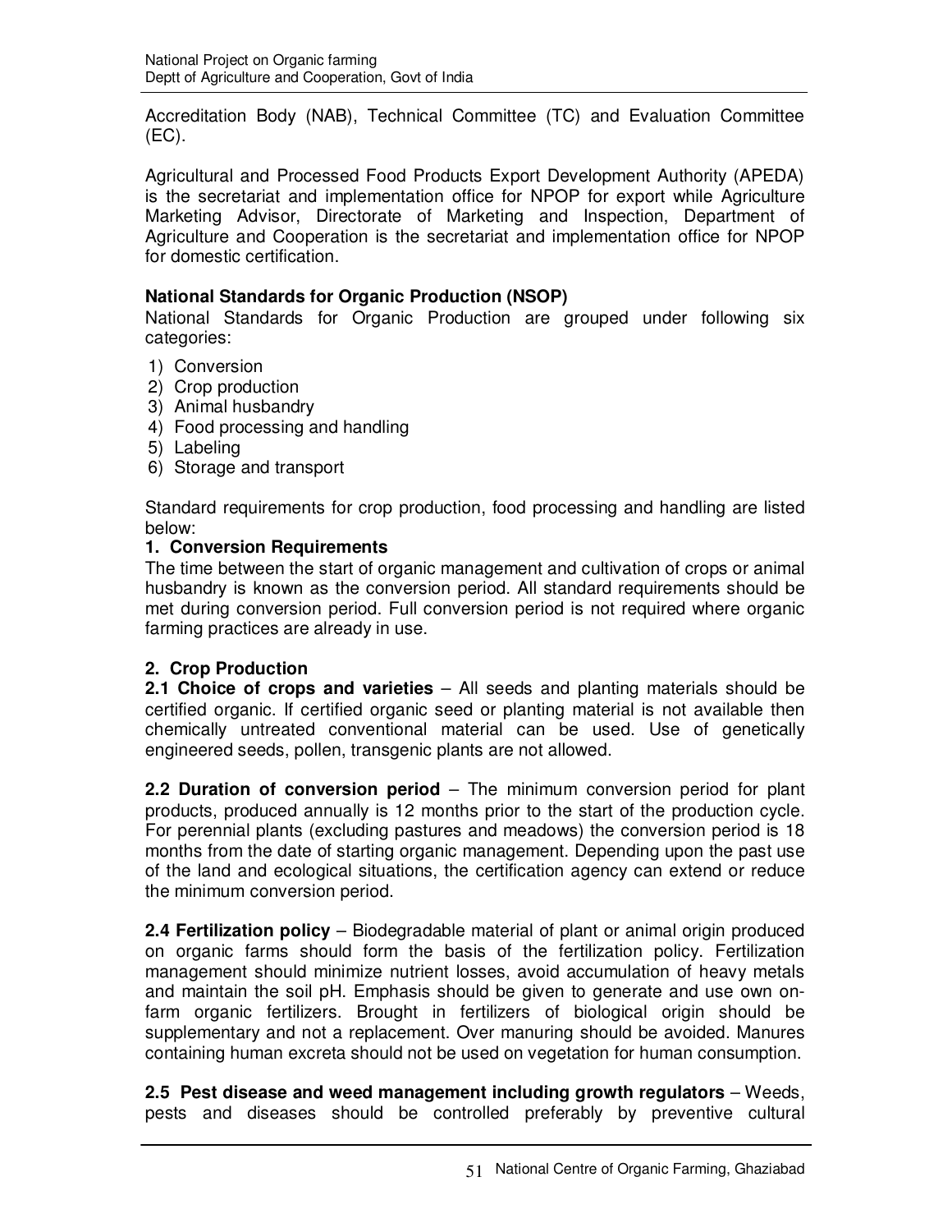Accreditation Body (NAB), Technical Committee (TC) and Evaluation Committee (EC).

Agricultural and Processed Food Products Export Development Authority (APEDA) is the secretariat and implementation office for NPOP for export while Agriculture Marketing Advisor, Directorate of Marketing and Inspection, Department of Agriculture and Cooperation is the secretariat and implementation office for NPOP for domestic certification.

**National Standards for Organic Production (NSOP)**

National Standards for Organic Production are grouped under following six categories:

1) Conversion
2) Crop production
3) Animal husbandry
4) Food processing and handling
5) Labeling
6) Storage and transport

Standard requirements for crop production, food processing and handling are listed below:

**1. Conversion Requirements**

The time between the start of organic management and cultivation of crops or animal husbandry is known as the conversion period. All standard requirements should be met during conversion period. Full conversion period is not required where organic farming practices are already in use.

**2. Crop Production**

**2.1 Choice of crops and varieties** – All seeds and planting materials should be certified organic. If certified organic seed or planting material is not available then chemically untreated conventional material can be used. Use of genetically engineered seeds, pollen, transgenic plants are not allowed.

**2.2 Duration of conversion period** – The minimum conversion period for plant products, produced annually is 12 months prior to the start of the production cycle. For perennial plants (excluding pastures and meadows) the conversion period is 18 months from the date of starting organic management. Depending upon the past use of the land and ecological situations, the certification agency can extend or reduce the minimum conversion period.

**2.4 Fertilization policy** – Biodegradable material of plant or animal origin produced on organic farms should form the basis of the fertilization policy. Fertilization management should minimize nutrient losses, avoid accumulation of heavy metals and maintain the soil pH. Emphasis should be given to generate and use own on-farm organic fertilizers. Brought in fertilizers of biological origin should be supplementary and not a replacement. Over manuring should be avoided. Manures containing human excreta should not be used on vegetation for human consumption.

**2.5 Pest disease and weed management including growth regulators** – Weeds, pests and diseases should be controlled preferably by preventive cultural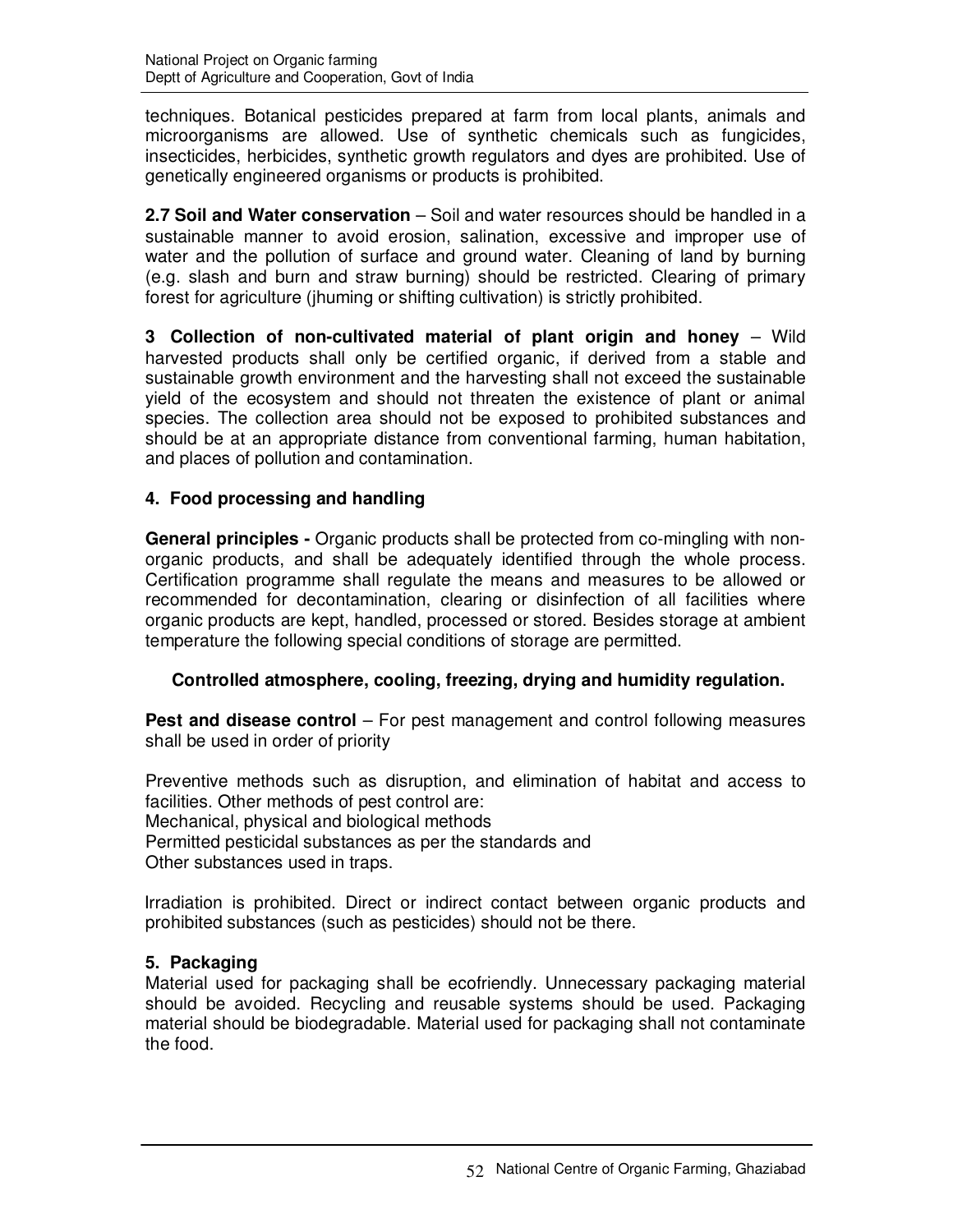techniques. Botanical pesticides prepared at farm from local plants, animals and microorganisms are allowed. Use of synthetic chemicals such as fungicides, insecticides, herbicides, synthetic growth regulators and dyes are prohibited. Use of genetically engineered organisms or products is prohibited.

**2.7 Soil and Water conservation** – Soil and water resources should be handled in a sustainable manner to avoid erosion, salination, excessive and improper use of water and the pollution of surface and ground water. Cleaning of land by burning (e.g. slash and burn and straw burning) should be restricted. Clearing of primary forest for agriculture (jhuming or shifting cultivation) is strictly prohibited.

**3 Collection of non-cultivated material of plant origin and honey** – Wild harvested products shall only be certified organic, if derived from a stable and sustainable growth environment and the harvesting shall not exceed the sustainable yield of the ecosystem and should not threaten the existence of plant or animal species. The collection area should not be exposed to prohibited substances and should be at an appropriate distance from conventional farming, human habitation, and places of pollution and contamination.

## 4. Food processing and handling

**General principles -** Organic products shall be protected from co-mingling with non-organic products, and shall be adequately identified through the whole process. Certification programme shall regulate the means and measures to be allowed or recommended for decontamination, clearing or disinfection of all facilities where organic products are kept, handled, processed or stored. Besides storage at ambient temperature the following special conditions of storage are permitted.

**Controlled atmosphere, cooling, freezing, drying and humidity regulation.**

**Pest and disease control** – For pest management and control following measures shall be used in order of priority

Preventive methods such as disruption, and elimination of habitat and access to facilities. Other methods of pest control are:
Mechanical, physical and biological methods
Permitted pesticidal substances as per the standards and
Other substances used in traps.

Irradiation is prohibited. Direct or indirect contact between organic products and prohibited substances (such as pesticides) should not be there.

## 5. Packaging

Material used for packaging shall be ecofriendly. Unnecessary packaging material should be avoided. Recycling and reusable systems should be used. Packaging material should be biodegradable. Material used for packaging shall not contaminate the food.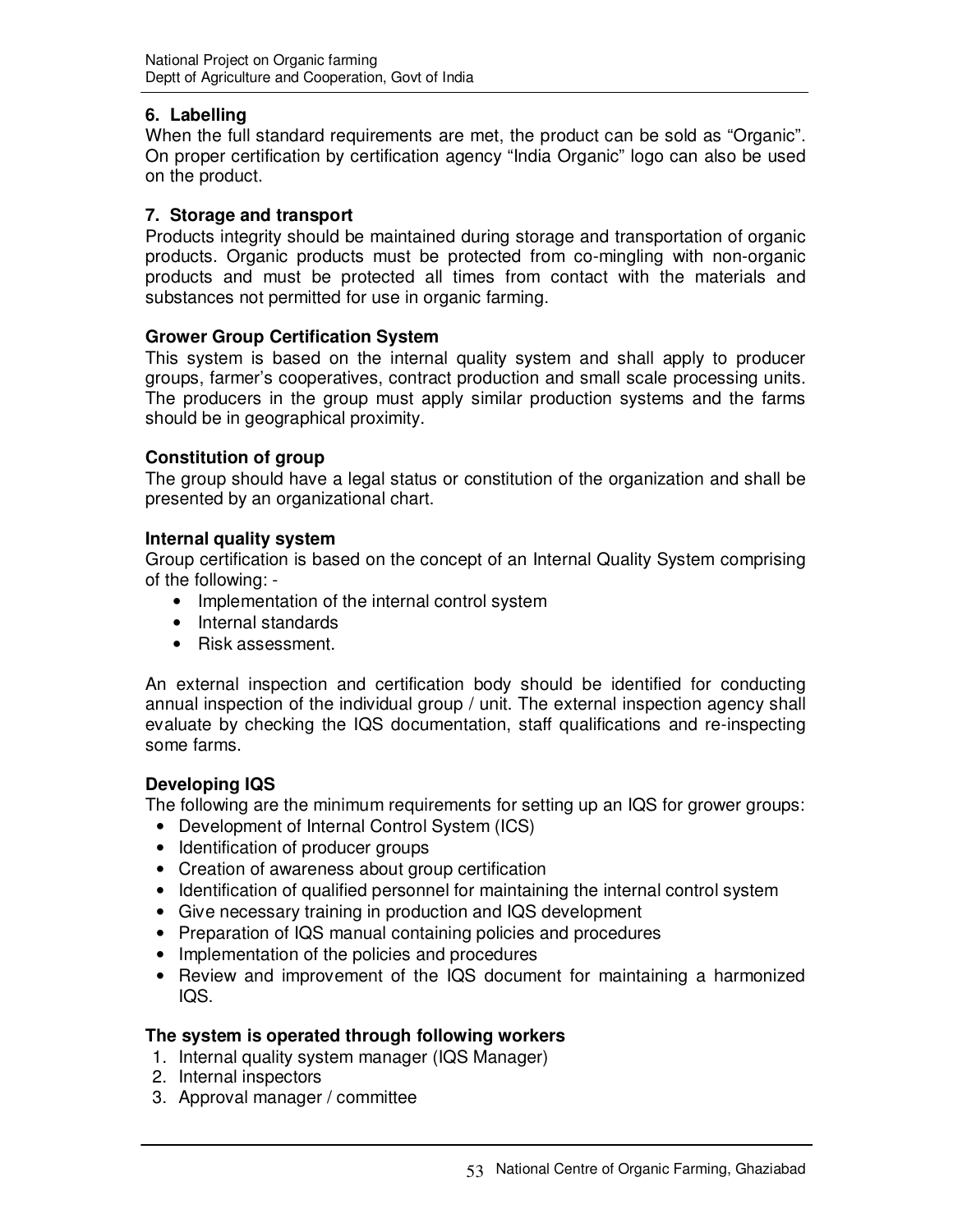### 6. Labelling

When the full standard requirements are met, the product can be sold as "Organic". On proper certification by certification agency "India Organic" logo can also be used on the product.

### 7. Storage and transport

Products integrity should be maintained during storage and transportation of organic products. Organic products must be protected from co-mingling with non-organic products and must be protected all times from contact with the materials and substances not permitted for use in organic farming.

### Grower Group Certification System

This system is based on the internal quality system and shall apply to producer groups, farmer's cooperatives, contract production and small scale processing units. The producers in the group must apply similar production systems and the farms should be in geographical proximity.

### Constitution of group

The group should have a legal status or constitution of the organization and shall be presented by an organizational chart.

### Internal quality system

Group certification is based on the concept of an Internal Quality System comprising of the following: -

- Implementation of the internal control system
- Internal standards
- Risk assessment.

An external inspection and certification body should be identified for conducting annual inspection of the individual group / unit. The external inspection agency shall evaluate by checking the IQS documentation, staff qualifications and re-inspecting some farms.

### Developing IQS

The following are the minimum requirements for setting up an IQS for grower groups:

- Development of Internal Control System (ICS)
- Identification of producer groups
- Creation of awareness about group certification
- Identification of qualified personnel for maintaining the internal control system
- Give necessary training in production and IQS development
- Preparation of IQS manual containing policies and procedures
- Implementation of the policies and procedures
- Review and improvement of the IQS document for maintaining a harmonized IQS.

### The system is operated through following workers

1. Internal quality system manager (IQS Manager)
2. Internal inspectors
3. Approval manager / committee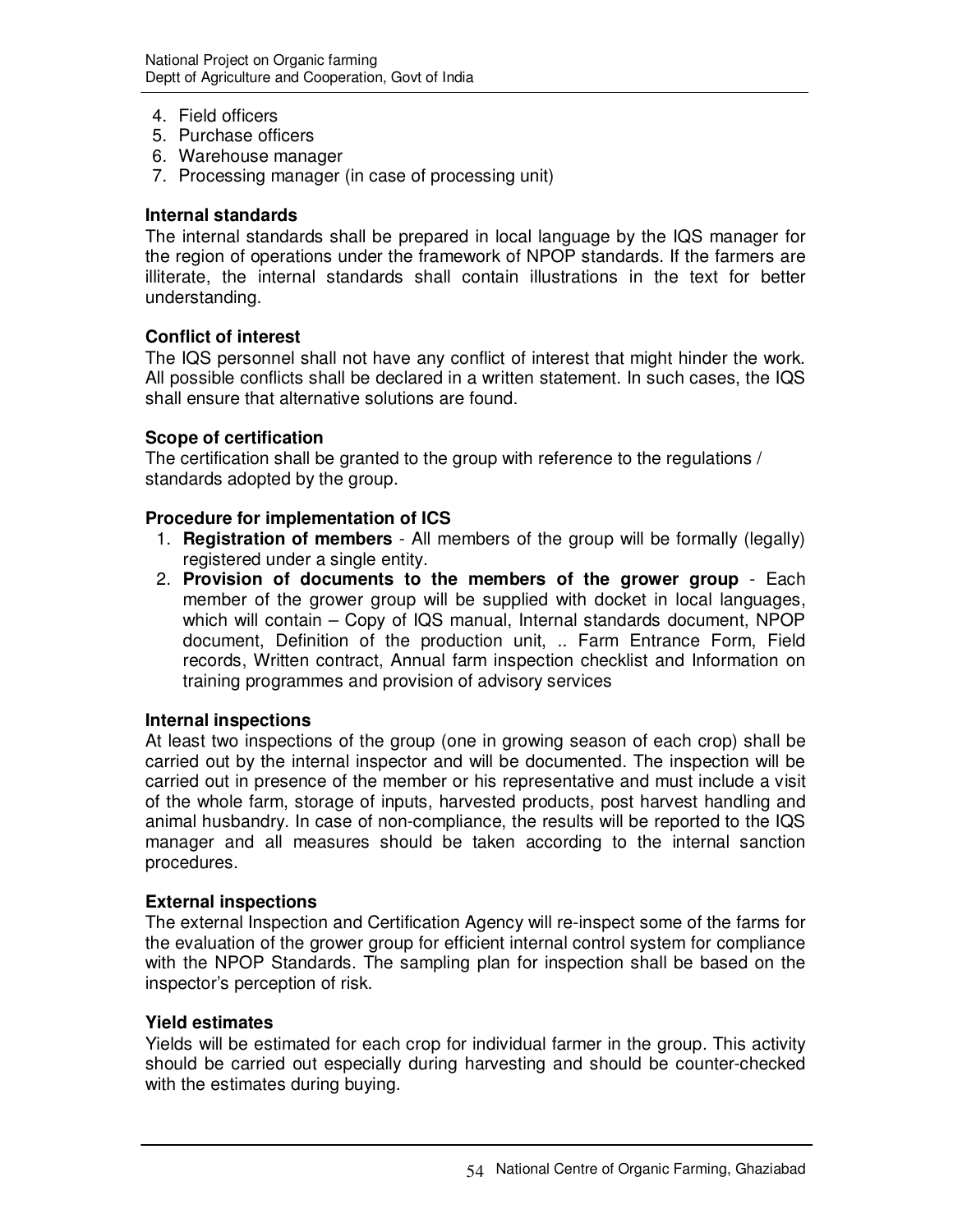4. Field officers
5. Purchase officers
6. Warehouse manager
7. Processing manager (in case of processing unit)

**Internal standards**

The internal standards shall be prepared in local language by the IQS manager for the region of operations under the framework of NPOP standards. If the farmers are illiterate, the internal standards shall contain illustrations in the text for better understanding.

**Conflict of interest**

The IQS personnel shall not have any conflict of interest that might hinder the work. All possible conflicts shall be declared in a written statement. In such cases, the IQS shall ensure that alternative solutions are found.

**Scope of certification**

The certification shall be granted to the group with reference to the regulations / standards adopted by the group.

**Procedure for implementation of ICS**

1. **Registration of members** - All members of the group will be formally (legally) registered under a single entity.
2. **Provision of documents to the members of the grower group** - Each member of the grower group will be supplied with docket in local languages, which will contain – Copy of IQS manual, Internal standards document, NPOP document, Definition of the production unit, .. Farm Entrance Form, Field records, Written contract, Annual farm inspection checklist and Information on training programmes and provision of advisory services

**Internal inspections**

At least two inspections of the group (one in growing season of each crop) shall be carried out by the internal inspector and will be documented. The inspection will be carried out in presence of the member or his representative and must include a visit of the whole farm, storage of inputs, harvested products, post harvest handling and animal husbandry. In case of non-compliance, the results will be reported to the IQS manager and all measures should be taken according to the internal sanction procedures.

**External inspections**

The external Inspection and Certification Agency will re-inspect some of the farms for the evaluation of the grower group for efficient internal control system for compliance with the NPOP Standards. The sampling plan for inspection shall be based on the inspector's perception of risk.

**Yield estimates**

Yields will be estimated for each crop for individual farmer in the group. This activity should be carried out especially during harvesting and should be counter-checked with the estimates during buying.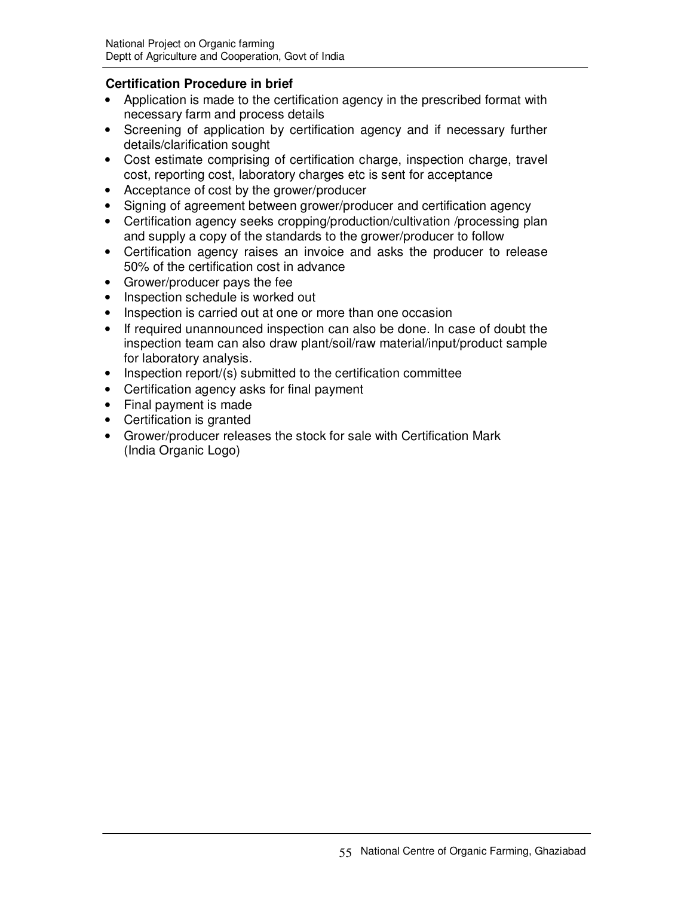**Certification Procedure in brief**

- Application is made to the certification agency in the prescribed format with necessary farm and process details
- Screening of application by certification agency and if necessary further details/clarification sought
- Cost estimate comprising of certification charge, inspection charge, travel cost, reporting cost, laboratory charges etc is sent for acceptance
- Acceptance of cost by the grower/producer
- Signing of agreement between grower/producer and certification agency
- Certification agency seeks cropping/production/cultivation /processing plan and supply a copy of the standards to the grower/producer to follow
- Certification agency raises an invoice and asks the producer to release 50% of the certification cost in advance
- Grower/producer pays the fee
- Inspection schedule is worked out
- Inspection is carried out at one or more than one occasion
- If required unannounced inspection can also be done. In case of doubt the inspection team can also draw plant/soil/raw material/input/product sample for laboratory analysis.
- Inspection report/(s) submitted to the certification committee
- Certification agency asks for final payment
- Final payment is made
- Certification is granted
- Grower/producer releases the stock for sale with Certification Mark (India Organic Logo)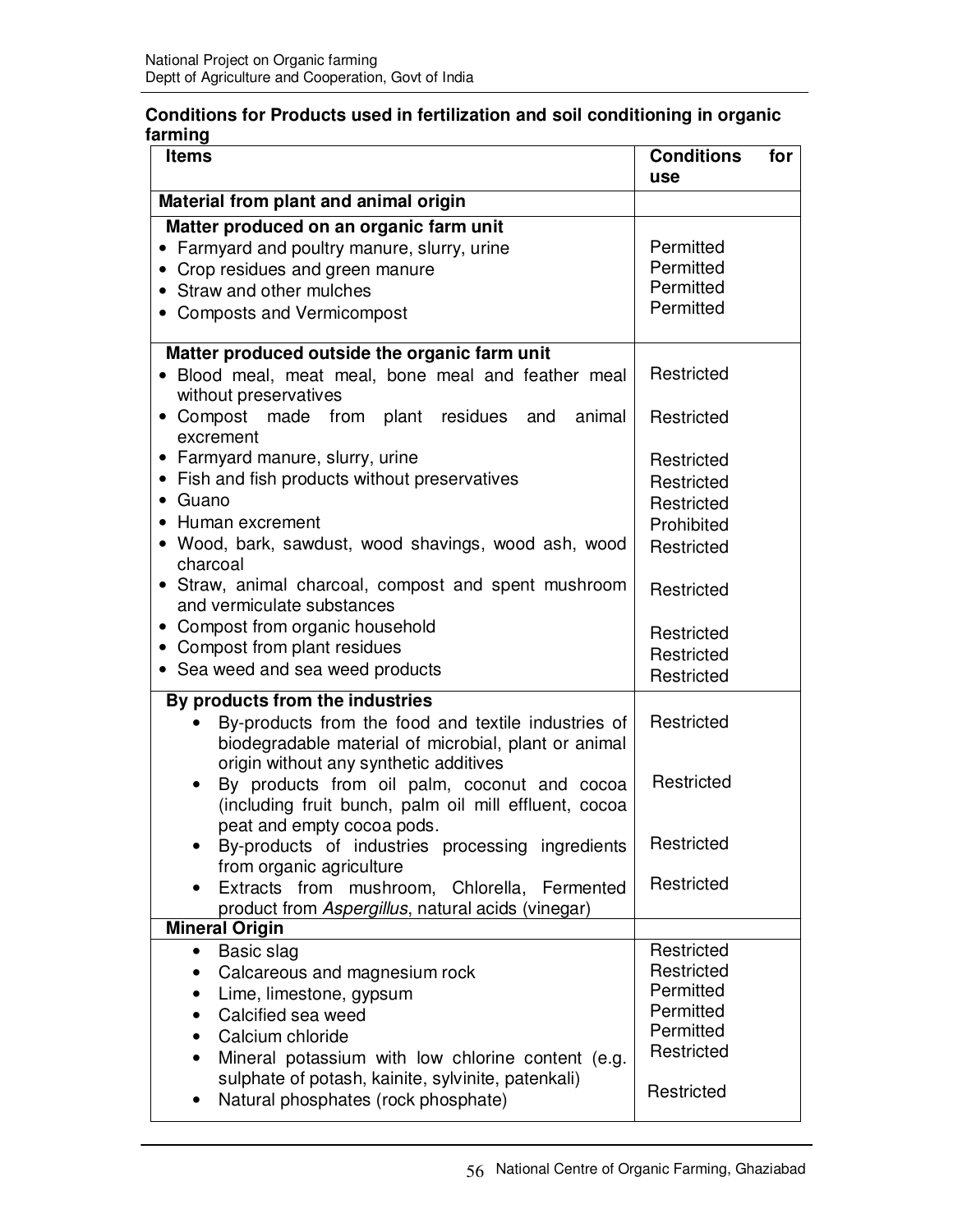### Conditions for Products used in fertilization and soil conditioning in organic farming

| Items | Conditions for use |
|---|---|
| **Material from plant and animal origin** | |
| **Matter produced on an organic farm unit** | |
| • Farmyard and poultry manure, slurry, urine | Permitted |
| • Crop residues and green manure | Permitted |
| • Straw and other mulches | Permitted |
| • Composts and Vermicompost | Permitted |
| **Matter produced outside the organic farm unit** | |
| • Blood meal, meat meal, bone meal and feather meal without preservatives | Restricted |
| • Compost made from plant residues and animal excrement | Restricted |
| • Farmyard manure, slurry, urine | Restricted |
| • Fish and fish products without preservatives | Restricted |
| • Guano | Restricted |
| • Human excrement | Prohibited |
| • Wood, bark, sawdust, wood shavings, wood ash, wood charcoal | Restricted |
| • Straw, animal charcoal, compost and spent mushroom and vermiculate substances | Restricted |
| • Compost from organic household | Restricted |
| • Compost from plant residues | Restricted |
| • Sea weed and sea weed products | Restricted |
| **By products from the industries** | |
| • By-products from the food and textile industries of biodegradable material of microbial, plant or animal origin without any synthetic additives | Restricted |
| • By products from oil palm, coconut and cocoa (including fruit bunch, palm oil mill effluent, cocoa peat and empty cocoa pods. | Restricted |
| • By-products of industries processing ingredients from organic agriculture | Restricted |
| • Extracts from mushroom, Chlorella, Fermented product from *Aspergillus*, natural acids (vinegar) | Restricted |
| **Mineral Origin** | |
| • Basic slag | Restricted |
| • Calcareous and magnesium rock | Restricted |
| • Lime, limestone, gypsum | Permitted |
| • Calcified sea weed | Permitted |
| • Calcium chloride | Permitted |
| • Mineral potassium with low chlorine content (e.g. sulphate of potash, kainite, sylvinite, patenkali) | Restricted |
| • Natural phosphates (rock phosphate) | Restricted |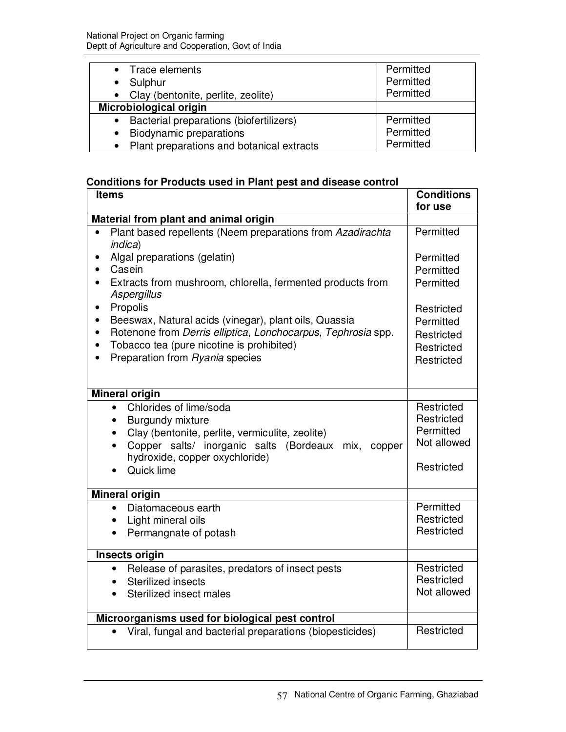| | |
|---|---|
| • Trace elements | Permitted |
| • Sulphur | Permitted |
| • Clay (bentonite, perlite, zeolite) | Permitted |
| **Microbiological origin** | |
| • Bacterial preparations (biofertilizers) | Permitted |
| • Biodynamic preparations | Permitted |
| • Plant preparations and botanical extracts | Permitted |

**Conditions for Products used in Plant pest and disease control**

| **Items** | **Conditions for use** |
|---|---|
| **Material from plant and animal origin** | |
| • Plant based repellents (Neem preparations from *Azadirachta indica*) | Permitted |
| • Algal preparations (gelatin) | Permitted |
| • Casein | Permitted |
| • Extracts from mushroom, chlorella, fermented products from *Aspergillus* | Permitted |
| • Propolis | Restricted |
| • Beeswax, Natural acids (vinegar), plant oils, Quassia | Permitted |
| • Rotenone from *Derris elliptica*, *Lonchocarpus*, *Tephrosia* spp. | Restricted |
| • Tobacco tea (pure nicotine is prohibited) | Restricted |
| • Preparation from *Ryania* species | Restricted |
| **Mineral origin** | |
| • Chlorides of lime/soda | Restricted |
| • Burgundy mixture | Restricted |
| • Clay (bentonite, perlite, vermiculite, zeolite) | Permitted |
| • Copper salts/ inorganic salts (Bordeaux mix, copper hydroxide, copper oxychloride) | Not allowed |
| • Quick lime | Restricted |
| **Mineral origin** | |
| • Diatomaceous earth | Permitted |
| • Light mineral oils | Restricted |
| • Permangnate of potash | Restricted |
| **Insects origin** | |
| • Release of parasites, predators of insect pests | Restricted |
| • Sterilized insects | Restricted |
| • Sterilized insect males | Not allowed |
| **Microorganisms used for biological pest control** | |
| • Viral, fungal and bacterial preparations (biopesticides) | Restricted |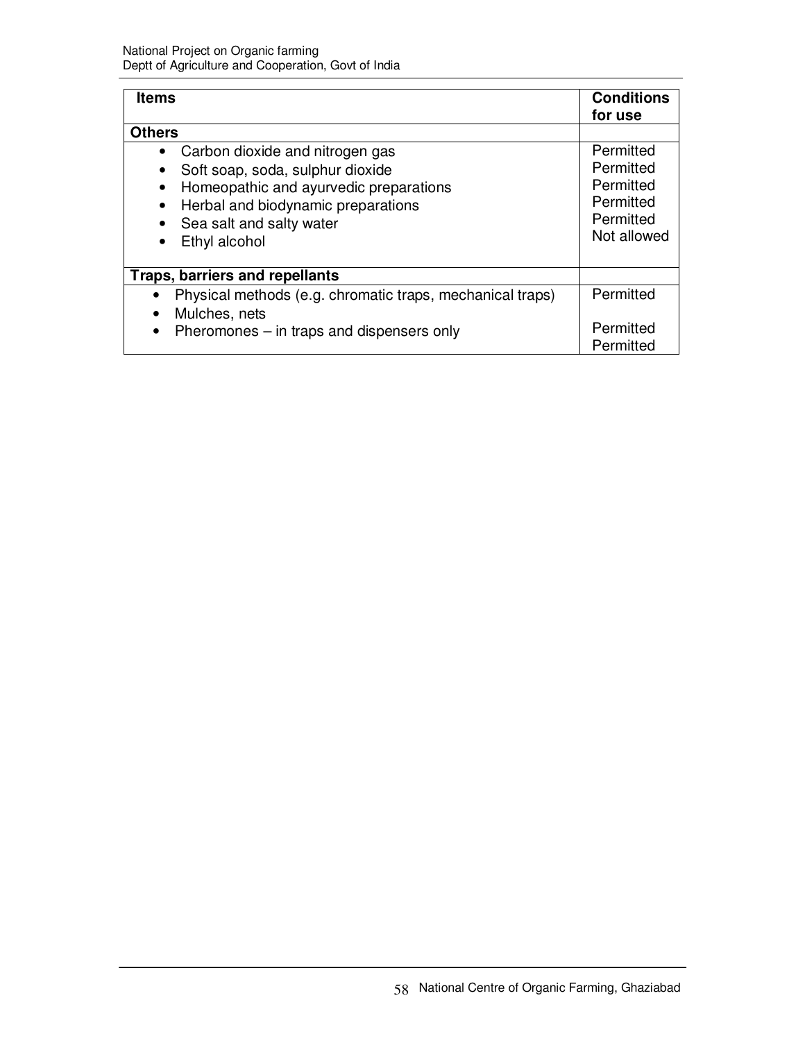| Items | Conditions for use |
|---|---|
| **Others** | |
| • Carbon dioxide and nitrogen gas | Permitted |
| • Soft soap, soda, sulphur dioxide | Permitted |
| • Homeopathic and ayurvedic preparations | Permitted |
| • Herbal and biodynamic preparations | Permitted |
| • Sea salt and salty water | Permitted |
| • Ethyl alcohol | Not allowed |
| **Traps, barriers and repellants** | |
| • Physical methods (e.g. chromatic traps, mechanical traps) | Permitted |
| • Mulches, nets | Permitted |
| • Pheromones – in traps and dispensers only | Permitted |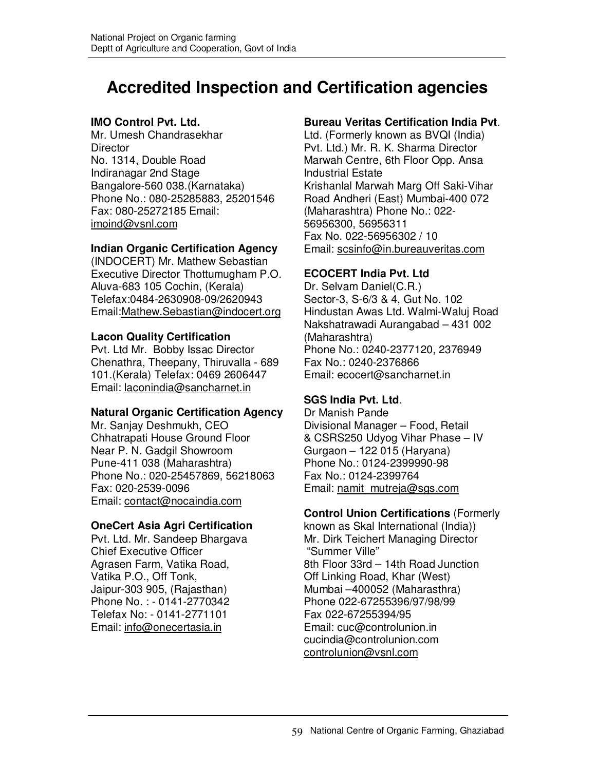# Accredited Inspection and Certification agencies

**IMO Control Pvt. Ltd.**
Mr. Umesh Chandrasekhar
Director
No. 1314, Double Road
Indiranagar 2nd Stage
Bangalore-560 038.(Karnataka)
Phone No.: 080-25285883, 25201546
Fax: 080-25272185 Email:
imoind@vsnl.com

**Indian Organic Certification Agency**
(INDOCERT) Mr. Mathew Sebastian
Executive Director Thottumugham P.O.
Aluva-683 105 Cochin, (Kerala)
Telefax:0484-2630908-09/2620943
Email:Mathew.Sebastian@indocert.org

**Lacon Quality Certification**
Pvt. Ltd Mr. Bobby Issac Director
Chenathra, Theepany, Thiruvalla - 689
101.(Kerala) Telefax: 0469 2606447
Email: laconindia@sancharnet.in

**Natural Organic Certification Agency**
Mr. Sanjay Deshmukh, CEO
Chhatrapati House Ground Floor
Near P. N. Gadgil Showroom
Pune-411 038 (Maharashtra)
Phone No.: 020-25457869, 56218063
Fax: 020-2539-0096
Email: contact@nocaindia.com

**OneCert Asia Agri Certification**
Pvt. Ltd. Mr. Sandeep Bhargava
Chief Executive Officer
Agrasen Farm, Vatika Road,
Vatika P.O., Off Tonk,
Jaipur-303 905, (Rajasthan)
Phone No. : - 0141-2770342
Telefax No: - 0141-2771101
Email: info@onecertasia.in

**Bureau Veritas Certification India Pvt**.
Ltd. (Formerly known as BVQI (India)
Pvt. Ltd.) Mr. R. K. Sharma Director
Marwah Centre, 6th Floor Opp. Ansa
Industrial Estate
Krishanlal Marwah Marg Off Saki-Vihar
Road Andheri (East) Mumbai-400 072
(Maharashtra) Phone No.: 022-
56956300, 56956311
Fax No. 022-56956302 / 10
Email: scsinfo@in.bureauveritas.com

**ECOCERT India Pvt. Ltd**
Dr. Selvam Daniel(C.R.)
Sector-3, S-6/3 & 4, Gut No. 102
Hindustan Awas Ltd. Walmi-Waluj Road
Nakshatrawadi Aurangabad – 431 002
(Maharashtra)
Phone No.: 0240-2377120, 2376949
Fax No.: 0240-2376866
Email: ecocert@sancharnet.in

**SGS India Pvt. Ltd**.
Dr Manish Pande
Divisional Manager – Food, Retail
& CSRS250 Udyog Vihar Phase – IV
Gurgaon – 122 015 (Haryana)
Phone No.: 0124-2399990-98
Fax No.: 0124-2399764
Email: namit_mutreja@sgs.com

**Control Union Certifications** (Formerly
known as Skal International (India))
Mr. Dirk Teichert Managing Director
"Summer Ville"
8th Floor 33rd – 14th Road Junction
Off Linking Road, Khar (West)
Mumbai –400052 (Maharasthra)
Phone 022-67255396/97/98/99
Fax 022-67255394/95
Email: cuc@controlunion.in
cucindia@controlunion.com
controlunion@vsnl.com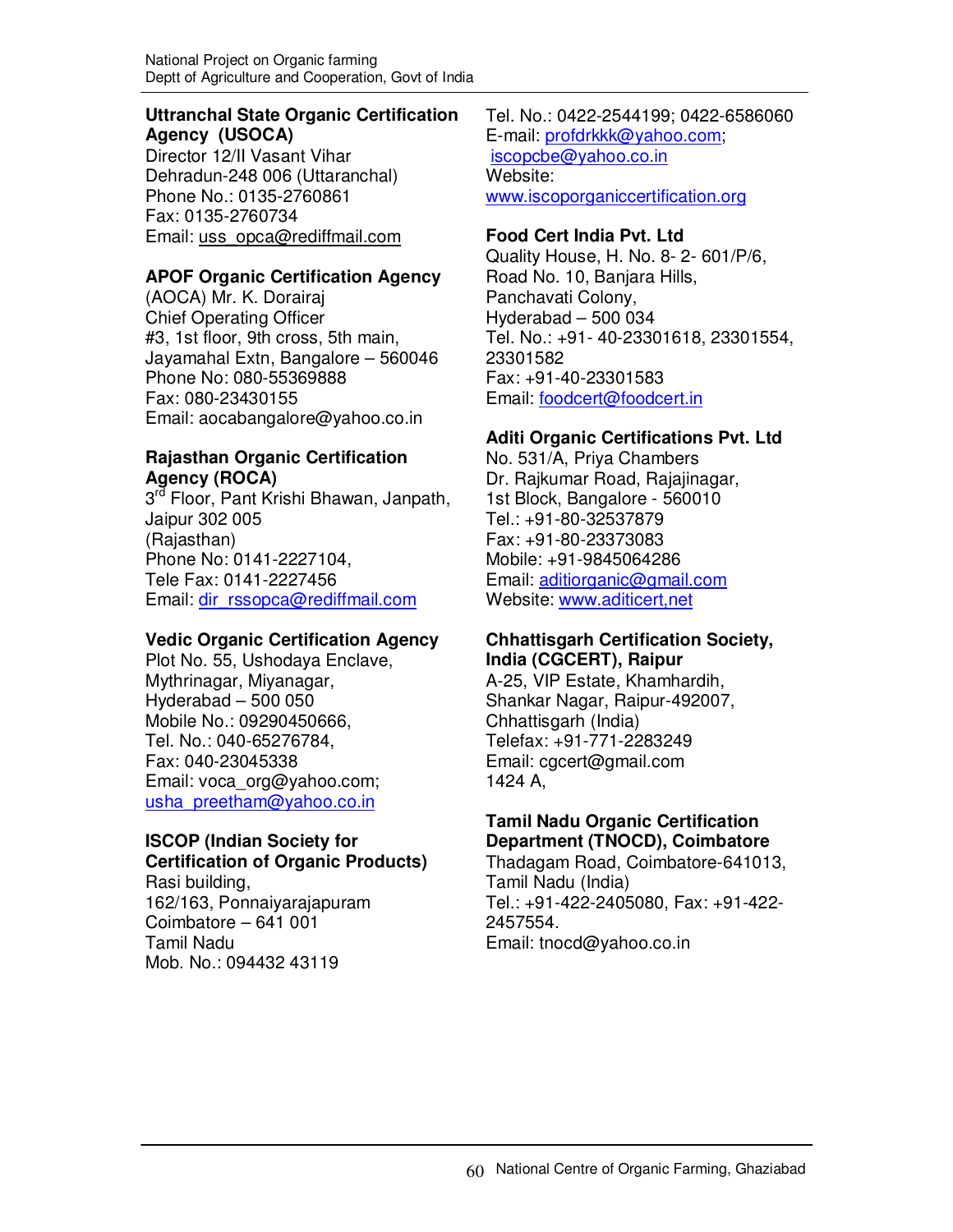**Uttranchal State Organic Certification Agency (USOCA)**
Director 12/II Vasant Vihar
Dehradun-248 006 (Uttaranchal)
Phone No.: 0135-2760861
Fax: 0135-2760734
Email: uss_opca@rediffmail.com

**APOF Organic Certification Agency**
(AOCA) Mr. K. Dorairaj
Chief Operating Officer
#3, 1st floor, 9th cross, 5th main,
Jayamahal Extn, Bangalore – 560046
Phone No: 080-55369888
Fax: 080-23430155
Email: aocabangalore@yahoo.co.in

**Rajasthan Organic Certification Agency (ROCA)**
3rd Floor, Pant Krishi Bhawan, Janpath,
Jaipur 302 005
(Rajasthan)
Phone No: 0141-2227104,
Tele Fax: 0141-2227456
Email: dir_rssopca@rediffmail.com

**Vedic Organic Certification Agency**
Plot No. 55, Ushodaya Enclave,
Mythrinagar, Miyanagar,
Hyderabad – 500 050
Mobile No.: 09290450666,
Tel. No.: 040-65276784,
Fax: 040-23045338
Email: voca_org@yahoo.com;
usha_preetham@yahoo.co.in

**ISCOP (Indian Society for Certification of Organic Products)**
Rasi building,
162/163, Ponnaiyarajapuram
Coimbatore – 641 001
Tamil Nadu
Mob. No.: 094432 43119
Tel. No.: 0422-2544199; 0422-6586060
E-mail: profdrkkk@yahoo.com;
iscopcbe@yahoo.co.in
Website:
www.iscoporganiccertification.org

**Food Cert India Pvt. Ltd**
Quality House, H. No. 8- 2- 601/P/6,
Road No. 10, Banjara Hills,
Panchavati Colony,
Hyderabad – 500 034
Tel. No.: +91- 40-23301618, 23301554, 23301582
Fax: +91-40-23301583
Email: foodcert@foodcert.in

**Aditi Organic Certifications Pvt. Ltd**
No. 531/A, Priya Chambers
Dr. Rajkumar Road, Rajajinagar,
1st Block, Bangalore - 560010
Tel.: +91-80-32537879
Fax: +91-80-23373083
Mobile: +91-9845064286
Email: aditiorganic@gmail.com
Website: www.aditicert,net

**Chhattisgarh Certification Society, India (CGCERT), Raipur**
A-25, VIP Estate, Khamhardih,
Shankar Nagar, Raipur-492007,
Chhattisgarh (India)
Telefax: +91-771-2283249
Email: cgcert@gmail.com
1424 A,

**Tamil Nadu Organic Certification Department (TNOCD), Coimbatore**
Thadagam Road, Coimbatore-641013,
Tamil Nadu (India)
Tel.: +91-422-2405080, Fax: +91-422-2457554.
Email: tnocd@yahoo.co.in